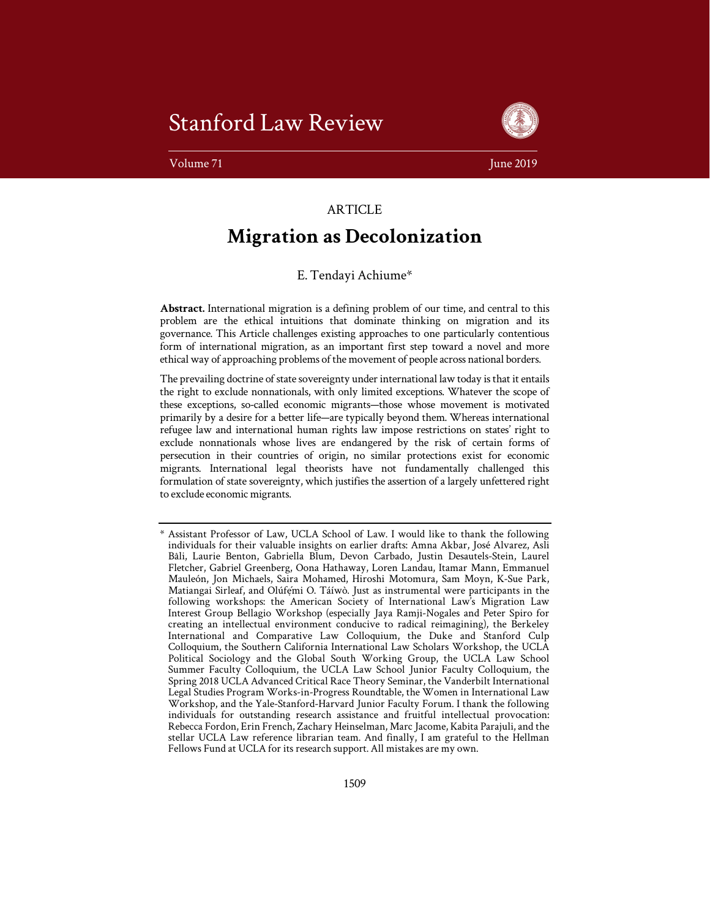Stanford Law Review

Volume 71 June 2019

ARTICLE

# Migration as Decolonization

E. Tendayi Achiume*

**Abstract.** International migration is a defining problem of our time, and central to this problem are the ethical intuitions that dominate thinking on migration and its governance. This Article challenges existing approaches to one particularly contentious form of international migration, as an important first step toward a novel and more ethical way of approaching problems of the movement of people across national borders.

The prevailing doctrine of state sovereignty under international law today is that it entails the right to exclude nonnationals, with only limited exceptions. Whatever the scope of these exceptions, so-called economic migrants—those whose movement is motivated primarily by a desire for a better life—are typically beyond them. Whereas international refugee law and international human rights law impose restrictions on states' right to exclude nonnationals whose lives are endangered by the risk of certain forms of persecution in their countries of origin, no similar protections exist for economic migrants. International legal theorists have not fundamentally challenged this formulation of state sovereignty, which justifies the assertion of a largely unfettered right to exclude economic migrants.

---

\* Assistant Professor of Law, UCLA School of Law. I would like to thank the following individuals for their valuable insights on earlier drafts: Amna Akbar, José Alvarez, Asli Bâli, Laurie Benton, Gabriella Blum, Devon Carbado, Justin Desautels-Stein, Laurel Fletcher, Gabriel Greenberg, Oona Hathaway, Loren Landau, Itamar Mann, Emmanuel Mauleón, Jon Michaels, Saira Mohamed, Hiroshi Motomura, Sam Moyn, K-Sue Park, Matiangai Sirleaf, and Olúfẹ́mi O. Táíwò. Just as instrumental were participants in the following workshops: the American Society of International Law's Migration Law Interest Group Bellagio Workshop (especially Jaya Ramji-Nogales and Peter Spiro for creating an intellectual environment conducive to radical reimagining), the Berkeley International and Comparative Law Colloquium, the Duke and Stanford Culp Colloquium, the Southern California International Law Scholars Workshop, the UCLA Political Sociology and the Global South Working Group, the UCLA Law School Summer Faculty Colloquium, the UCLA Law School Junior Faculty Colloquium, the Spring 2018 UCLA Advanced Critical Race Theory Seminar, the Vanderbilt International Legal Studies Program Works-in-Progress Roundtable, the Women in International Law Workshop, and the Yale-Stanford-Harvard Junior Faculty Forum. I thank the following individuals for outstanding research assistance and fruitful intellectual provocation: Rebecca Fordon, Erin French, Zachary Heinselman, Marc Jacome, Kabita Parajuli, and the stellar UCLA Law reference librarian team. And finally, I am grateful to the Hellman Fellows Fund at UCLA for its research support. All mistakes are my own.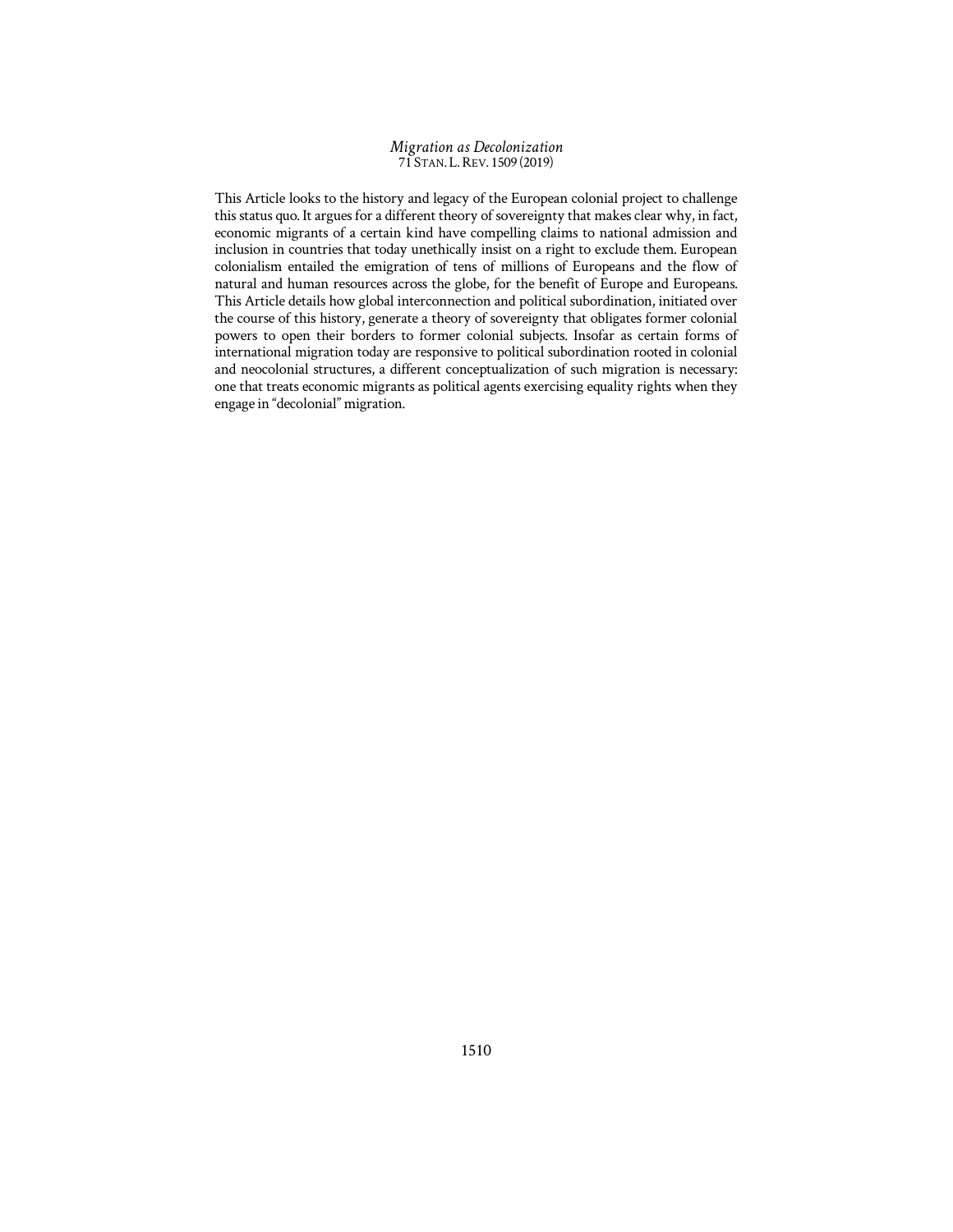This Article looks to the history and legacy of the European colonial project to challenge this status quo. It argues for a different theory of sovereignty that makes clear why, in fact, economic migrants of a certain kind have compelling claims to national admission and inclusion in countries that today unethically insist on a right to exclude them. European colonialism entailed the emigration of tens of millions of Europeans and the flow of natural and human resources across the globe, for the benefit of Europe and Europeans. This Article details how global interconnection and political subordination, initiated over the course of this history, generate a theory of sovereignty that obligates former colonial powers to open their borders to former colonial subjects. Insofar as certain forms of international migration today are responsive to political subordination rooted in colonial and neocolonial structures, a different conceptualization of such migration is necessary: one that treats economic migrants as political agents exercising equality rights when they engage in "decolonial" migration.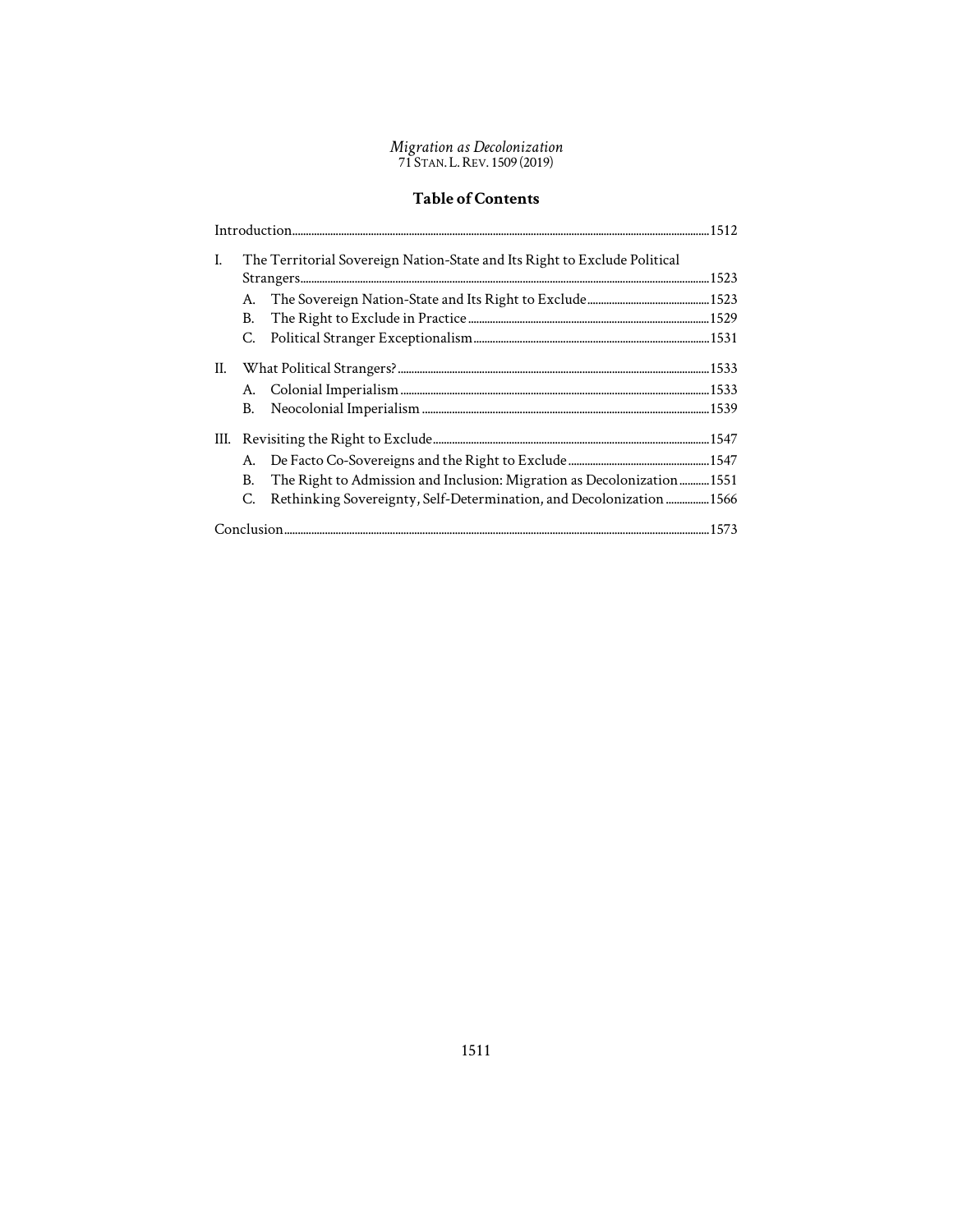*Migration as Decolonization*
71 STAN. L. REV. 1509 (2019)

## Table of Contents

Introduction ........ 1512

I. The Territorial Sovereign Nation-State and Its Right to Exclude Political Strangers ........ 1523
   A. The Sovereign Nation-State and Its Right to Exclude ........ 1523
   B. The Right to Exclude in Practice ........ 1529
   C. Political Stranger Exceptionalism ........ 1531

II. What Political Strangers? ........ 1533
   A. Colonial Imperialism ........ 1533
   B. Neocolonial Imperialism ........ 1539

III. Revisiting the Right to Exclude ........ 1547
   A. De Facto Co-Sovereigns and the Right to Exclude ........ 1547
   B. The Right to Admission and Inclusion: Migration as Decolonization ........ 1551
   C. Rethinking Sovereignty, Self-Determination, and Decolonization ........ 1566

Conclusion ........ 1573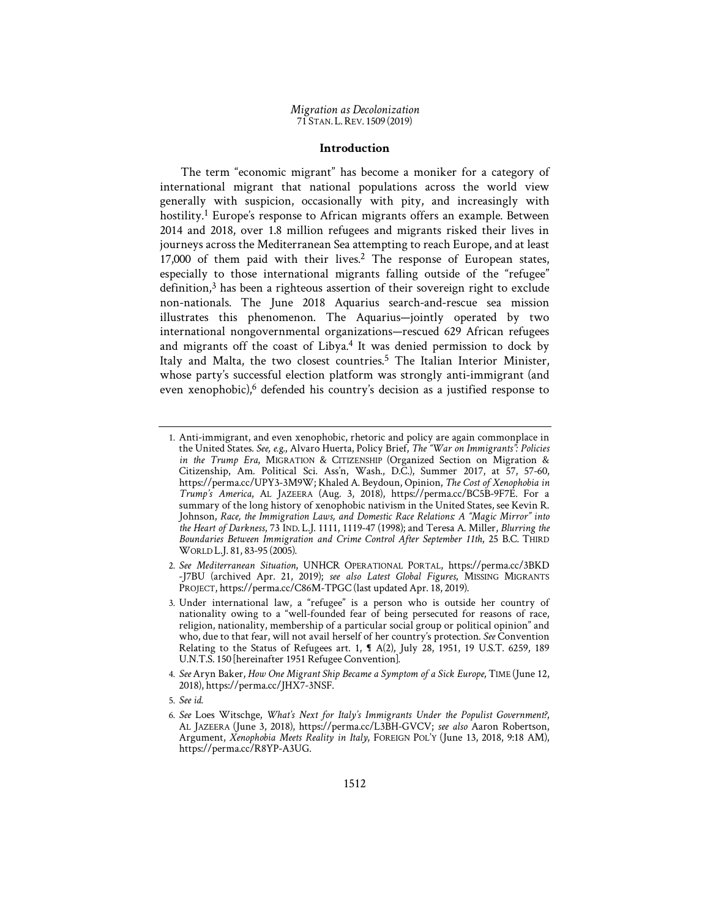## Introduction

The term "economic migrant" has become a moniker for a category of international migrant that national populations across the world view generally with suspicion, occasionally with pity, and increasingly with hostility.[1] Europe's response to African migrants offers an example. Between 2014 and 2018, over 1.8 million refugees and migrants risked their lives in journeys across the Mediterranean Sea attempting to reach Europe, and at least 17,000 of them paid with their lives.[2] The response of European states, especially to those international migrants falling outside of the "refugee" definition,[3] has been a righteous assertion of their sovereign right to exclude non-nationals. The June 2018 Aquarius search-and-rescue sea mission illustrates this phenomenon. The Aquarius—jointly operated by two international nongovernmental organizations—rescued 629 African refugees and migrants off the coast of Libya.[4] It was denied permission to dock by Italy and Malta, the two closest countries.[5] The Italian Interior Minister, whose party's successful election platform was strongly anti-immigrant (and even xenophobic),[6] defended his country's decision as a justified response to

---

1. Anti-immigrant, and even xenophobic, rhetoric and policy are again commonplace in the United States. *See, e.g.*, Alvaro Huerta, Policy Brief, *The "War on Immigrants": Policies in the Trump Era*, MIGRATION & CITIZENSHIP (Organized Section on Migration & Citizenship, Am. Political Sci. Ass'n, Wash., D.C.), Summer 2017, at 57, 57-60, https://perma.cc/UPY3-3M9W; Khaled A. Beydoun, Opinion, *The Cost of Xenophobia in Trump's America*, AL JAZEERA (Aug. 3, 2018), https://perma.cc/BC5B-9F7E. For a summary of the long history of xenophobic nativism in the United States, see Kevin R. Johnson, *Race, the Immigration Laws, and Domestic Race Relations: A "Magic Mirror" into the Heart of Darkness*, 73 IND. L.J. 1111, 1119-47 (1998); and Teresa A. Miller, *Blurring the Boundaries Between Immigration and Crime Control After September 11th*, 25 B.C. THIRD WORLD L.J. 81, 83-95 (2005).

2. *See Mediterranean Situation*, UNHCR OPERATIONAL PORTAL, https://perma.cc/3BKD-J7BU (archived Apr. 21, 2019); *see also Latest Global Figures*, MISSING MIGRANTS PROJECT, https://perma.cc/C86M-TPGC (last updated Apr. 18, 2019).

3. Under international law, a "refugee" is a person who is outside her country of nationality owing to a "well-founded fear of being persecuted for reasons of race, religion, nationality, membership of a particular social group or political opinion" and who, due to that fear, will not avail herself of her country's protection. *See* Convention Relating to the Status of Refugees art. 1, ¶ A(2), July 28, 1951, 19 U.S.T. 6259, 189 U.N.T.S. 150 [hereinafter 1951 Refugee Convention].

4. *See* Aryn Baker, *How One Migrant Ship Became a Symptom of a Sick Europe*, TIME (June 12, 2018), https://perma.cc/JHX7-3NSF.

5. *See id.*

6. *See* Loes Witschge, *What's Next for Italy's Immigrants Under the Populist Government?*, AL JAZEERA (June 3, 2018), https://perma.cc/L3BH-GVCV; *see also* Aaron Robertson, Argument, *Xenophobia Meets Reality in Italy*, FOREIGN POL'Y (June 13, 2018, 9:18 AM), https://perma.cc/R8YP-A3UG.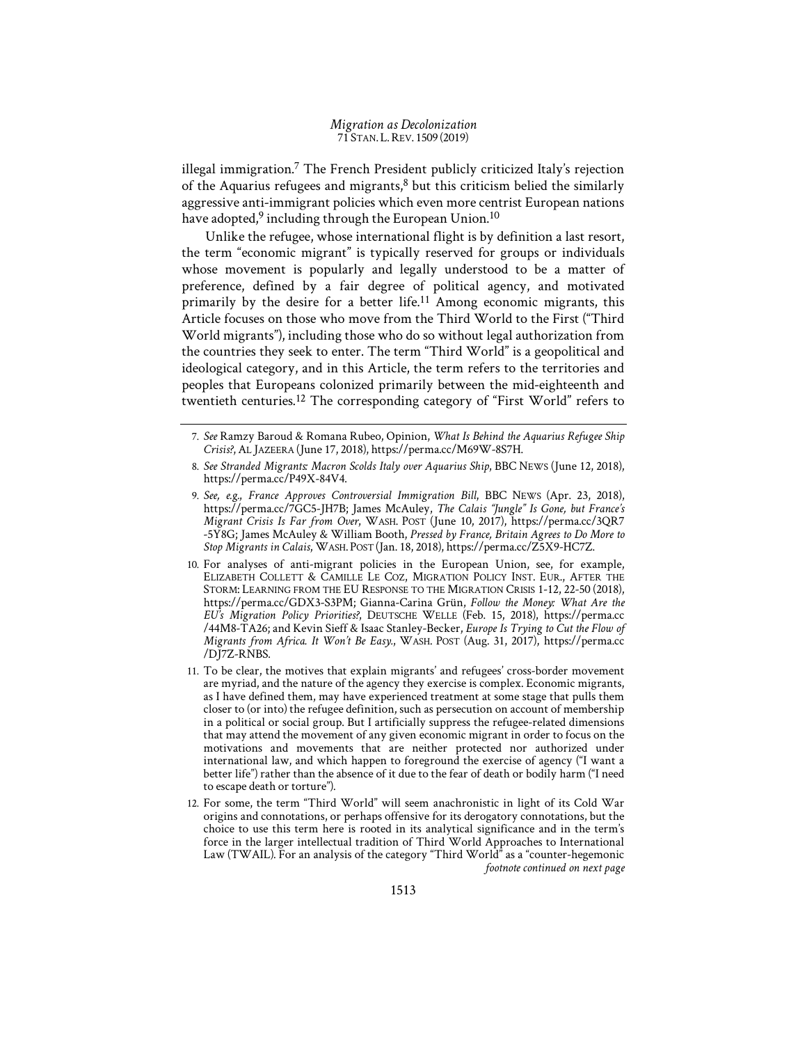illegal immigration.[7] The French President publicly criticized Italy's rejection of the Aquarius refugees and migrants,[8] but this criticism belied the similarly aggressive anti-immigrant policies which even more centrist European nations have adopted,[9] including through the European Union.[10]

Unlike the refugee, whose international flight is by definition a last resort, the term "economic migrant" is typically reserved for groups or individuals whose movement is popularly and legally understood to be a matter of preference, defined by a fair degree of political agency, and motivated primarily by the desire for a better life.[11] Among economic migrants, this Article focuses on those who move from the Third World to the First ("Third World migrants"), including those who do so without legal authorization from the countries they seek to enter. The term "Third World" is a geopolitical and ideological category, and in this Article, the term refers to the territories and peoples that Europeans colonized primarily between the mid-eighteenth and twentieth centuries.[12] The corresponding category of "First World" refers to

---

7. *See* Ramzy Baroud & Romana Rubeo, Opinion, *What Is Behind the Aquarius Refugee Ship Crisis?*, AL JAZEERA (June 17, 2018), https://perma.cc/M69W-8S7H.

8. *See Stranded Migrants: Macron Scolds Italy over Aquarius Ship*, BBC NEWS (June 12, 2018), https://perma.cc/P49X-84V4.

9. *See, e.g.*, *France Approves Controversial Immigration Bill*, BBC NEWS (Apr. 23, 2018), https://perma.cc/7GC5-JH7B; James McAuley, *The Calais "Jungle" Is Gone, but France's Migrant Crisis Is Far from Over*, WASH. POST (June 10, 2017), https://perma.cc/3QR7-5Y8G; James McAuley & William Booth, *Pressed by France, Britain Agrees to Do More to Stop Migrants in Calais*, WASH. POST (Jan. 18, 2018), https://perma.cc/Z5X9-HC7Z.

10. For analyses of anti-migrant policies in the European Union, see, for example, ELIZABETH COLLETT & CAMILLE LE COZ, MIGRATION POLICY INST. EUR., AFTER THE STORM: LEARNING FROM THE EU RESPONSE TO THE MIGRATION CRISIS 1-12, 22-50 (2018), https://perma.cc/GDX3-S3PM; Gianna-Carina Grün, *Follow the Money: What Are the EU's Migration Policy Priorities?*, DEUTSCHE WELLE (Feb. 15, 2018), https://perma.cc/44M8-TA26; and Kevin Sieff & Isaac Stanley-Becker, *Europe Is Trying to Cut the Flow of Migrants from Africa. It Won't Be Easy.*, WASH. POST (Aug. 31, 2017), https://perma.cc/DJ7Z-RNBS.

11. To be clear, the motives that explain migrants' and refugees' cross-border movement are myriad, and the nature of the agency they exercise is complex. Economic migrants, as I have defined them, may have experienced treatment at some stage that pulls them closer to (or into) the refugee definition, such as persecution on account of membership in a political or social group. But I artificially suppress the refugee-related dimensions that may attend the movement of any given economic migrant in order to focus on the motivations and movements that are neither protected nor authorized under international law, and which happen to foreground the exercise of agency ("I want a better life") rather than the absence of it due to the fear of death or bodily harm ("I need to escape death or torture").

12. For some, the term "Third World" will seem anachronistic in light of its Cold War origins and connotations, or perhaps offensive for its derogatory connotations, but the choice to use this term here is rooted in its analytical significance and in the term's force in the larger intellectual tradition of Third World Approaches to International Law (TWAIL). For an analysis of the category "Third World" as a "counter-hegemonic

*footnote continued on next page*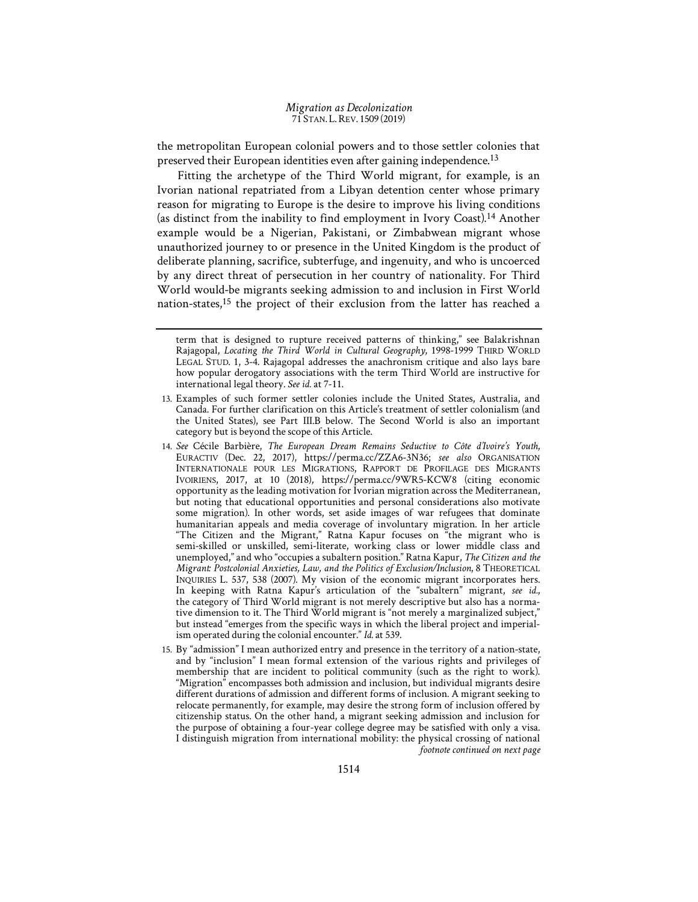the metropolitan European colonial powers and to those settler colonies that preserved their European identities even after gaining independence.[13]

Fitting the archetype of the Third World migrant, for example, is an Ivorian national repatriated from a Libyan detention center whose primary reason for migrating to Europe is the desire to improve his living conditions (as distinct from the inability to find employment in Ivory Coast).[14] Another example would be a Nigerian, Pakistani, or Zimbabwean migrant whose unauthorized journey to or presence in the United Kingdom is the product of deliberate planning, sacrifice, subterfuge, and ingenuity, and who is uncoerced by any direct threat of persecution in her country of nationality. For Third World would-be migrants seeking admission to and inclusion in First World nation-states,[15] the project of their exclusion from the latter has reached a

---

term that is designed to rupture received patterns of thinking," see Balakrishnan Rajagopal, *Locating the Third World in Cultural Geography*, 1998-1999 THIRD WORLD LEGAL STUD. 1, 3-4. Rajagopal addresses the anachronism critique and also lays bare how popular derogatory associations with the term Third World are instructive for international legal theory. *See id.* at 7-11.

13. Examples of such former settler colonies include the United States, Australia, and Canada. For further clarification on this Article's treatment of settler colonialism (and the United States), see Part III.B below. The Second World is also an important category but is beyond the scope of this Article.

14. *See* Cécile Barbière, *The European Dream Remains Seductive to Côte d'Ivoire's Youth*, EURACTIV (Dec. 22, 2017), https://perma.cc/ZZA6-3N36; *see also* ORGANISATION INTERNATIONALE POUR LES MIGRATIONS, RAPPORT DE PROFILAGE DES MIGRANTS IVOIRIENS, 2017, at 10 (2018), https://perma.cc/9WR5-KCW8 (citing economic opportunity as the leading motivation for Ivorian migration across the Mediterranean, but noting that educational opportunities and personal considerations also motivate some migration). In other words, set aside images of war refugees that dominate humanitarian appeals and media coverage of involuntary migration. In her article "The Citizen and the Migrant," Ratna Kapur focuses on "the migrant who is semi-skilled or unskilled, semi-literate, working class or lower middle class and unemployed," and who "occupies a subaltern position." Ratna Kapur, *The Citizen and the Migrant: Postcolonial Anxieties, Law, and the Politics of Exclusion/Inclusion*, 8 THEORETICAL INQUIRIES L. 537, 538 (2007). My vision of the economic migrant incorporates hers. In keeping with Ratna Kapur's articulation of the "subaltern" migrant, *see id.*, the category of Third World migrant is not merely descriptive but also has a normative dimension to it. The Third World migrant is "not merely a marginalized subject," but instead "emerges from the specific ways in which the liberal project and imperialism operated during the colonial encounter." *Id.* at 539.

15. By "admission" I mean authorized entry and presence in the territory of a nation-state, and by "inclusion" I mean formal extension of the various rights and privileges of membership that are incident to political community (such as the right to work). "Migration" encompasses both admission and inclusion, but individual migrants desire different durations of admission and different forms of inclusion. A migrant seeking to relocate permanently, for example, may desire the strong form of inclusion offered by citizenship status. On the other hand, a migrant seeking admission and inclusion for the purpose of obtaining a four-year college degree may be satisfied with only a visa. I distinguish migration from international mobility: the physical crossing of national

*footnote continued on next page*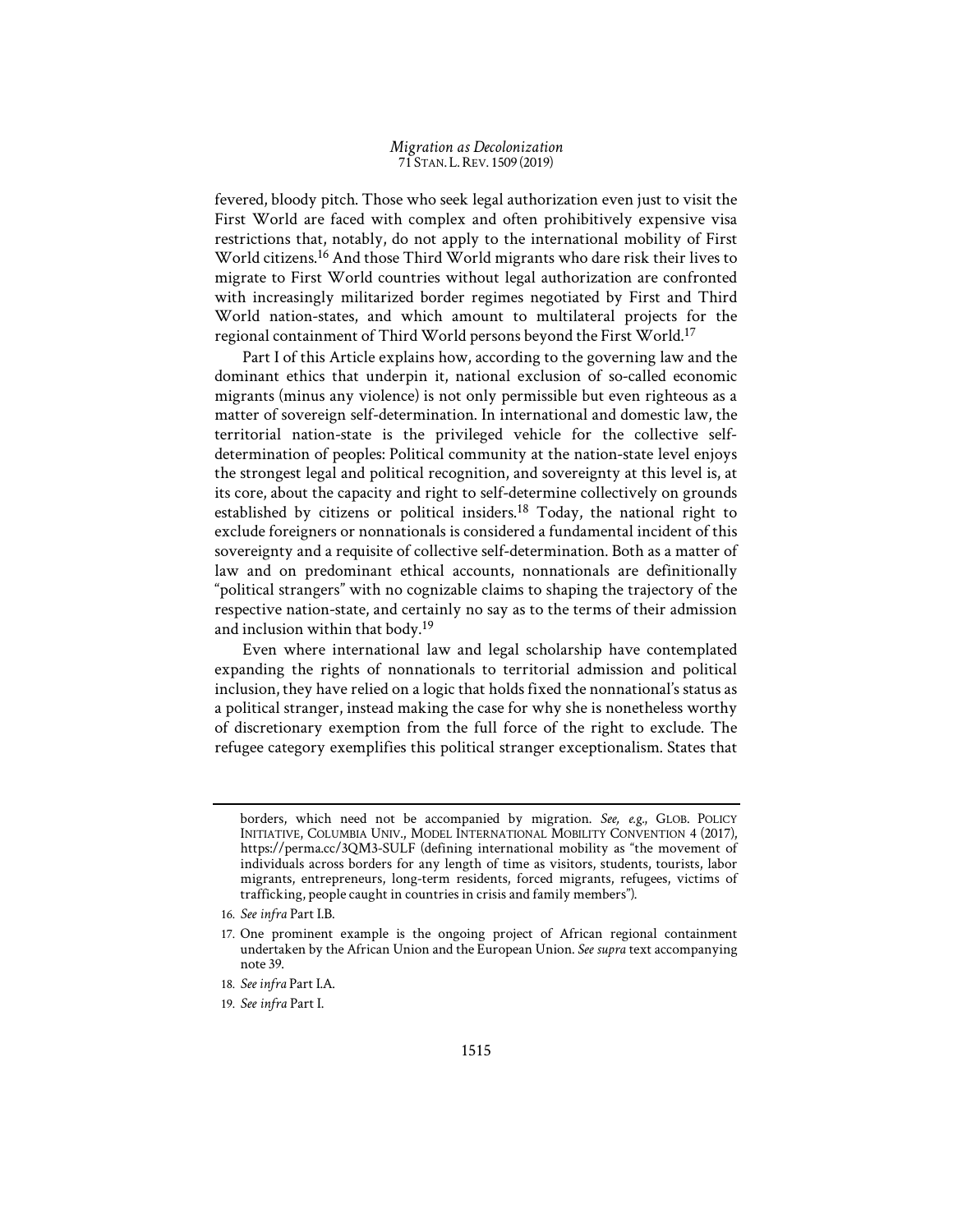fevered, bloody pitch. Those who seek legal authorization even just to visit the First World are faced with complex and often prohibitively expensive visa restrictions that, notably, do not apply to the international mobility of First World citizens.[16] And those Third World migrants who dare risk their lives to migrate to First World countries without legal authorization are confronted with increasingly militarized border regimes negotiated by First and Third World nation-states, and which amount to multilateral projects for the regional containment of Third World persons beyond the First World.[17]

Part I of this Article explains how, according to the governing law and the dominant ethics that underpin it, national exclusion of so-called economic migrants (minus any violence) is not only permissible but even righteous as a matter of sovereign self-determination. In international and domestic law, the territorial nation-state is the privileged vehicle for the collective self-determination of peoples: Political community at the nation-state level enjoys the strongest legal and political recognition, and sovereignty at this level is, at its core, about the capacity and right to self-determine collectively on grounds established by citizens or political insiders.[18] Today, the national right to exclude foreigners or nonnationals is considered a fundamental incident of this sovereignty and a requisite of collective self-determination. Both as a matter of law and on predominant ethical accounts, nonnationals are definitionally "political strangers" with no cognizable claims to shaping the trajectory of the respective nation-state, and certainly no say as to the terms of their admission and inclusion within that body.[19]

Even where international law and legal scholarship have contemplated expanding the rights of nonnationals to territorial admission and political inclusion, they have relied on a logic that holds fixed the nonnational's status as a political stranger, instead making the case for why she is nonetheless worthy of discretionary exemption from the full force of the right to exclude. The refugee category exemplifies this political stranger exceptionalism. States that

---

borders, which need not be accompanied by migration. *See, e.g.*, GLOB. POLICY INITIATIVE, COLUMBIA UNIV., MODEL INTERNATIONAL MOBILITY CONVENTION 4 (2017), https://perma.cc/3QM3-SULF (defining international mobility as "the movement of individuals across borders for any length of time as visitors, students, tourists, labor migrants, entrepreneurs, long-term residents, forced migrants, refugees, victims of trafficking, people caught in countries in crisis and family members").

16. *See infra* Part I.B.

17. One prominent example is the ongoing project of African regional containment undertaken by the African Union and the European Union. *See supra* text accompanying note 39.

18. *See infra* Part I.A.

19. *See infra* Part I.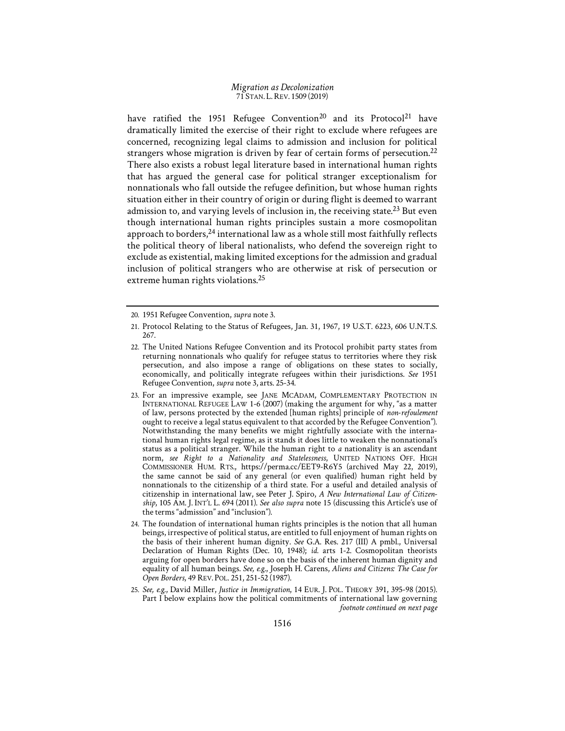have ratified the 1951 Refugee Convention[20] and its Protocol[21] have dramatically limited the exercise of their right to exclude where refugees are concerned, recognizing legal claims to admission and inclusion for political strangers whose migration is driven by fear of certain forms of persecution.[22] There also exists a robust legal literature based in international human rights that has argued the general case for political stranger exceptionalism for nonnationals who fall outside the refugee definition, but whose human rights situation either in their country of origin or during flight is deemed to warrant admission to, and varying levels of inclusion in, the receiving state.[23] But even though international human rights principles sustain a more cosmopolitan approach to borders,[24] international law as a whole still most faithfully reflects the political theory of liberal nationalists, who defend the sovereign right to exclude as existential, making limited exceptions for the admission and gradual inclusion of political strangers who are otherwise at risk of persecution or extreme human rights violations.[25]

---

20. 1951 Refugee Convention, *supra* note 3.

21. Protocol Relating to the Status of Refugees, Jan. 31, 1967, 19 U.S.T. 6223, 606 U.N.T.S. 267.

22. The United Nations Refugee Convention and its Protocol prohibit party states from returning nonnationals who qualify for refugee status to territories where they risk persecution, and also impose a range of obligations on these states to socially, economically, and politically integrate refugees within their jurisdictions. *See* 1951 Refugee Convention, *supra* note 3, arts. 25-34.

23. For an impressive example, see JANE MCADAM, COMPLEMENTARY PROTECTION IN INTERNATIONAL REFUGEE LAW 1-6 (2007) (making the argument for why, "as a matter of law, persons protected by the extended [human rights] principle of *non-refoulement* ought to receive a legal status equivalent to that accorded by the Refugee Convention"). Notwithstanding the many benefits we might rightfully associate with the international human rights legal regime, as it stands it does little to weaken the nonnational's status as a political stranger. While the human right to *a* nationality is an ascendant norm, *see Right to a Nationality and Statelessness*, UNITED NATIONS OFF. HIGH COMMISSIONER HUM. RTS., https://perma.cc/EET9-R6Y5 (archived May 22, 2019), the same cannot be said of any general (or even qualified) human right held by nonnationals to the citizenship of a third state. For a useful and detailed analysis of citizenship in international law, see Peter J. Spiro, *A New International Law of Citizenship*, 105 AM. J. INT'L L. 694 (2011). *See also supra* note 15 (discussing this Article's use of the terms "admission" and "inclusion").

24. The foundation of international human rights principles is the notion that all human beings, irrespective of political status, are entitled to full enjoyment of human rights on the basis of their inherent human dignity. *See* G.A. Res. 217 (III) A pmbl., Universal Declaration of Human Rights (Dec. 10, 1948); *id.* arts 1-2. Cosmopolitan theorists arguing for open borders have done so on the basis of the inherent human dignity and equality of all human beings. *See, e.g.*, Joseph H. Carens, *Aliens and Citizens: The Case for Open Borders*, 49 REV. POL. 251, 251-52 (1987).

25. *See, e.g.*, David Miller, *Justice in Immigration*, 14 EUR. J. POL. THEORY 391, 395-98 (2015). Part I below explains how the political commitments of international law governing *footnote continued on next page*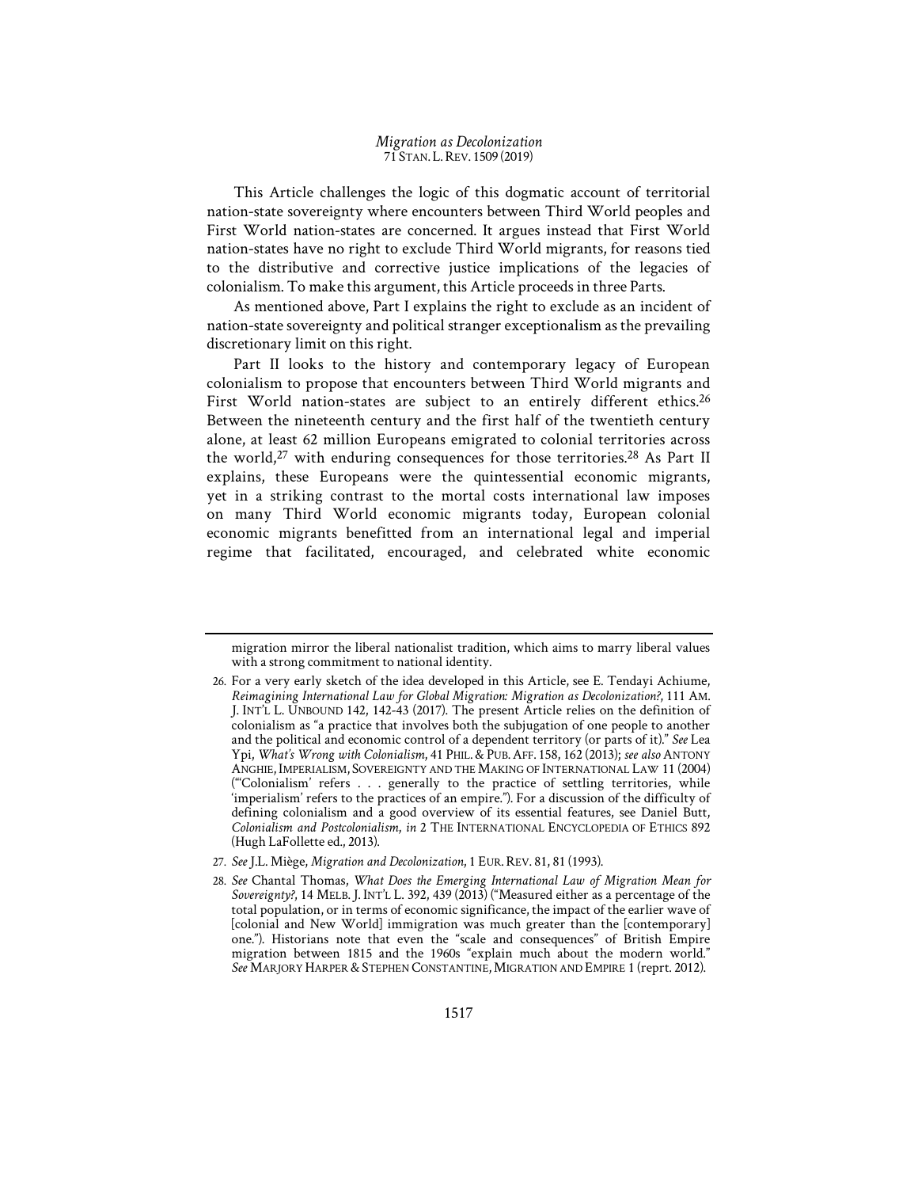This Article challenges the logic of this dogmatic account of territorial nation-state sovereignty where encounters between Third World peoples and First World nation-states are concerned. It argues instead that First World nation-states have no right to exclude Third World migrants, for reasons tied to the distributive and corrective justice implications of the legacies of colonialism. To make this argument, this Article proceeds in three Parts.

As mentioned above, Part I explains the right to exclude as an incident of nation-state sovereignty and political stranger exceptionalism as the prevailing discretionary limit on this right.

Part II looks to the history and contemporary legacy of European colonialism to propose that encounters between Third World migrants and First World nation-states are subject to an entirely different ethics.[26] Between the nineteenth century and the first half of the twentieth century alone, at least 62 million Europeans emigrated to colonial territories across the world,[27] with enduring consequences for those territories.[28] As Part II explains, these Europeans were the quintessential economic migrants, yet in a striking contrast to the mortal costs international law imposes on many Third World economic migrants today, European colonial economic migrants benefitted from an international legal and imperial regime that facilitated, encouraged, and celebrated white economic

---

migration mirror the liberal nationalist tradition, which aims to marry liberal values with a strong commitment to national identity.

26. For a very early sketch of the idea developed in this Article, see E. Tendayi Achiume, *Reimagining International Law for Global Migration: Migration as Decolonization?*, 111 AM. J. INT'L L. UNBOUND 142, 142-43 (2017). The present Article relies on the definition of colonialism as "a practice that involves both the subjugation of one people to another and the political and economic control of a dependent territory (or parts of it)." *See* Lea Ypi, *What's Wrong with Colonialism*, 41 PHIL. & PUB. AFF. 158, 162 (2013); *see also* ANTONY ANGHIE, IMPERIALISM, SOVEREIGNTY AND THE MAKING OF INTERNATIONAL LAW 11 (2004) ("'Colonialism' refers . . . generally to the practice of settling territories, while 'imperialism' refers to the practices of an empire."). For a discussion of the difficulty of defining colonialism and a good overview of its essential features, see Daniel Butt, *Colonialism and Postcolonialism*, *in* 2 THE INTERNATIONAL ENCYCLOPEDIA OF ETHICS 892 (Hugh LaFollette ed., 2013).

27. *See* J.L. Miège, *Migration and Decolonization*, 1 EUR. REV. 81, 81 (1993).

28. *See* Chantal Thomas, *What Does the Emerging International Law of Migration Mean for Sovereignty?*, 14 MELB. J. INT'L L. 392, 439 (2013) ("Measured either as a percentage of the total population, or in terms of economic significance, the impact of the earlier wave of [colonial and New World] immigration was much greater than the [contemporary] one."). Historians note that even the "scale and consequences" of British Empire migration between 1815 and the 1960s "explain much about the modern world." *See* MARJORY HARPER & STEPHEN CONSTANTINE, MIGRATION AND EMPIRE 1 (reprt. 2012).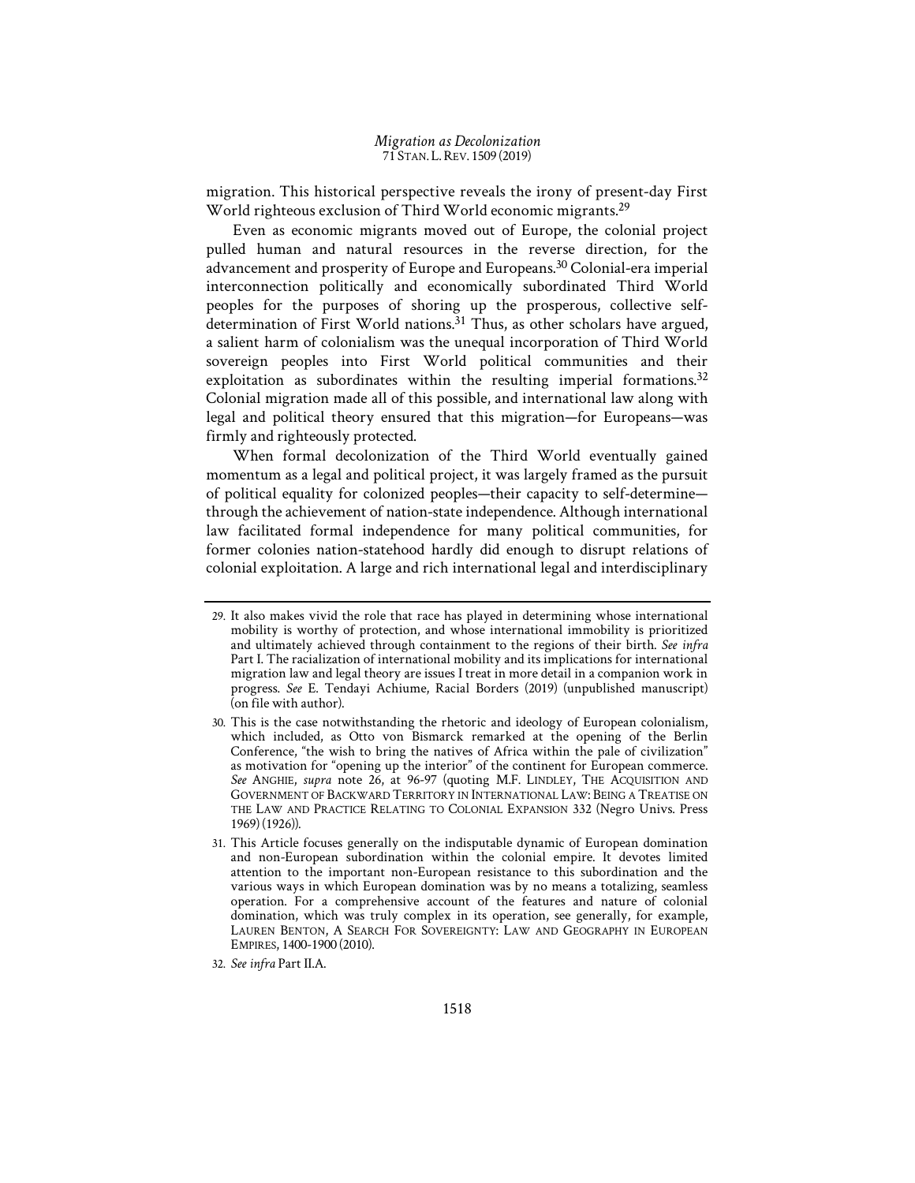migration. This historical perspective reveals the irony of present-day First World righteous exclusion of Third World economic migrants.[29]

Even as economic migrants moved out of Europe, the colonial project pulled human and natural resources in the reverse direction, for the advancement and prosperity of Europe and Europeans.[30] Colonial-era imperial interconnection politically and economically subordinated Third World peoples for the purposes of shoring up the prosperous, collective self-determination of First World nations.[31] Thus, as other scholars have argued, a salient harm of colonialism was the unequal incorporation of Third World sovereign peoples into First World political communities and their exploitation as subordinates within the resulting imperial formations.[32] Colonial migration made all of this possible, and international law along with legal and political theory ensured that this migration—for Europeans—was firmly and righteously protected.

When formal decolonization of the Third World eventually gained momentum as a legal and political project, it was largely framed as the pursuit of political equality for colonized peoples—their capacity to self-determine—through the achievement of nation-state independence. Although international law facilitated formal independence for many political communities, for former colonies nation-statehood hardly did enough to disrupt relations of colonial exploitation. A large and rich international legal and interdisciplinary

---

29. It also makes vivid the role that race has played in determining whose international mobility is worthy of protection, and whose international immobility is prioritized and ultimately achieved through containment to the regions of their birth. *See infra* Part I. The racialization of international mobility and its implications for international migration law and legal theory are issues I treat in more detail in a companion work in progress. *See* E. Tendayi Achiume, Racial Borders (2019) (unpublished manuscript) (on file with author).

30. This is the case notwithstanding the rhetoric and ideology of European colonialism, which included, as Otto von Bismarck remarked at the opening of the Berlin Conference, "the wish to bring the natives of Africa within the pale of civilization" as motivation for "opening up the interior" of the continent for European commerce. *See* ANGHIE, *supra* note 26, at 96-97 (quoting M.F. LINDLEY, THE ACQUISITION AND GOVERNMENT OF BACKWARD TERRITORY IN INTERNATIONAL LAW: BEING A TREATISE ON THE LAW AND PRACTICE RELATING TO COLONIAL EXPANSION 332 (Negro Univs. Press 1969) (1926)).

31. This Article focuses generally on the indisputable dynamic of European domination and non-European subordination within the colonial empire. It devotes limited attention to the important non-European resistance to this subordination and the various ways in which European domination was by no means a totalizing, seamless operation. For a comprehensive account of the features and nature of colonial domination, which was truly complex in its operation, see generally, for example, LAUREN BENTON, A SEARCH FOR SOVEREIGNTY: LAW AND GEOGRAPHY IN EUROPEAN EMPIRES, 1400-1900 (2010).

32. *See infra* Part II.A.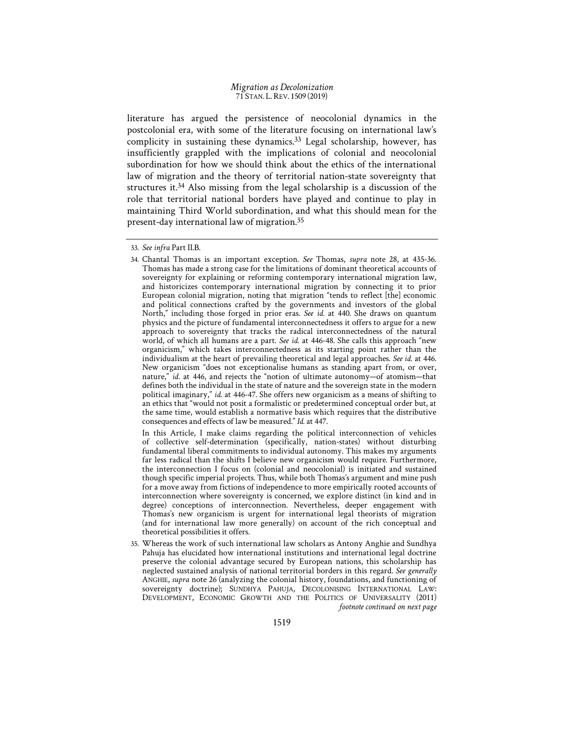literature has argued the persistence of neocolonial dynamics in the postcolonial era, with some of the literature focusing on international law's complicity in sustaining these dynamics.[33] Legal scholarship, however, has insufficiently grappled with the implications of colonial and neocolonial subordination for how we should think about the ethics of the international law of migration and the theory of territorial nation-state sovereignty that structures it.[34] Also missing from the legal scholarship is a discussion of the role that territorial national borders have played and continue to play in maintaining Third World subordination, and what this should mean for the present-day international law of migration.[35]

---

33. *See infra* Part II.B.

34. Chantal Thomas is an important exception. *See* Thomas, *supra* note 28, at 435-36. Thomas has made a strong case for the limitations of dominant theoretical accounts of sovereignty for explaining or reforming contemporary international migration law, and historicizes contemporary international migration by connecting it to prior European colonial migration, noting that migration "tends to reflect [the] economic and political connections crafted by the governments and investors of the global North," including those forged in prior eras. *See id.* at 440. She draws on quantum physics and the picture of fundamental interconnectedness it offers to argue for a new approach to sovereignty that tracks the radical interconnectedness of the natural world, of which all humans are a part. *See id.* at 446-48. She calls this approach "new organicism," which takes interconnectedness as its starting point rather than the individualism at the heart of prevailing theoretical and legal approaches. *See id.* at 446. New organicism "does not exceptionalise humans as standing apart from, or over, nature," *id.* at 446, and rejects the "notion of ultimate autonomy—of atomism—that defines both the individual in the state of nature and the sovereign state in the modern political imaginary," *id.* at 446-47. She offers new organicism as a means of shifting to an ethics that "would not posit a formalistic or predetermined conceptual order but, at the same time, would establish a normative basis which requires that the distributive consequences and effects of law be measured." *Id.* at 447.

    In this Article, I make claims regarding the political interconnection of vehicles of collective self-determination (specifically, nation-states) without disturbing fundamental liberal commitments to individual autonomy. This makes my arguments far less radical than the shifts I believe new organicism would require. Furthermore, the interconnection I focus on (colonial and neocolonial) is initiated and sustained though specific imperial projects. Thus, while both Thomas's argument and mine push for a move away from fictions of independence to more empirically rooted accounts of interconnection where sovereignty is concerned, we explore distinct (in kind and in degree) conceptions of interconnection. Nevertheless, deeper engagement with Thomas's new organicism is urgent for international legal theorists of migration (and for international law more generally) on account of the rich conceptual and theoretical possibilities it offers.

35. Whereas the work of such international law scholars as Antony Anghie and Sundhya Pahuja has elucidated how international institutions and international legal doctrine preserve the colonial advantage secured by European nations, this scholarship has neglected sustained analysis of national territorial borders in this regard. *See generally* ANGHIE, *supra* note 26 (analyzing the colonial history, foundations, and functioning of sovereignty doctrine); SUNDHYA PAHUJA, DECOLONISING INTERNATIONAL LAW: DEVELOPMENT, ECONOMIC GROWTH AND THE POLITICS OF UNIVERSALITY (2011) *footnote continued on next page*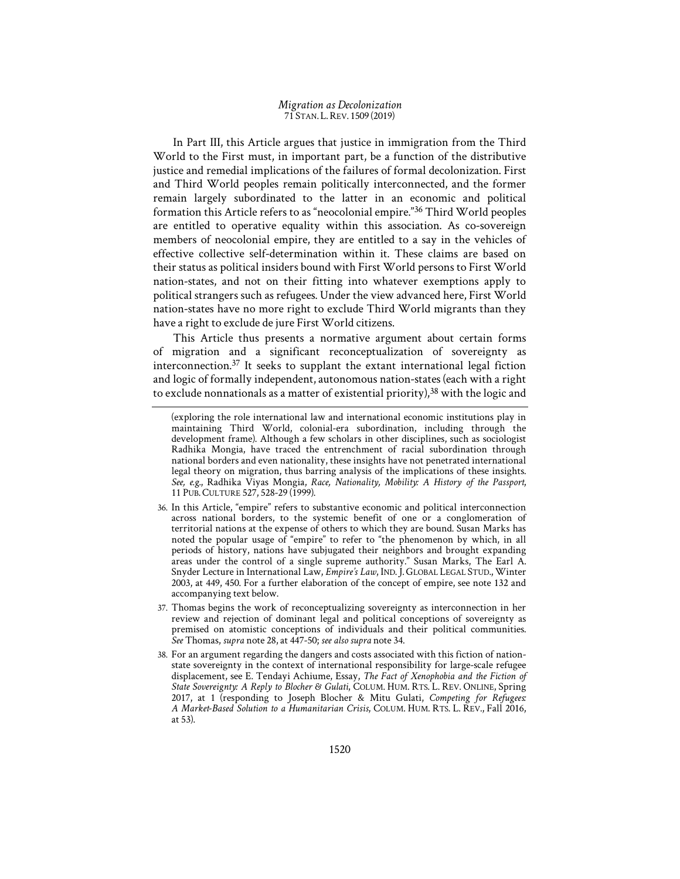In Part III, this Article argues that justice in immigration from the Third World to the First must, in important part, be a function of the distributive justice and remedial implications of the failures of formal decolonization. First and Third World peoples remain politically interconnected, and the former remain largely subordinated to the latter in an economic and political formation this Article refers to as "neocolonial empire."[36] Third World peoples are entitled to operative equality within this association. As co-sovereign members of neocolonial empire, they are entitled to a say in the vehicles of effective collective self-determination within it. These claims are based on their status as political insiders bound with First World persons to First World nation-states, and not on their fitting into whatever exemptions apply to political strangers such as refugees. Under the view advanced here, First World nation-states have no more right to exclude Third World migrants than they have a right to exclude de jure First World citizens.

This Article thus presents a normative argument about certain forms of migration and a significant reconceptualization of sovereignty as interconnection.[37] It seeks to supplant the extant international legal fiction and logic of formally independent, autonomous nation-states (each with a right to exclude nonnationals as a matter of existential priority),[38] with the logic and

(exploring the role international law and international economic institutions play in maintaining Third World, colonial-era subordination, including through the development frame). Although a few scholars in other disciplines, such as sociologist Radhika Mongia, have traced the entrenchment of racial subordination through national borders and even nationality, these insights have not penetrated international legal theory on migration, thus barring analysis of the implications of these insights. *See, e.g.*, Radhika Viyas Mongia, *Race, Nationality, Mobility: A History of the Passport*, 11 PUB. CULTURE 527, 528-29 (1999).

36. In this Article, "empire" refers to substantive economic and political interconnection across national borders, to the systemic benefit of one or a conglomeration of territorial nations at the expense of others to which they are bound. Susan Marks has noted the popular usage of "empire" to refer to "the phenomenon by which, in all periods of history, nations have subjugated their neighbors and brought expanding areas under the control of a single supreme authority." Susan Marks, The Earl A. Snyder Lecture in International Law, *Empire's Law*, IND. J. GLOBAL LEGAL STUD., Winter 2003, at 449, 450. For a further elaboration of the concept of empire, see note 132 and accompanying text below.

37. Thomas begins the work of reconceptualizing sovereignty as interconnection in her review and rejection of dominant legal and political conceptions of sovereignty as premised on atomistic conceptions of individuals and their political communities. *See* Thomas, *supra* note 28, at 447-50; *see also supra* note 34.

38. For an argument regarding the dangers and costs associated with this fiction of nation-state sovereignty in the context of international responsibility for large-scale refugee displacement, see E. Tendayi Achiume, Essay, *The Fact of Xenophobia and the Fiction of State Sovereignty: A Reply to Blocher & Gulati*, COLUM. HUM. RTS. L. REV. ONLINE, Spring 2017, at 1 (responding to Joseph Blocher & Mitu Gulati, *Competing for Refugees: A Market-Based Solution to a Humanitarian Crisis*, COLUM. HUM. RTS. L. REV., Fall 2016, at 53).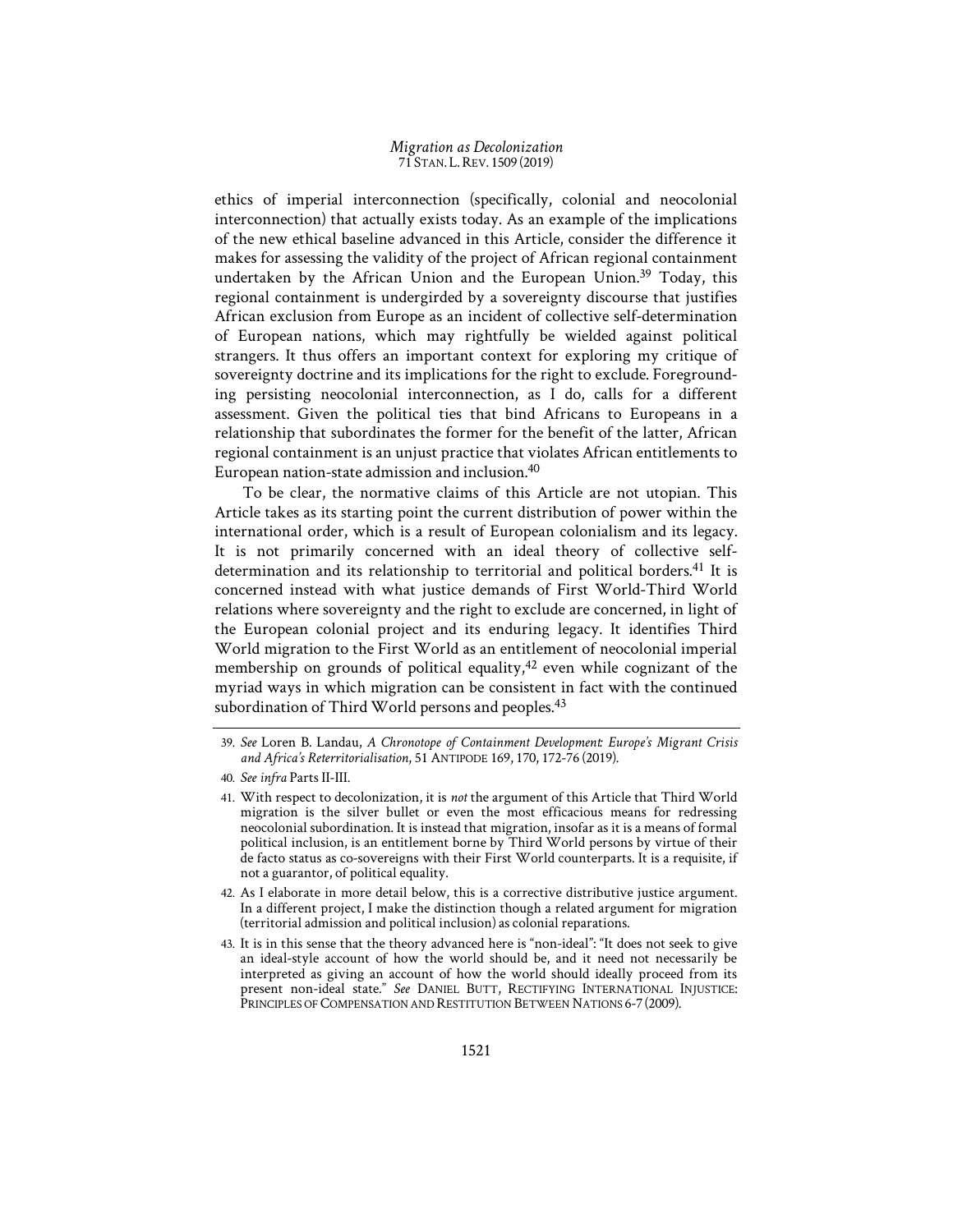ethics of imperial interconnection (specifically, colonial and neocolonial interconnection) that actually exists today. As an example of the implications of the new ethical baseline advanced in this Article, consider the difference it makes for assessing the validity of the project of African regional containment undertaken by the African Union and the European Union.[39] Today, this regional containment is undergirded by a sovereignty discourse that justifies African exclusion from Europe as an incident of collective self-determination of European nations, which may rightfully be wielded against political strangers. It thus offers an important context for exploring my critique of sovereignty doctrine and its implications for the right to exclude. Foregrounding persisting neocolonial interconnection, as I do, calls for a different assessment. Given the political ties that bind Africans to Europeans in a relationship that subordinates the former for the benefit of the latter, African regional containment is an unjust practice that violates African entitlements to European nation-state admission and inclusion.[40]

To be clear, the normative claims of this Article are not utopian. This Article takes as its starting point the current distribution of power within the international order, which is a result of European colonialism and its legacy. It is not primarily concerned with an ideal theory of collective self-determination and its relationship to territorial and political borders.[41] It is concerned instead with what justice demands of First World-Third World relations where sovereignty and the right to exclude are concerned, in light of the European colonial project and its enduring legacy. It identifies Third World migration to the First World as an entitlement of neocolonial imperial membership on grounds of political equality,[42] even while cognizant of the myriad ways in which migration can be consistent in fact with the continued subordination of Third World persons and peoples.[43]

39. *See* Loren B. Landau, *A Chronotope of Containment Development: Europe's Migrant Crisis and Africa's Reterritorialisation*, 51 ANTIPODE 169, 170, 172-76 (2019).

40. *See infra* Parts II-III.

41. With respect to decolonization, it is *not* the argument of this Article that Third World migration is the silver bullet or even the most efficacious means for redressing neocolonial subordination. It is instead that migration, insofar as it is a means of formal political inclusion, is an entitlement borne by Third World persons by virtue of their de facto status as co-sovereigns with their First World counterparts. It is a requisite, if not a guarantor, of political equality.

42. As I elaborate in more detail below, this is a corrective distributive justice argument. In a different project, I make the distinction though a related argument for migration (territorial admission and political inclusion) as colonial reparations.

43. It is in this sense that the theory advanced here is "non-ideal": "It does not seek to give an ideal-style account of how the world should be, and it need not necessarily be interpreted as giving an account of how the world should ideally proceed from its present non-ideal state." *See* DANIEL BUTT, RECTIFYING INTERNATIONAL INJUSTICE: PRINCIPLES OF COMPENSATION AND RESTITUTION BETWEEN NATIONS 6-7 (2009).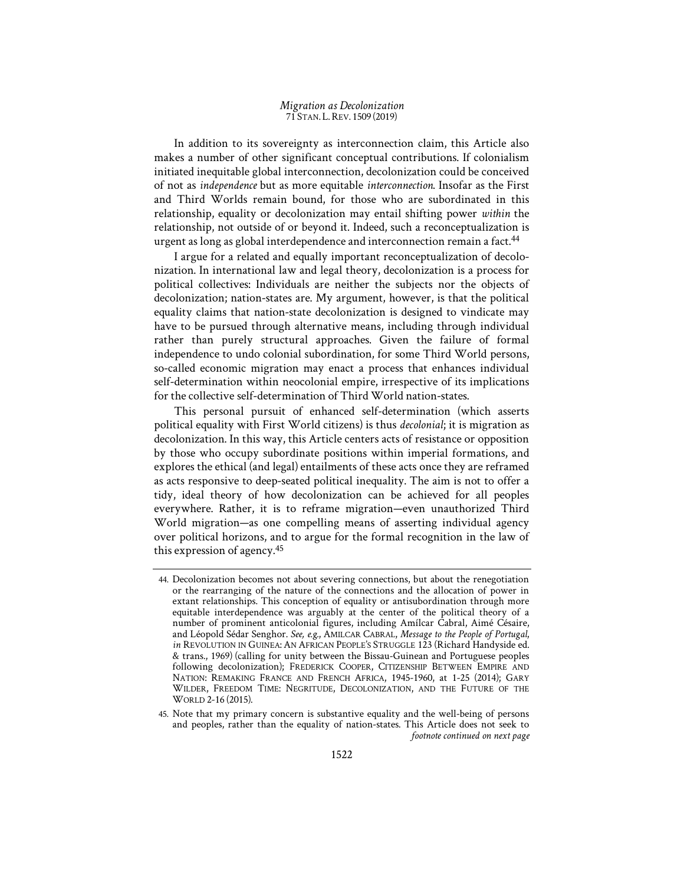In addition to its sovereignty as interconnection claim, this Article also makes a number of other significant conceptual contributions. If colonialism initiated inequitable global interconnection, decolonization could be conceived of not as *independence* but as more equitable *interconnection*. Insofar as the First and Third Worlds remain bound, for those who are subordinated in this relationship, equality or decolonization may entail shifting power *within* the relationship, not outside of or beyond it. Indeed, such a reconceptualization is urgent as long as global interdependence and interconnection remain a fact.[44]

I argue for a related and equally important reconceptualization of decolonization. In international law and legal theory, decolonization is a process for political collectives: Individuals are neither the subjects nor the objects of decolonization; nation-states are. My argument, however, is that the political equality claims that nation-state decolonization is designed to vindicate may have to be pursued through alternative means, including through individual rather than purely structural approaches. Given the failure of formal independence to undo colonial subordination, for some Third World persons, so-called economic migration may enact a process that enhances individual self-determination within neocolonial empire, irrespective of its implications for the collective self-determination of Third World nation-states.

This personal pursuit of enhanced self-determination (which asserts political equality with First World citizens) is thus *decolonial*; it is migration as decolonization. In this way, this Article centers acts of resistance or opposition by those who occupy subordinate positions within imperial formations, and explores the ethical (and legal) entailments of these acts once they are reframed as acts responsive to deep-seated political inequality. The aim is not to offer a tidy, ideal theory of how decolonization can be achieved for all peoples everywhere. Rather, it is to reframe migration—even unauthorized Third World migration—as one compelling means of asserting individual agency over political horizons, and to argue for the formal recognition in the law of this expression of agency.[45]

---

44. Decolonization becomes not about severing connections, but about the renegotiation or the rearranging of the nature of the connections and the allocation of power in extant relationships. This conception of equality or antisubordination through more equitable interdependence was arguably at the center of the political theory of a number of prominent anticolonial figures, including Amílcar Cabral, Aimé Césaire, and Léopold Sédar Senghor. *See, e.g.*, AMILCAR CABRAL, *Message to the People of Portugal*, *in* REVOLUTION IN GUINEA: AN AFRICAN PEOPLE'S STRUGGLE 123 (Richard Handyside ed. & trans., 1969) (calling for unity between the Bissau-Guinean and Portuguese peoples following decolonization); FREDERICK COOPER, CITIZENSHIP BETWEEN EMPIRE AND NATION: REMAKING FRANCE AND FRENCH AFRICA, 1945-1960, at 1-25 (2014); GARY WILDER, FREEDOM TIME: NEGRITUDE, DECOLONIZATION, AND THE FUTURE OF THE WORLD 2-16 (2015).

45. Note that my primary concern is substantive equality and the well-being of persons and peoples, rather than the equality of nation-states. This Article does not seek to *footnote continued on next page*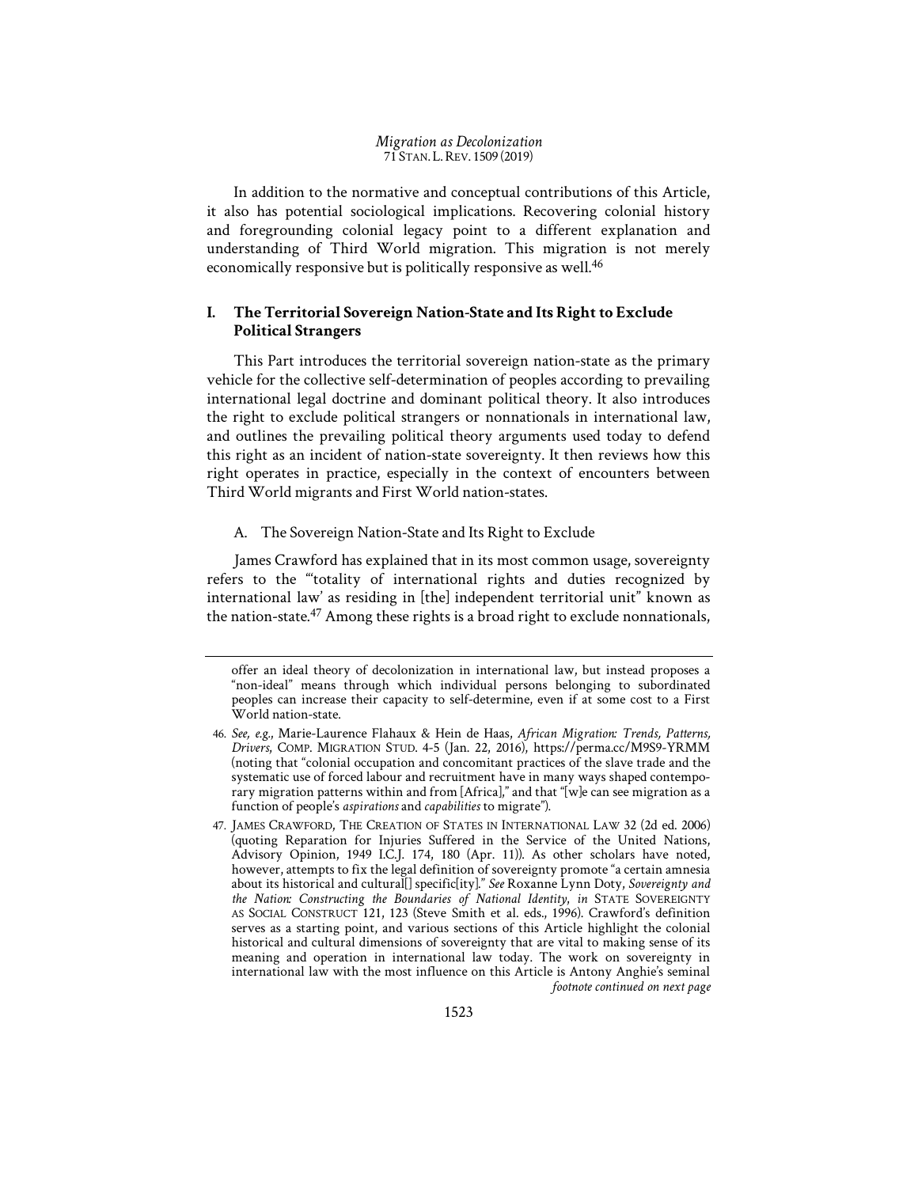In addition to the normative and conceptual contributions of this Article, it also has potential sociological implications. Recovering colonial history and foregrounding colonial legacy point to a different explanation and understanding of Third World migration. This migration is not merely economically responsive but is politically responsive as well.[46]

## I. The Territorial Sovereign Nation-State and Its Right to Exclude Political Strangers

This Part introduces the territorial sovereign nation-state as the primary vehicle for the collective self-determination of peoples according to prevailing international legal doctrine and dominant political theory. It also introduces the right to exclude political strangers or nonnationals in international law, and outlines the prevailing political theory arguments used today to defend this right as an incident of nation-state sovereignty. It then reviews how this right operates in practice, especially in the context of encounters between Third World migrants and First World nation-states.

### A. The Sovereign Nation-State and Its Right to Exclude

James Crawford has explained that in its most common usage, sovereignty refers to the "'totality of international rights and duties recognized by international law' as residing in [the] independent territorial unit" known as the nation-state.[47] Among these rights is a broad right to exclude nonnationals,

---

offer an ideal theory of decolonization in international law, but instead proposes a "non-ideal" means through which individual persons belonging to subordinated peoples can increase their capacity to self-determine, even if at some cost to a First World nation-state.

46. *See, e.g.*, Marie-Laurence Flahaux & Hein de Haas, *African Migration: Trends, Patterns, Drivers*, COMP. MIGRATION STUD. 4-5 (Jan. 22, 2016), https://perma.cc/M9S9-YRMM (noting that "colonial occupation and concomitant practices of the slave trade and the systematic use of forced labour and recruitment have in many ways shaped contemporary migration patterns within and from [Africa]," and that "[w]e can see migration as a function of people's *aspirations* and *capabilities* to migrate").

47. JAMES CRAWFORD, THE CREATION OF STATES IN INTERNATIONAL LAW 32 (2d ed. 2006) (quoting Reparation for Injuries Suffered in the Service of the United Nations, Advisory Opinion, 1949 I.C.J. 174, 180 (Apr. 11)). As other scholars have noted, however, attempts to fix the legal definition of sovereignty promote "a certain amnesia about its historical and cultural[] specific[ity]." *See* Roxanne Lynn Doty, *Sovereignty and the Nation: Constructing the Boundaries of National Identity*, *in* STATE SOVEREIGNTY AS SOCIAL CONSTRUCT 121, 123 (Steve Smith et al. eds., 1996). Crawford's definition serves as a starting point, and various sections of this Article highlight the colonial historical and cultural dimensions of sovereignty that are vital to making sense of its meaning and operation in international law today. The work on sovereignty in international law with the most influence on this Article is Antony Anghie's seminal

*footnote continued on next page*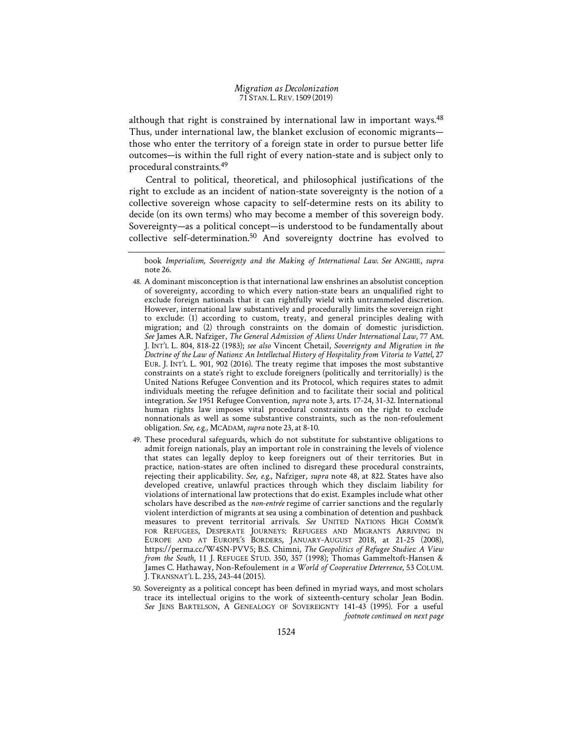although that right is constrained by international law in important ways.[48] Thus, under international law, the blanket exclusion of economic migrants—those who enter the territory of a foreign state in order to pursue better life outcomes—is within the full right of every nation-state and is subject only to procedural constraints.[49]

Central to political, theoretical, and philosophical justifications of the right to exclude as an incident of nation-state sovereignty is the notion of a collective sovereign whose capacity to self-determine rests on its ability to decide (on its own terms) who may become a member of this sovereign body. Sovereignty—as a political concept—is understood to be fundamentally about collective self-determination.[50] And sovereignty doctrine has evolved to

---

book *Imperialism, Sovereignty and the Making of International Law*. *See* ANGHIE, *supra* note 26.

48. A dominant misconception is that international law enshrines an absolutist conception of sovereignty, according to which every nation-state bears an unqualified right to exclude foreign nationals that it can rightfully wield with untrammeled discretion. However, international law substantively and procedurally limits the sovereign right to exclude: (1) according to custom, treaty, and general principles dealing with migration; and (2) through constraints on the domain of domestic jurisdiction. *See* James A.R. Nafziger, *The General Admission of Aliens Under International Law*, 77 AM. J. INT'L L. 804, 818-22 (1983); *see also* Vincent Chetail, *Sovereignty and Migration in the Doctrine of the Law of Nations: An Intellectual History of Hospitality from Vitoria to Vattel*, 27 EUR. J. INT'L L. 901, 902 (2016). The treaty regime that imposes the most substantive constraints on a state's right to exclude foreigners (politically and territorially) is the United Nations Refugee Convention and its Protocol, which requires states to admit individuals meeting the refugee definition and to facilitate their social and political integration. *See* 1951 Refugee Convention, *supra* note 3, arts. 17-24, 31-32. International human rights law imposes vital procedural constraints on the right to exclude nonnationals as well as some substantive constraints, such as the non-refoulement obligation. *See, e.g.*, MCADAM, *supra* note 23, at 8-10.

49. These procedural safeguards, which do not substitute for substantive obligations to admit foreign nationals, play an important role in constraining the levels of violence that states can legally deploy to keep foreigners out of their territories. But in practice, nation-states are often inclined to disregard these procedural constraints, rejecting their applicability. *See, e.g.*, Nafziger, *supra* note 48, at 822. States have also developed creative, unlawful practices through which they disclaim liability for violations of international law protections that do exist. Examples include what other scholars have described as the *non-entrée* regime of carrier sanctions and the regularly violent interdiction of migrants at sea using a combination of detention and pushback measures to prevent territorial arrivals. *See* UNITED NATIONS HIGH COMM'R FOR REFUGEES, DESPERATE JOURNEYS: REFUGEES AND MIGRANTS ARRIVING IN EUROPE AND AT EUROPE'S BORDERS, JANUARY-AUGUST 2018, at 21-25 (2008), https://perma.cc/W4SN-PVV5; B.S. Chimni, *The Geopolitics of Refugee Studies: A View from the South*, 11 J. REFUGEE STUD. 350, 357 (1998); Thomas Gammeltoft-Hansen & James C. Hathaway, Non-Refoulement *in a World of Cooperative Deterrence*, 53 COLUM. J. TRANSNAT'L L. 235, 243-44 (2015).

50. Sovereignty as a political concept has been defined in myriad ways, and most scholars trace its intellectual origins to the work of sixteenth-century scholar Jean Bodin. *See* JENS BARTELSON, A GENEALOGY OF SOVEREIGNTY 141-43 (1995). For a useful

*footnote continued on next page*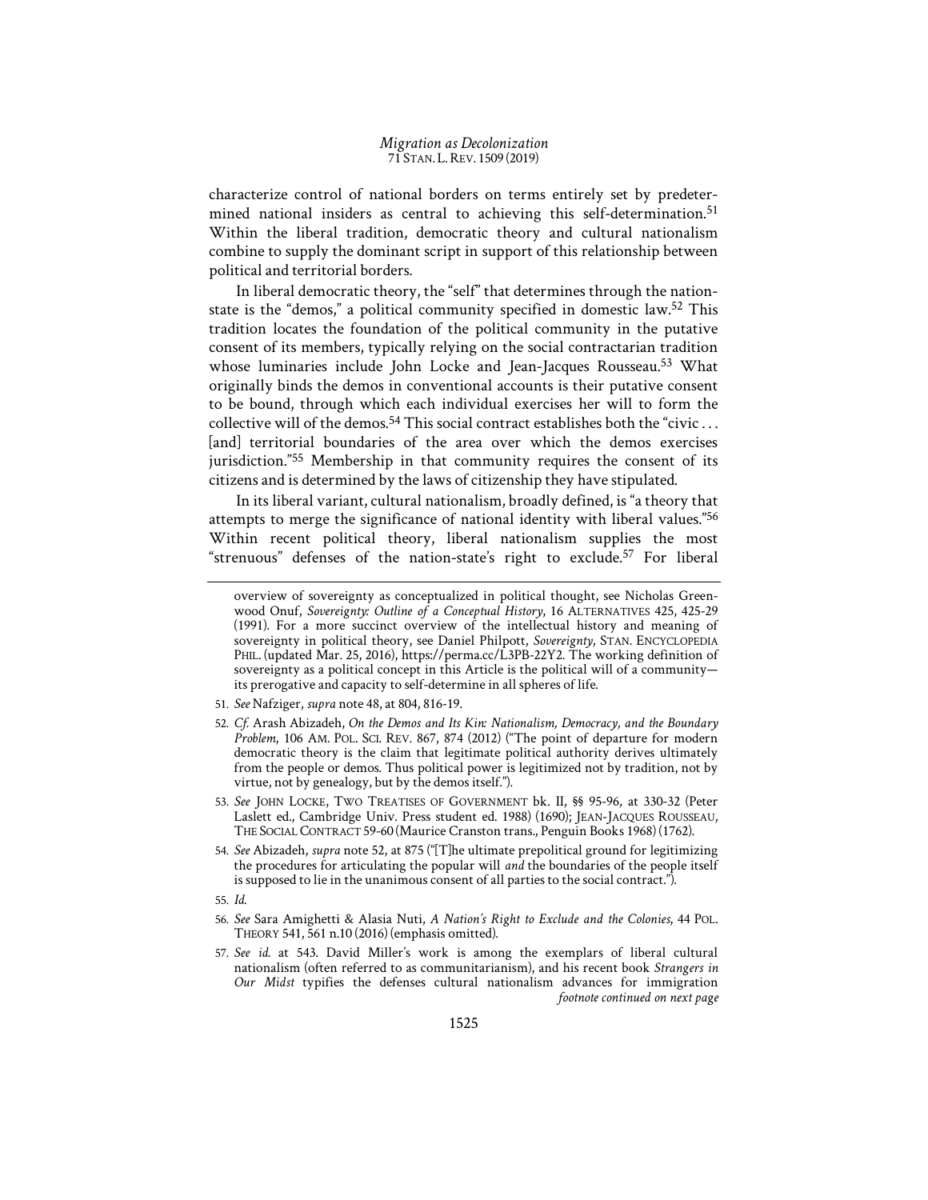characterize control of national borders on terms entirely set by predetermined national insiders as central to achieving this self-determination.[51] Within the liberal tradition, democratic theory and cultural nationalism combine to supply the dominant script in support of this relationship between political and territorial borders.

In liberal democratic theory, the "self" that determines through the nation-state is the "demos," a political community specified in domestic law.[52] This tradition locates the foundation of the political community in the putative consent of its members, typically relying on the social contractarian tradition whose luminaries include John Locke and Jean-Jacques Rousseau.[53] What originally binds the demos in conventional accounts is their putative consent to be bound, through which each individual exercises her will to form the collective will of the demos.[54] This social contract establishes both the "civic . . . [and] territorial boundaries of the area over which the demos exercises jurisdiction."[55] Membership in that community requires the consent of its citizens and is determined by the laws of citizenship they have stipulated.

In its liberal variant, cultural nationalism, broadly defined, is "a theory that attempts to merge the significance of national identity with liberal values."[56] Within recent political theory, liberal nationalism supplies the most "strenuous" defenses of the nation-state's right to exclude.[57] For liberal

---

overview of sovereignty as conceptualized in political thought, see Nicholas Greenwood Onuf, *Sovereignty: Outline of a Conceptual History*, 16 ALTERNATIVES 425, 425-29 (1991). For a more succinct overview of the intellectual history and meaning of sovereignty in political theory, see Daniel Philpott, *Sovereignty*, STAN. ENCYCLOPEDIA PHIL. (updated Mar. 25, 2016), https://perma.cc/L3PB-22Y2. The working definition of sovereignty as a political concept in this Article is the political will of a community—its prerogative and capacity to self-determine in all spheres of life.

51. *See* Nafziger, *supra* note 48, at 804, 816-19.

52. *Cf.* Arash Abizadeh, *On the Demos and Its Kin: Nationalism, Democracy, and the Boundary Problem*, 106 AM. POL. SCI. REV. 867, 874 (2012) ("The point of departure for modern democratic theory is the claim that legitimate political authority derives ultimately from the people or demos. Thus political power is legitimized not by tradition, not by virtue, not by genealogy, but by the demos itself.").

53. *See* JOHN LOCKE, TWO TREATISES OF GOVERNMENT bk. II, §§ 95-96, at 330-32 (Peter Laslett ed., Cambridge Univ. Press student ed. 1988) (1690); JEAN-JACQUES ROUSSEAU, THE SOCIAL CONTRACT 59-60 (Maurice Cranston trans., Penguin Books 1968) (1762).

54. *See* Abizadeh, *supra* note 52, at 875 ("[T]he ultimate prepolitical ground for legitimizing the procedures for articulating the popular will *and* the boundaries of the people itself is supposed to lie in the unanimous consent of all parties to the social contract.").

55. *Id.*

56. *See* Sara Amighetti & Alasia Nuti, *A Nation's Right to Exclude and the Colonies*, 44 POL. THEORY 541, 561 n.10 (2016) (emphasis omitted).

57. *See id.* at 543. David Miller's work is among the exemplars of liberal cultural nationalism (often referred to as communitarianism), and his recent book *Strangers in Our Midst* typifies the defenses cultural nationalism advances for immigration *footnote continued on next page*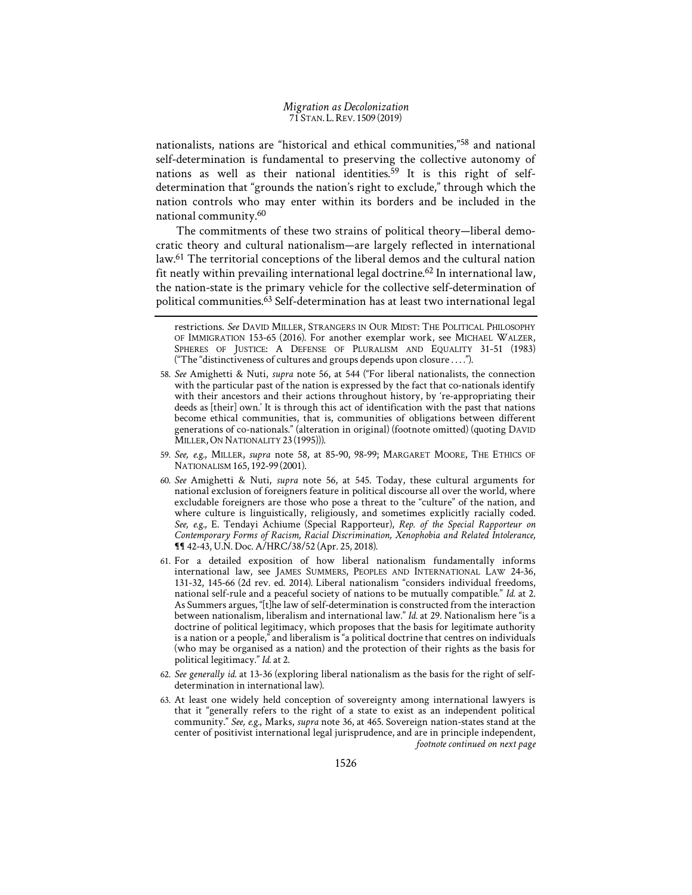nationalists, nations are "historical and ethical communities,"[58] and national self-determination is fundamental to preserving the collective autonomy of nations as well as their national identities.[59] It is this right of self-determination that "grounds the nation's right to exclude," through which the nation controls who may enter within its borders and be included in the national community.[60]

The commitments of these two strains of political theory—liberal democratic theory and cultural nationalism—are largely reflected in international law.[61] The territorial conceptions of the liberal demos and the cultural nation fit neatly within prevailing international legal doctrine.[62] In international law, the nation-state is the primary vehicle for the collective self-determination of political communities.[63] Self-determination has at least two international legal

---

restrictions. *See* DAVID MILLER, STRANGERS IN OUR MIDST: THE POLITICAL PHILOSOPHY OF IMMIGRATION 153-65 (2016). For another exemplar work, see MICHAEL WALZER, SPHERES OF JUSTICE: A DEFENSE OF PLURALISM AND EQUALITY 31-51 (1983) ("The "distinctiveness of cultures and groups depends upon closure . . . .").

58. *See* Amighetti & Nuti, *supra* note 56, at 544 ("For liberal nationalists, the connection with the particular past of the nation is expressed by the fact that co-nationals identify with their ancestors and their actions throughout history, by 're-appropriating their deeds as [their] own.' It is through this act of identification with the past that nations become ethical communities, that is, communities of obligations between different generations of co-nationals." (alteration in original) (footnote omitted) (quoting DAVID MILLER, ON NATIONALITY 23 (1995))).

59. *See, e.g.*, MILLER, *supra* note 58, at 85-90, 98-99; MARGARET MOORE, THE ETHICS OF NATIONALISM 165, 192-99 (2001).

60. *See* Amighetti & Nuti, *supra* note 56, at 545. Today, these cultural arguments for national exclusion of foreigners feature in political discourse all over the world, where excludable foreigners are those who pose a threat to the "culture" of the nation, and where culture is linguistically, religiously, and sometimes explicitly racially coded. *See, e.g.*, E. Tendayi Achiume (Special Rapporteur), *Rep. of the Special Rapporteur on Contemporary Forms of Racism, Racial Discrimination, Xenophobia and Related Intolerance*, ¶¶ 42-43, U.N. Doc. A/HRC/38/52 (Apr. 25, 2018).

61. For a detailed exposition of how liberal nationalism fundamentally informs international law, see JAMES SUMMERS, PEOPLES AND INTERNATIONAL LAW 24-36, 131-32, 145-66 (2d rev. ed. 2014). Liberal nationalism "considers individual freedoms, national self-rule and a peaceful society of nations to be mutually compatible." *Id.* at 2. As Summers argues, "[t]he law of self-determination is constructed from the interaction between nationalism, liberalism and international law." *Id.* at 29. Nationalism here "is a doctrine of political legitimacy, which proposes that the basis for legitimate authority is a nation or a people," and liberalism is "a political doctrine that centres on individuals (who may be organised as a nation) and the protection of their rights as the basis for political legitimacy." *Id.* at 2.

62. *See generally id.* at 13-36 (exploring liberal nationalism as the basis for the right of self-determination in international law).

63. At least one widely held conception of sovereignty among international lawyers is that it "generally refers to the right of a state to exist as an independent political community." *See, e.g.*, Marks, *supra* note 36, at 465. Sovereign nation-states stand at the center of positivist international legal jurisprudence, and are in principle independent, *footnote continued on next page*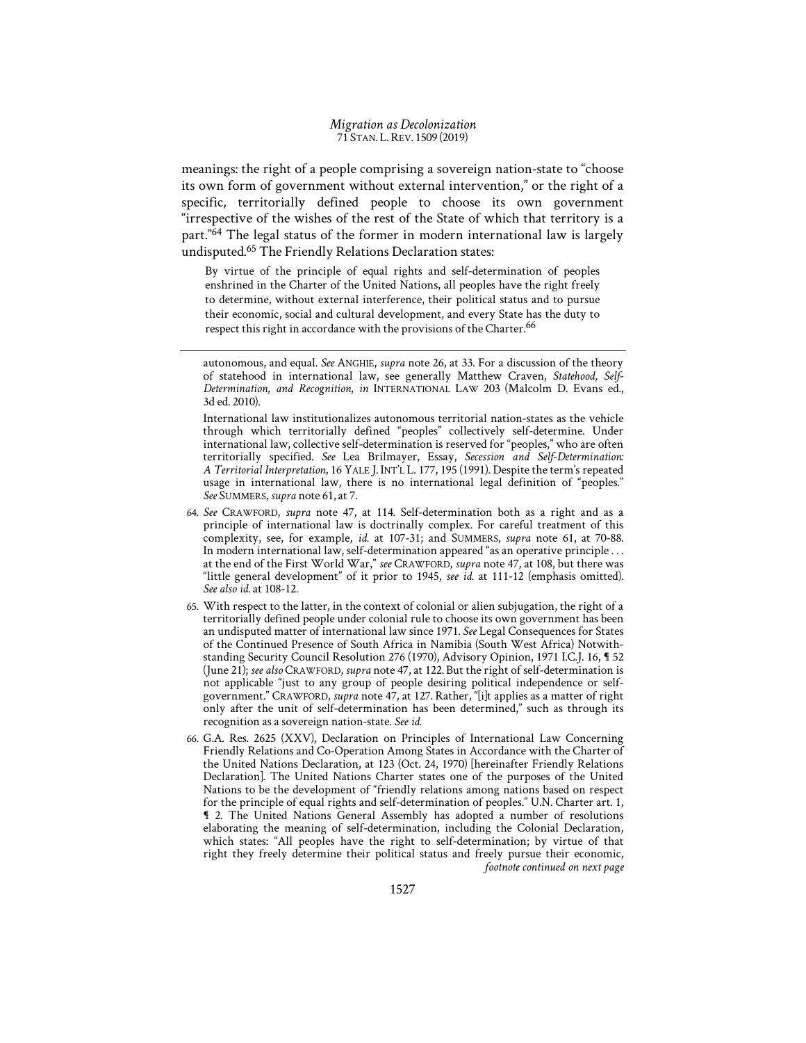meanings: the right of a people comprising a sovereign nation-state to "choose its own form of government without external intervention," or the right of a specific, territorially defined people to choose its own government "irrespective of the wishes of the rest of the State of which that territory is a part."[64] The legal status of the former in modern international law is largely undisputed.[65] The Friendly Relations Declaration states:

> By virtue of the principle of equal rights and self-determination of peoples enshrined in the Charter of the United Nations, all peoples have the right freely to determine, without external interference, their political status and to pursue their economic, social and cultural development, and every State has the duty to respect this right in accordance with the provisions of the Charter.[66]

---

autonomous, and equal. *See* ANGHIE, *supra* note 26, at 33. For a discussion of the theory of statehood in international law, see generally Matthew Craven, *Statehood, Self-Determination, and Recognition*, *in* INTERNATIONAL LAW 203 (Malcolm D. Evans ed., 3d ed. 2010).

International law institutionalizes autonomous territorial nation-states as the vehicle through which territorially defined "peoples" collectively self-determine. Under international law, collective self-determination is reserved for "peoples," who are often territorially specified. *See* Lea Brilmayer, Essay, *Secession and Self-Determination: A Territorial Interpretation*, 16 YALE J. INT'L L. 177, 195 (1991). Despite the term's repeated usage in international law, there is no international legal definition of "peoples." *See* SUMMERS, *supra* note 61, at 7.

64. *See* CRAWFORD, *supra* note 47, at 114. Self-determination both as a right and as a principle of international law is doctrinally complex. For careful treatment of this complexity, see, for example, *id.* at 107-31; and SUMMERS, *supra* note 61, at 70-88. In modern international law, self-determination appeared "as an operative principle . . . at the end of the First World War," *see* CRAWFORD, *supra* note 47, at 108, but there was "little general development" of it prior to 1945, *see id.* at 111-12 (emphasis omitted). *See also id.* at 108-12.

65. With respect to the latter, in the context of colonial or alien subjugation, the right of a territorially defined people under colonial rule to choose its own government has been an undisputed matter of international law since 1971. *See* Legal Consequences for States of the Continued Presence of South Africa in Namibia (South West Africa) Notwithstanding Security Council Resolution 276 (1970), Advisory Opinion, 1971 I.C.J. 16, ¶ 52 (June 21); *see also* CRAWFORD, *supra* note 47, at 122. But the right of self-determination is not applicable "just to any group of people desiring political independence or self-government." CRAWFORD, *supra* note 47, at 127. Rather, "[i]t applies as a matter of right only after the unit of self-determination has been determined," such as through its recognition as a sovereign nation-state. *See id.*

66. G.A. Res. 2625 (XXV), Declaration on Principles of International Law Concerning Friendly Relations and Co-Operation Among States in Accordance with the Charter of the United Nations Declaration, at 123 (Oct. 24, 1970) [hereinafter Friendly Relations Declaration]. The United Nations Charter states one of the purposes of the United Nations to be the development of "friendly relations among nations based on respect for the principle of equal rights and self-determination of peoples." U.N. Charter art. 1, ¶ 2. The United Nations General Assembly has adopted a number of resolutions elaborating the meaning of self-determination, including the Colonial Declaration, which states: "All peoples have the right to self-determination; by virtue of that right they freely determine their political status and freely pursue their economic, *footnote continued on next page*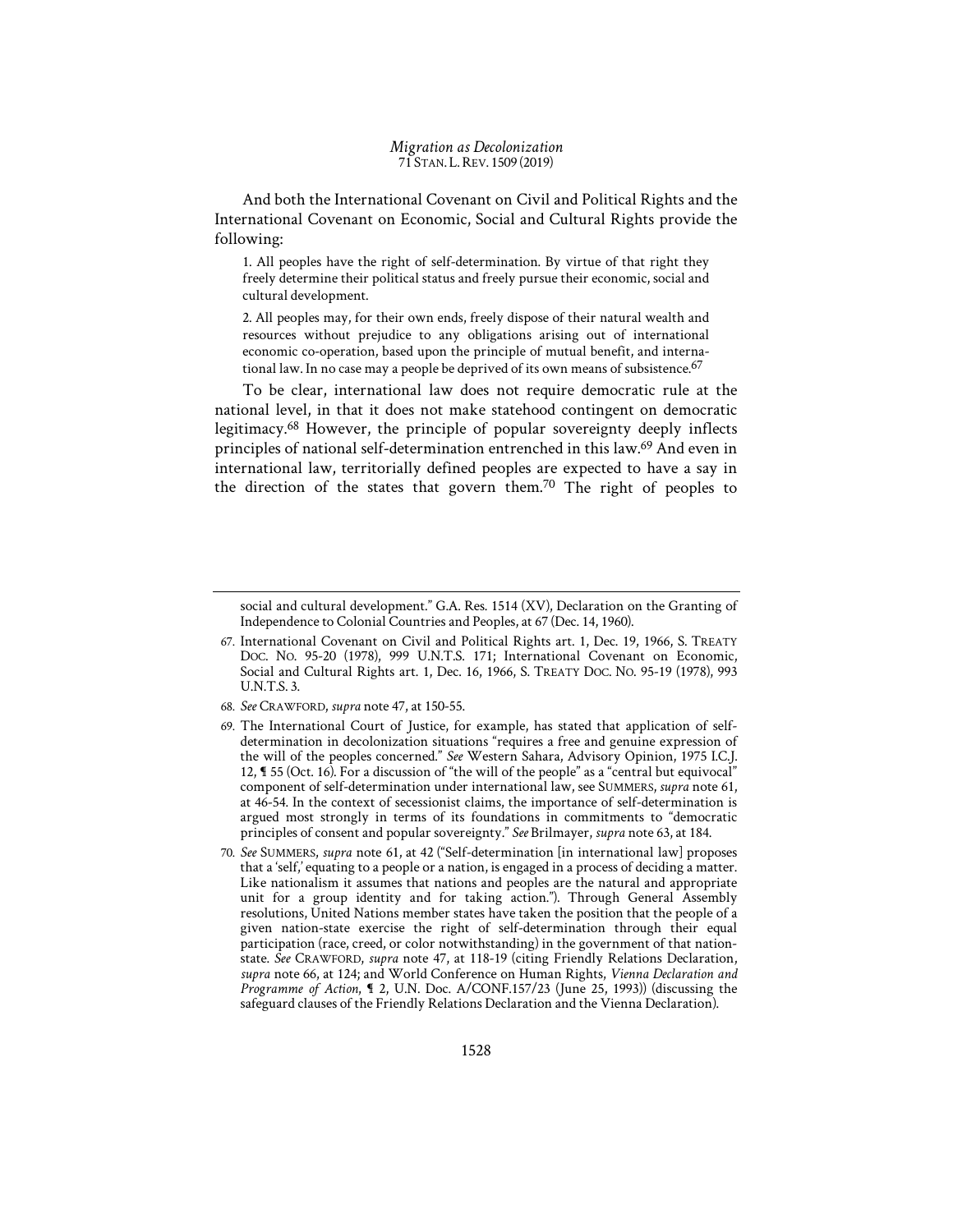And both the International Covenant on Civil and Political Rights and the International Covenant on Economic, Social and Cultural Rights provide the following:

> 1. All peoples have the right of self-determination. By virtue of that right they freely determine their political status and freely pursue their economic, social and cultural development.
>
> 2. All peoples may, for their own ends, freely dispose of their natural wealth and resources without prejudice to any obligations arising out of international economic co-operation, based upon the principle of mutual benefit, and international law. In no case may a people be deprived of its own means of subsistence.[67]

To be clear, international law does not require democratic rule at the national level, in that it does not make statehood contingent on democratic legitimacy.[68] However, the principle of popular sovereignty deeply inflects principles of national self-determination entrenched in this law.[69] And even in international law, territorially defined peoples are expected to have a say in the direction of the states that govern them.[70] The right of peoples to

---

social and cultural development." G.A. Res. 1514 (XV), Declaration on the Granting of Independence to Colonial Countries and Peoples, at 67 (Dec. 14, 1960).

67. International Covenant on Civil and Political Rights art. 1, Dec. 19, 1966, S. TREATY DOC. NO. 95-20 (1978), 999 U.N.T.S. 171; International Covenant on Economic, Social and Cultural Rights art. 1, Dec. 16, 1966, S. TREATY DOC. NO. 95-19 (1978), 993 U.N.T.S. 3.

68. *See* CRAWFORD, *supra* note 47, at 150-55.

69. The International Court of Justice, for example, has stated that application of self-determination in decolonization situations "requires a free and genuine expression of the will of the peoples concerned." *See* Western Sahara, Advisory Opinion, 1975 I.C.J. 12, ¶ 55 (Oct. 16). For a discussion of "the will of the people" as a "central but equivocal" component of self-determination under international law, see SUMMERS, *supra* note 61, at 46-54. In the context of secessionist claims, the importance of self-determination is argued most strongly in terms of its foundations in commitments to "democratic principles of consent and popular sovereignty." *See* Brilmayer, *supra* note 63, at 184.

70. *See* SUMMERS, *supra* note 61, at 42 ("Self-determination [in international law] proposes that a 'self,' equating to a people or a nation, is engaged in a process of deciding a matter. Like nationalism it assumes that nations and peoples are the natural and appropriate unit for a group identity and for taking action."). Through General Assembly resolutions, United Nations member states have taken the position that the people of a given nation-state exercise the right of self-determination through their equal participation (race, creed, or color notwithstanding) in the government of that nation-state. *See* CRAWFORD, *supra* note 47, at 118-19 (citing Friendly Relations Declaration, *supra* note 66, at 124; and World Conference on Human Rights, *Vienna Declaration and Programme of Action*, ¶ 2, U.N. Doc. A/CONF.157/23 (June 25, 1993)) (discussing the safeguard clauses of the Friendly Relations Declaration and the Vienna Declaration).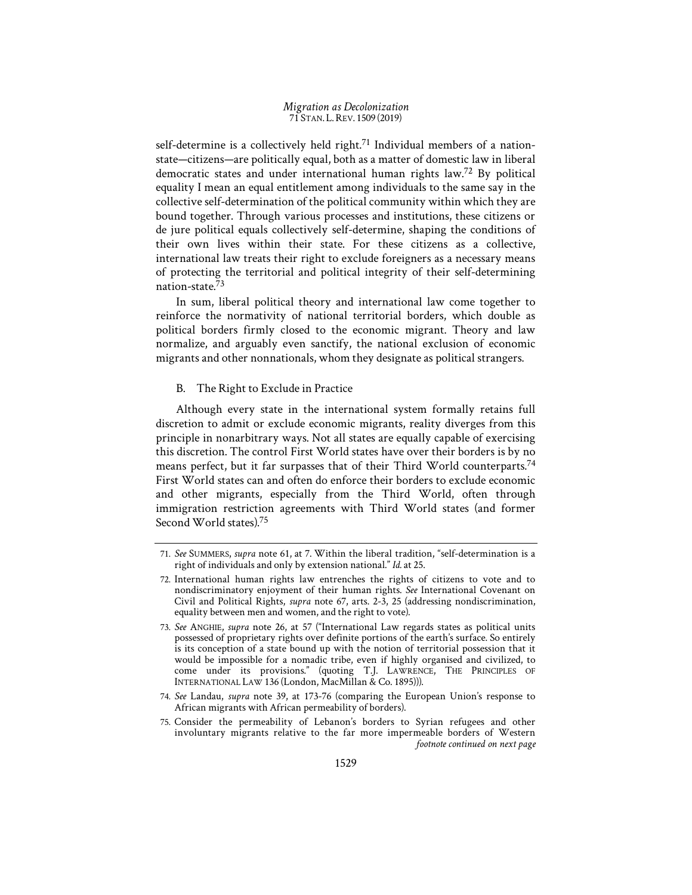self-determine is a collectively held right.[71] Individual members of a nation-state—citizens—are politically equal, both as a matter of domestic law in liberal democratic states and under international human rights law.[72] By political equality I mean an equal entitlement among individuals to the same say in the collective self-determination of the political community within which they are bound together. Through various processes and institutions, these citizens or de jure political equals collectively self-determine, shaping the conditions of their own lives within their state. For these citizens as a collective, international law treats their right to exclude foreigners as a necessary means of protecting the territorial and political integrity of their self-determining nation-state.[73]

In sum, liberal political theory and international law come together to reinforce the normativity of national territorial borders, which double as political borders firmly closed to the economic migrant. Theory and law normalize, and arguably even sanctify, the national exclusion of economic migrants and other nonnationals, whom they designate as political strangers.

### B. The Right to Exclude in Practice

Although every state in the international system formally retains full discretion to admit or exclude economic migrants, reality diverges from this principle in nonarbitrary ways. Not all states are equally capable of exercising this discretion. The control First World states have over their borders is by no means perfect, but it far surpasses that of their Third World counterparts.[74] First World states can and often do enforce their borders to exclude economic and other migrants, especially from the Third World, often through immigration restriction agreements with Third World states (and former Second World states).[75]

---

71. *See* SUMMERS, *supra* note 61, at 7. Within the liberal tradition, "self-determination is a right of individuals and only by extension national." *Id.* at 25.

72. International human rights law entrenches the rights of citizens to vote and to nondiscriminatory enjoyment of their human rights. *See* International Covenant on Civil and Political Rights, *supra* note 67, arts. 2-3, 25 (addressing nondiscrimination, equality between men and women, and the right to vote).

73. *See* ANGHIE, *supra* note 26, at 57 ("International Law regards states as political units possessed of proprietary rights over definite portions of the earth's surface. So entirely is its conception of a state bound up with the notion of territorial possession that it would be impossible for a nomadic tribe, even if highly organised and civilized, to come under its provisions." (quoting T.J. LAWRENCE, THE PRINCIPLES OF INTERNATIONAL LAW 136 (London, MacMillan & Co. 1895))).

74. *See* Landau, *supra* note 39, at 173-76 (comparing the European Union's response to African migrants with African permeability of borders).

75. Consider the permeability of Lebanon's borders to Syrian refugees and other involuntary migrants relative to the far more impermeable borders of Western *footnote continued on next page*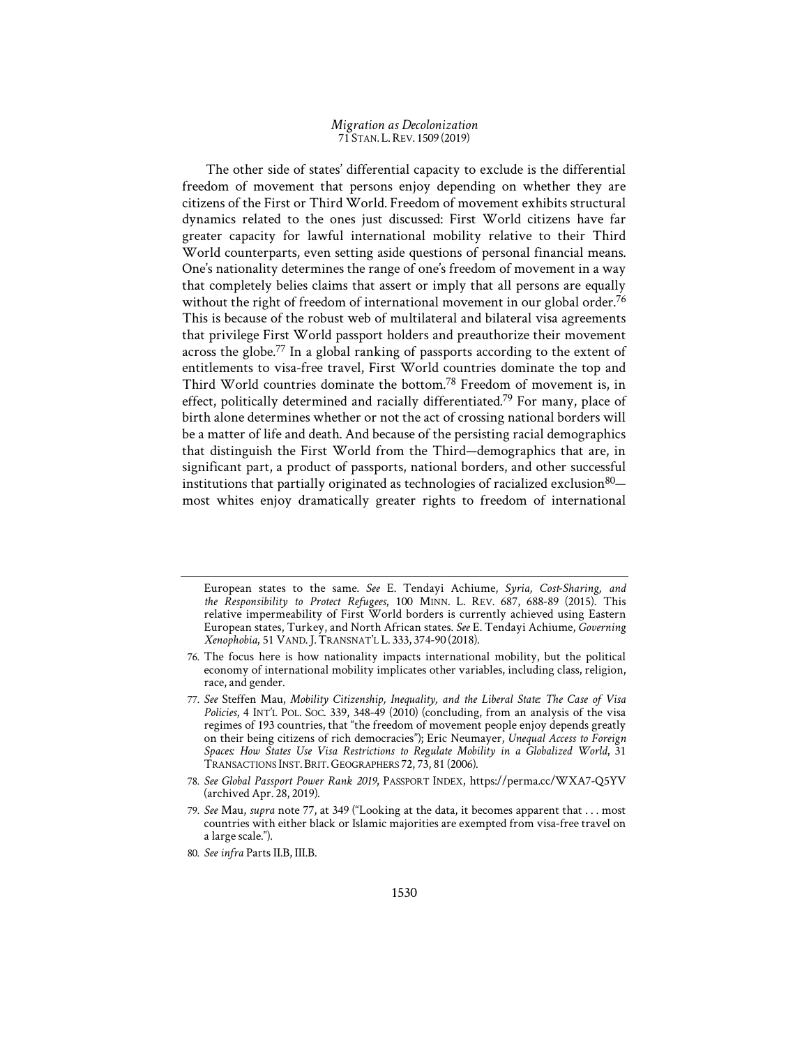The other side of states' differential capacity to exclude is the differential freedom of movement that persons enjoy depending on whether they are citizens of the First or Third World. Freedom of movement exhibits structural dynamics related to the ones just discussed: First World citizens have far greater capacity for lawful international mobility relative to their Third World counterparts, even setting aside questions of personal financial means. One's nationality determines the range of one's freedom of movement in a way that completely belies claims that assert or imply that all persons are equally without the right of freedom of international movement in our global order.[76] This is because of the robust web of multilateral and bilateral visa agreements that privilege First World passport holders and preauthorize their movement across the globe.[77] In a global ranking of passports according to the extent of entitlements to visa-free travel, First World countries dominate the top and Third World countries dominate the bottom.[78] Freedom of movement is, in effect, politically determined and racially differentiated.[79] For many, place of birth alone determines whether or not the act of crossing national borders will be a matter of life and death. And because of the persisting racial demographics that distinguish the First World from the Third—demographics that are, in significant part, a product of passports, national borders, and other successful institutions that partially originated as technologies of racialized exclusion[80]—most whites enjoy dramatically greater rights to freedom of international

---

European states to the same. *See* E. Tendayi Achiume, *Syria, Cost-Sharing, and the Responsibility to Protect Refugees*, 100 MINN. L. REV. 687, 688-89 (2015). This relative impermeability of First World borders is currently achieved using Eastern European states, Turkey, and North African states. *See* E. Tendayi Achiume, *Governing Xenophobia*, 51 VAND. J. TRANSNAT'L L. 333, 374-90 (2018).

76. The focus here is how nationality impacts international mobility, but the political economy of international mobility implicates other variables, including class, religion, race, and gender.

77. *See* Steffen Mau, *Mobility Citizenship, Inequality, and the Liberal State: The Case of Visa Policies*, 4 INT'L POL. SOC. 339, 348-49 (2010) (concluding, from an analysis of the visa regimes of 193 countries, that "the freedom of movement people enjoy depends greatly on their being citizens of rich democracies"); Eric Neumayer, *Unequal Access to Foreign Spaces: How States Use Visa Restrictions to Regulate Mobility in a Globalized World*, 31 TRANSACTIONS INST. BRIT. GEOGRAPHERS 72, 73, 81 (2006).

78. *See Global Passport Power Rank 2019*, PASSPORT INDEX, https://perma.cc/WXA7-Q5YV (archived Apr. 28, 2019).

79. *See* Mau, *supra* note 77, at 349 ("Looking at the data, it becomes apparent that . . . most countries with either black or Islamic majorities are exempted from visa-free travel on a large scale.").

80. *See infra* Parts II.B, III.B.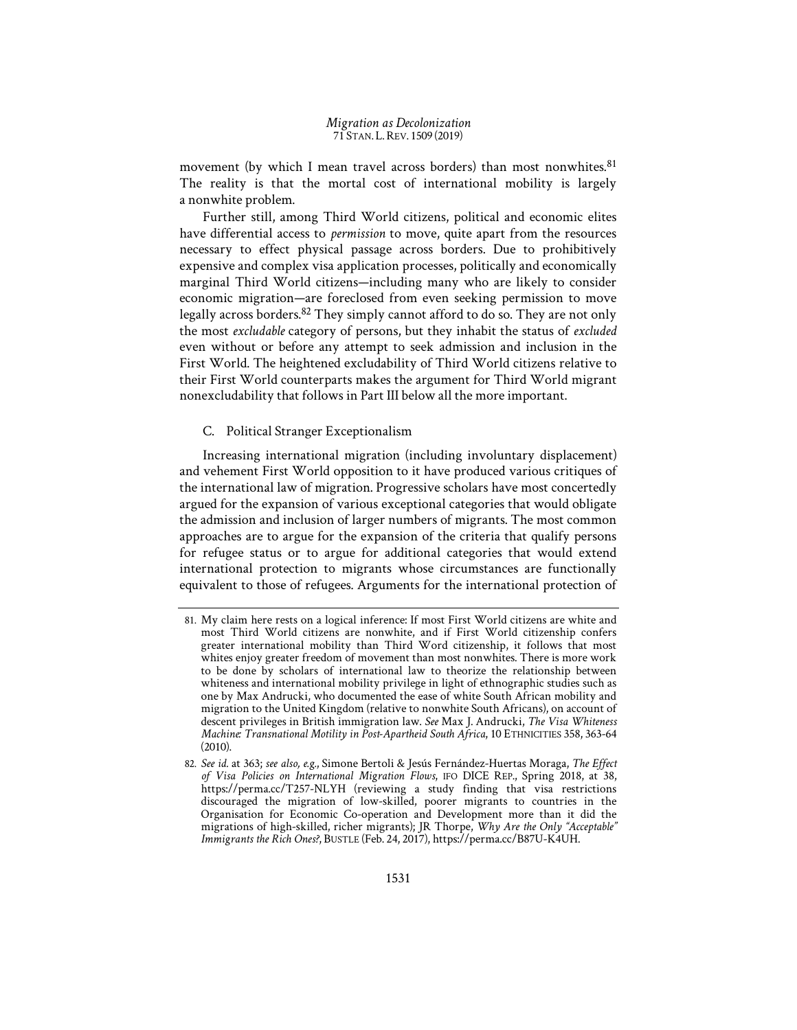movement (by which I mean travel across borders) than most nonwhites.[81] The reality is that the mortal cost of international mobility is largely a nonwhite problem.

Further still, among Third World citizens, political and economic elites have differential access to *permission* to move, quite apart from the resources necessary to effect physical passage across borders. Due to prohibitively expensive and complex visa application processes, politically and economically marginal Third World citizens—including many who are likely to consider economic migration—are foreclosed from even seeking permission to move legally across borders.[82] They simply cannot afford to do so. They are not only the most *excludable* category of persons, but they inhabit the status of *excluded* even without or before any attempt to seek admission and inclusion in the First World. The heightened excludability of Third World citizens relative to their First World counterparts makes the argument for Third World migrant nonexcludability that follows in Part III below all the more important.

### C. Political Stranger Exceptionalism

Increasing international migration (including involuntary displacement) and vehement First World opposition to it have produced various critiques of the international law of migration. Progressive scholars have most concertedly argued for the expansion of various exceptional categories that would obligate the admission and inclusion of larger numbers of migrants. The most common approaches are to argue for the expansion of the criteria that qualify persons for refugee status or to argue for additional categories that would extend international protection to migrants whose circumstances are functionally equivalent to those of refugees. Arguments for the international protection of

---

81. My claim here rests on a logical inference: If most First World citizens are white and most Third World citizens are nonwhite, and if First World citizenship confers greater international mobility than Third Word citizenship, it follows that most whites enjoy greater freedom of movement than most nonwhites. There is more work to be done by scholars of international law to theorize the relationship between whiteness and international mobility privilege in light of ethnographic studies such as one by Max Andrucki, who documented the ease of white South African mobility and migration to the United Kingdom (relative to nonwhite South Africans), on account of descent privileges in British immigration law. *See* Max J. Andrucki, *The Visa Whiteness Machine: Transnational Motility in Post-Apartheid South Africa*, 10 ETHNICITIES 358, 363-64 (2010).

82. *See id.* at 363; *see also, e.g.*, Simone Bertoli & Jesús Fernández-Huertas Moraga, *The Effect of Visa Policies on International Migration Flows*, IFO DICE REP., Spring 2018, at 38, https://perma.cc/T257-NLYH (reviewing a study finding that visa restrictions discouraged the migration of low-skilled, poorer migrants to countries in the Organisation for Economic Co-operation and Development more than it did the migrations of high-skilled, richer migrants); JR Thorpe, *Why Are the Only "Acceptable" Immigrants the Rich Ones?*, BUSTLE (Feb. 24, 2017), https://perma.cc/B87U-K4UH.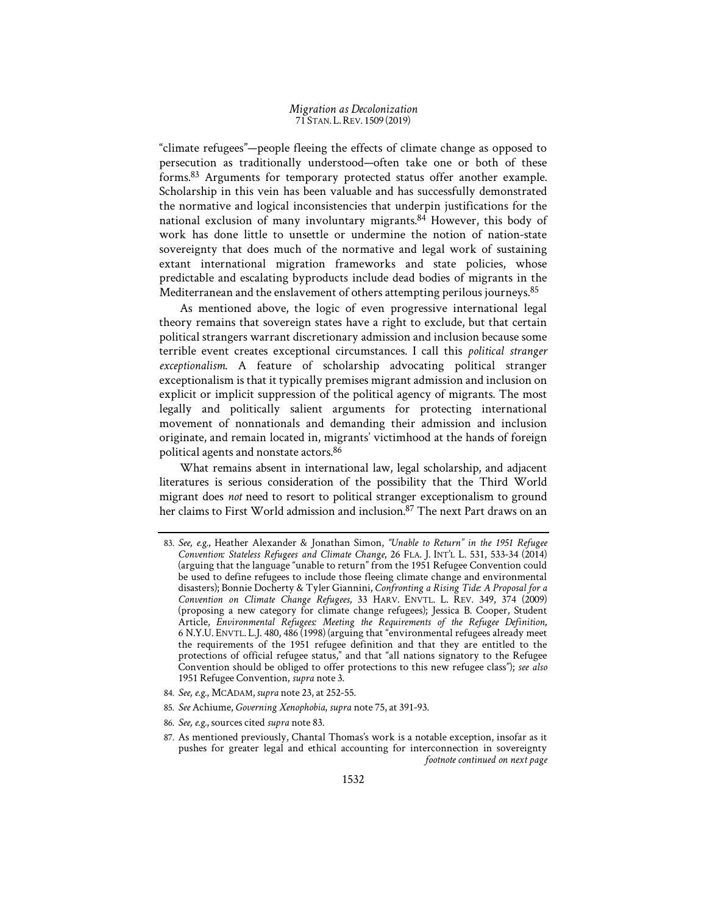"climate refugees"—people fleeing the effects of climate change as opposed to persecution as traditionally understood—often take one or both of these forms.[83] Arguments for temporary protected status offer another example. Scholarship in this vein has been valuable and has successfully demonstrated the normative and logical inconsistencies that underpin justifications for the national exclusion of many involuntary migrants.[84] However, this body of work has done little to unsettle or undermine the notion of nation-state sovereignty that does much of the normative and legal work of sustaining extant international migration frameworks and state policies, whose predictable and escalating byproducts include dead bodies of migrants in the Mediterranean and the enslavement of others attempting perilous journeys.[85]

As mentioned above, the logic of even progressive international legal theory remains that sovereign states have a right to exclude, but that certain political strangers warrant discretionary admission and inclusion because some terrible event creates exceptional circumstances. I call this *political stranger exceptionalism*. A feature of scholarship advocating political stranger exceptionalism is that it typically premises migrant admission and inclusion on explicit or implicit suppression of the political agency of migrants. The most legally and politically salient arguments for protecting international movement of nonnationals and demanding their admission and inclusion originate, and remain located in, migrants' victimhood at the hands of foreign political agents and nonstate actors.[86]

What remains absent in international law, legal scholarship, and adjacent literatures is serious consideration of the possibility that the Third World migrant does *not* need to resort to political stranger exceptionalism to ground her claims to First World admission and inclusion.[87] The next Part draws on an

---

83. *See, e.g.*, Heather Alexander & Jonathan Simon, *"Unable to Return" in the 1951 Refugee Convention: Stateless Refugees and Climate Change*, 26 FLA. J. INT'L L. 531, 533-34 (2014) (arguing that the language "unable to return" from the 1951 Refugee Convention could be used to define refugees to include those fleeing climate change and environmental disasters); Bonnie Docherty & Tyler Giannini, *Confronting a Rising Tide: A Proposal for a Convention on Climate Change Refugees*, 33 HARV. ENVTL. L. REV. 349, 374 (2009) (proposing a new category for climate change refugees); Jessica B. Cooper, Student Article, *Environmental Refugees: Meeting the Requirements of the Refugee Definition*, 6 N.Y.U. ENVTL. L.J. 480, 486 (1998) (arguing that "environmental refugees already meet the requirements of the 1951 refugee definition and that they are entitled to the protections of official refugee status," and that "all nations signatory to the Refugee Convention should be obliged to offer protections to this new refugee class"); *see also* 1951 Refugee Convention, *supra* note 3.

84. *See, e.g.*, MCADAM, *supra* note 23, at 252-55.

85. *See* Achiume, *Governing Xenophobia*, *supra* note 75, at 391-93.

86. *See, e.g.*, sources cited *supra* note 83.

87. As mentioned previously, Chantal Thomas's work is a notable exception, insofar as it pushes for greater legal and ethical accounting for interconnection in sovereignty *footnote continued on next page*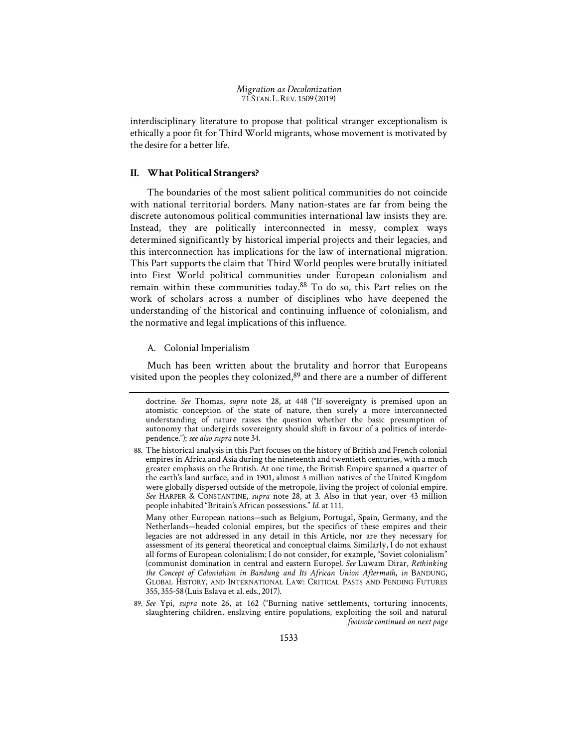interdisciplinary literature to propose that political stranger exceptionalism is ethically a poor fit for Third World migrants, whose movement is motivated by the desire for a better life.

## II. What Political Strangers?

The boundaries of the most salient political communities do not coincide with national territorial borders. Many nation-states are far from being the discrete autonomous political communities international law insists they are. Instead, they are politically interconnected in messy, complex ways determined significantly by historical imperial projects and their legacies, and this interconnection has implications for the law of international migration. This Part supports the claim that Third World peoples were brutally initiated into First World political communities under European colonialism and remain within these communities today.[88] To do so, this Part relies on the work of scholars across a number of disciplines who have deepened the understanding of the historical and continuing influence of colonialism, and the normative and legal implications of this influence.

### A. Colonial Imperialism

Much has been written about the brutality and horror that Europeans visited upon the peoples they colonized,[89] and there are a number of different

---

doctrine. *See* Thomas, *supra* note 28, at 448 ("If sovereignty is premised upon an atomistic conception of the state of nature, then surely a more interconnected understanding of nature raises the question whether the basic presumption of autonomy that undergirds sovereignty should shift in favour of a politics of interdependence."); *see also supra* note 34.

88. The historical analysis in this Part focuses on the history of British and French colonial empires in Africa and Asia during the nineteenth and twentieth centuries, with a much greater emphasis on the British. At one time, the British Empire spanned a quarter of the earth's land surface, and in 1901, almost 3 million natives of the United Kingdom were globally dispersed outside of the metropole, living the project of colonial empire. *See* HARPER & CONSTANTINE, *supra* note 28, at 3. Also in that year, over 43 million people inhabited "Britain's African possessions." *Id.* at 111.

Many other European nations—such as Belgium, Portugal, Spain, Germany, and the Netherlands—headed colonial empires, but the specifics of these empires and their legacies are not addressed in any detail in this Article, nor are they necessary for assessment of its general theoretical and conceptual claims. Similarly, I do not exhaust all forms of European colonialism: I do not consider, for example, "Soviet colonialism" (communist domination in central and eastern Europe). *See* Luwam Dirar, *Rethinking the Concept of Colonialism in Bandung and Its African Union Aftermath*, *in* BANDUNG, GLOBAL HISTORY, AND INTERNATIONAL LAW: CRITICAL PASTS AND PENDING FUTURES 355, 355-58 (Luis Eslava et al. eds., 2017).

89. *See* Ypi, *supra* note 26, at 162 ("Burning native settlements, torturing innocents, slaughtering children, enslaving entire populations, exploiting the soil and natural

*footnote continued on next page*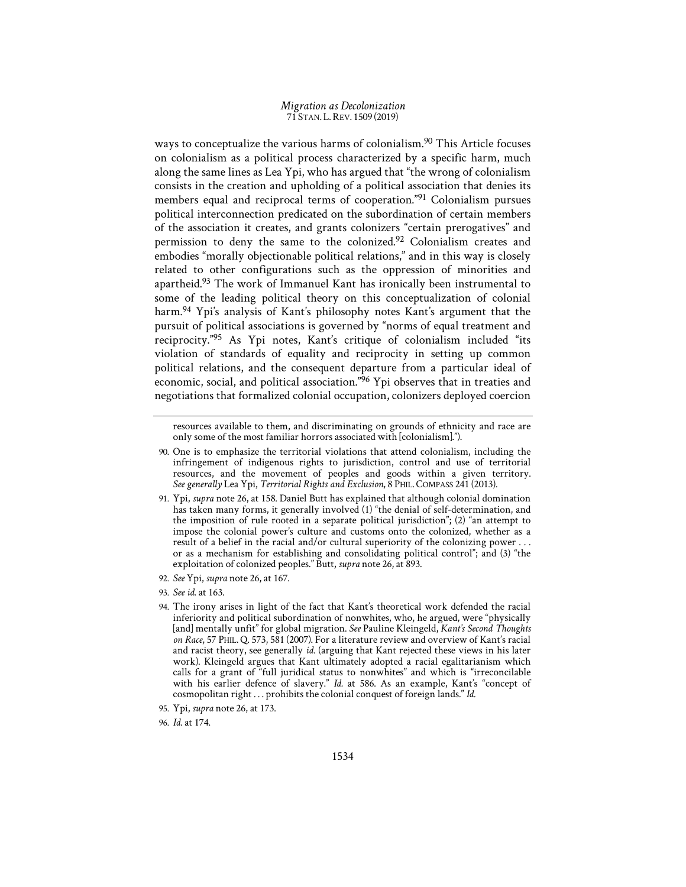ways to conceptualize the various harms of colonialism.[90] This Article focuses on colonialism as a political process characterized by a specific harm, much along the same lines as Lea Ypi, who has argued that "the wrong of colonialism consists in the creation and upholding of a political association that denies its members equal and reciprocal terms of cooperation."[91] Colonialism pursues political interconnection predicated on the subordination of certain members of the association it creates, and grants colonizers "certain prerogatives" and permission to deny the same to the colonized.[92] Colonialism creates and embodies "morally objectionable political relations," and in this way is closely related to other configurations such as the oppression of minorities and apartheid.[93] The work of Immanuel Kant has ironically been instrumental to some of the leading political theory on this conceptualization of colonial harm.[94] Ypi's analysis of Kant's philosophy notes Kant's argument that the pursuit of political associations is governed by "norms of equal treatment and reciprocity."[95] As Ypi notes, Kant's critique of colonialism included "its violation of standards of equality and reciprocity in setting up common political relations, and the consequent departure from a particular ideal of economic, social, and political association."[96] Ypi observes that in treaties and negotiations that formalized colonial occupation, colonizers deployed coercion

---

resources available to them, and discriminating on grounds of ethnicity and race are only some of the most familiar horrors associated with [colonialism].").

90. One is to emphasize the territorial violations that attend colonialism, including the infringement of indigenous rights to jurisdiction, control and use of territorial resources, and the movement of peoples and goods within a given territory. *See generally* Lea Ypi, *Territorial Rights and Exclusion*, 8 PHIL. COMPASS 241 (2013).

91. Ypi, *supra* note 26, at 158. Daniel Butt has explained that although colonial domination has taken many forms, it generally involved (1) "the denial of self-determination, and the imposition of rule rooted in a separate political jurisdiction"; (2) "an attempt to impose the colonial power's culture and customs onto the colonized, whether as a result of a belief in the racial and/or cultural superiority of the colonizing power . . . or as a mechanism for establishing and consolidating political control"; and (3) "the exploitation of colonized peoples." Butt, *supra* note 26, at 893.

92. *See* Ypi, *supra* note 26, at 167.

93. *See id.* at 163.

94. The irony arises in light of the fact that Kant's theoretical work defended the racial inferiority and political subordination of nonwhites, who, he argued, were "physically [and] mentally unfit" for global migration. *See* Pauline Kleingeld, *Kant's Second Thoughts on Race*, 57 PHIL. Q. 573, 581 (2007). For a literature review and overview of Kant's racial and racist theory, see generally *id.* (arguing that Kant rejected these views in his later work). Kleingeld argues that Kant ultimately adopted a racial egalitarianism which calls for a grant of "full juridical status to nonwhites" and which is "irreconcilable with his earlier defence of slavery." *Id.* at 586. As an example, Kant's "concept of cosmopolitan right . . . prohibits the colonial conquest of foreign lands." *Id.*

95. Ypi, *supra* note 26, at 173.

96. *Id.* at 174.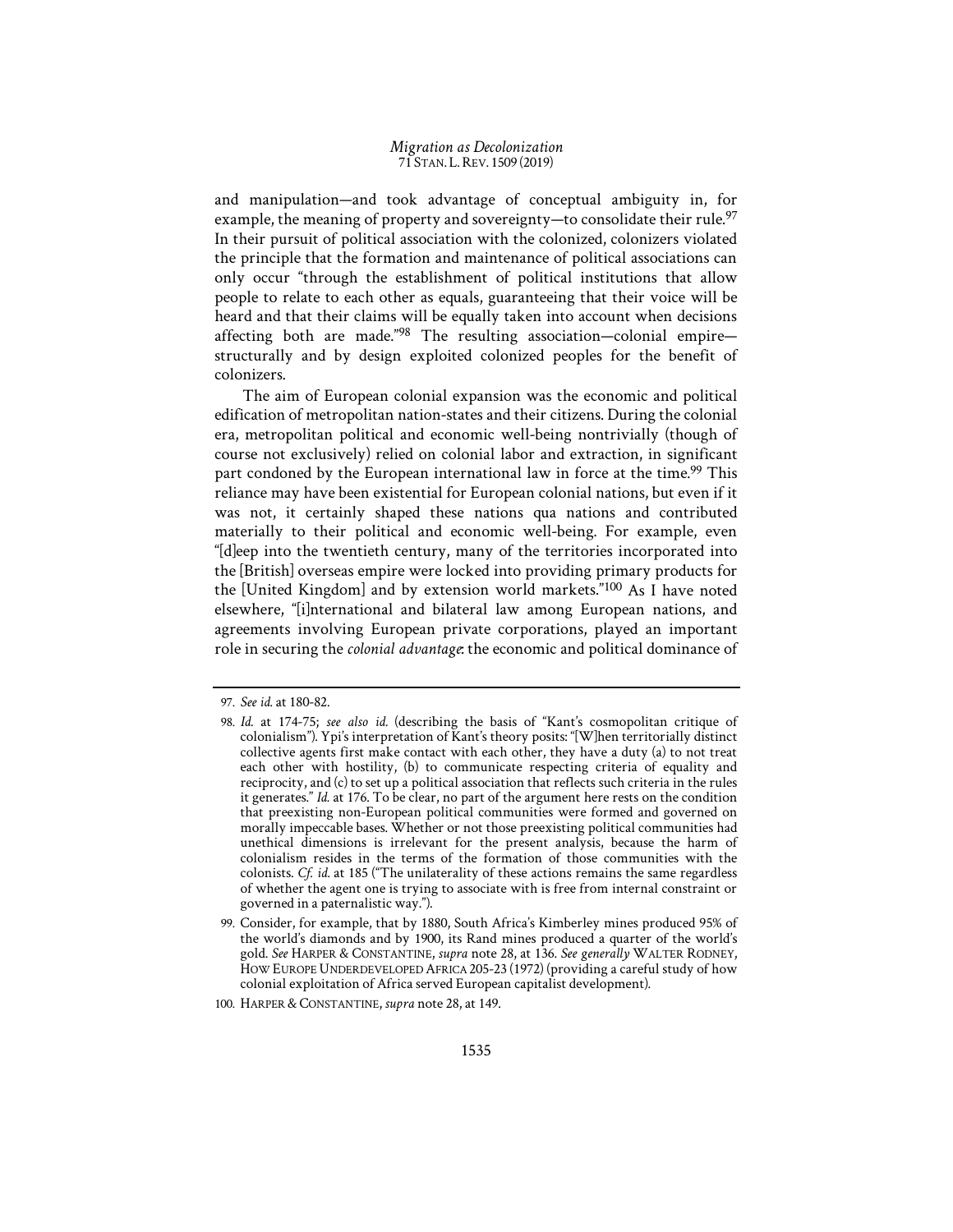and manipulation—and took advantage of conceptual ambiguity in, for example, the meaning of property and sovereignty—to consolidate their rule.[97] In their pursuit of political association with the colonized, colonizers violated the principle that the formation and maintenance of political associations can only occur "through the establishment of political institutions that allow people to relate to each other as equals, guaranteeing that their voice will be heard and that their claims will be equally taken into account when decisions affecting both are made."[98] The resulting association—colonial empire—structurally and by design exploited colonized peoples for the benefit of colonizers.

The aim of European colonial expansion was the economic and political edification of metropolitan nation-states and their citizens. During the colonial era, metropolitan political and economic well-being nontrivially (though of course not exclusively) relied on colonial labor and extraction, in significant part condoned by the European international law in force at the time.[99] This reliance may have been existential for European colonial nations, but even if it was not, it certainly shaped these nations qua nations and contributed materially to their political and economic well-being. For example, even "[d]eep into the twentieth century, many of the territories incorporated into the [British] overseas empire were locked into providing primary products for the [United Kingdom] and by extension world markets."[100] As I have noted elsewhere, "[i]nternational and bilateral law among European nations, and agreements involving European private corporations, played an important role in securing the *colonial advantage*: the economic and political dominance of

---

97. *See id.* at 180-82.

98. *Id.* at 174-75; *see also id.* (describing the basis of "Kant's cosmopolitan critique of colonialism"). Ypi's interpretation of Kant's theory posits: "[W]hen territorially distinct collective agents first make contact with each other, they have a duty (a) to not treat each other with hostility, (b) to communicate respecting criteria of equality and reciprocity, and (c) to set up a political association that reflects such criteria in the rules it generates." *Id.* at 176. To be clear, no part of the argument here rests on the condition that preexisting non-European political communities were formed and governed on morally impeccable bases. Whether or not those preexisting political communities had unethical dimensions is irrelevant for the present analysis, because the harm of colonialism resides in the terms of the formation of those communities with the colonists. *Cf. id.* at 185 ("The unilaterality of these actions remains the same regardless of whether the agent one is trying to associate with is free from internal constraint or governed in a paternalistic way.").

99. Consider, for example, that by 1880, South Africa's Kimberley mines produced 95% of the world's diamonds and by 1900, its Rand mines produced a quarter of the world's gold. *See* HARPER & CONSTANTINE, *supra* note 28, at 136. *See generally* WALTER RODNEY, HOW EUROPE UNDERDEVELOPED AFRICA 205-23 (1972) (providing a careful study of how colonial exploitation of Africa served European capitalist development).

100. HARPER & CONSTANTINE, *supra* note 28, at 149.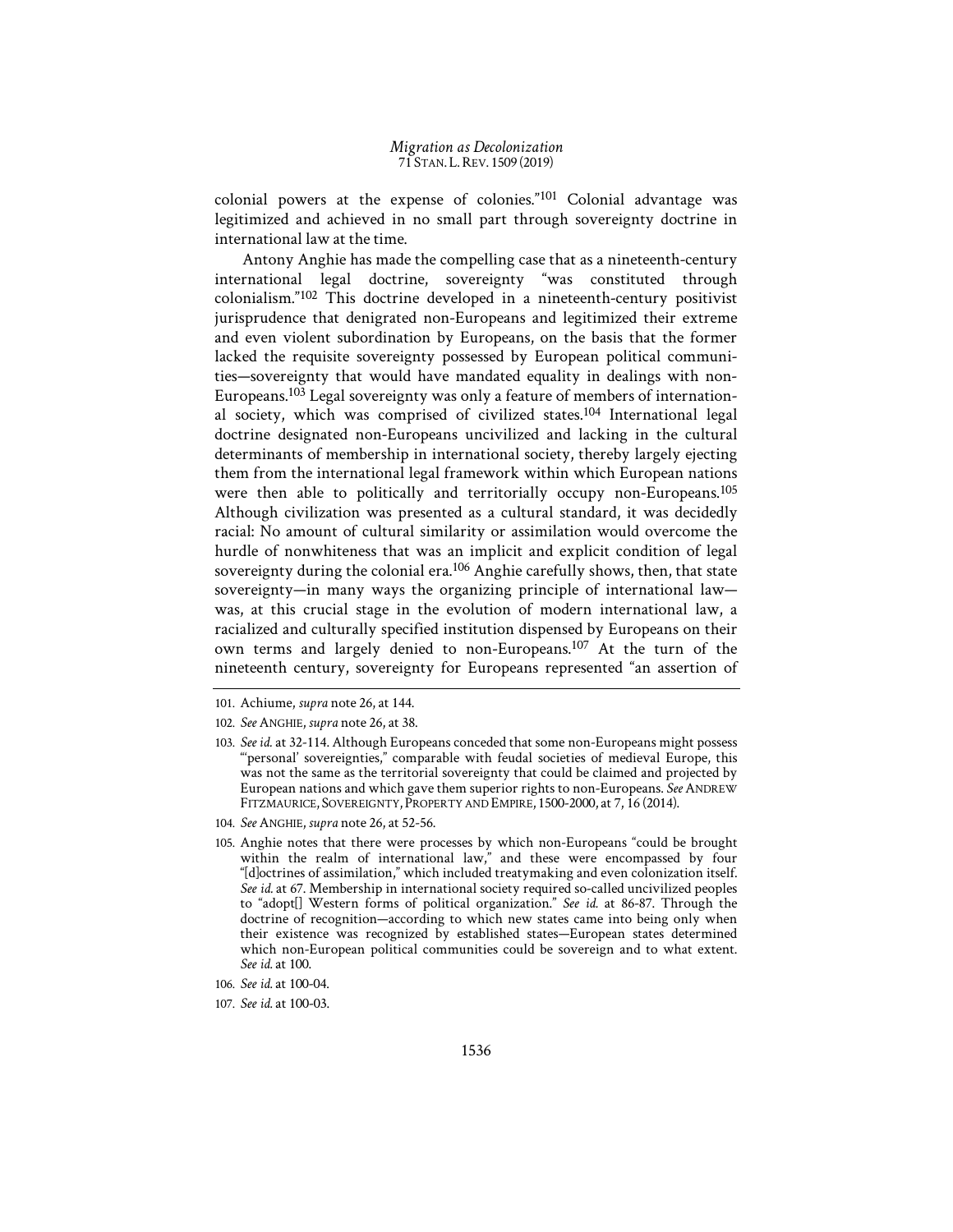colonial powers at the expense of colonies."[101] Colonial advantage was legitimized and achieved in no small part through sovereignty doctrine in international law at the time.

Antony Anghie has made the compelling case that as a nineteenth-century international legal doctrine, sovereignty "was constituted through colonialism."[102] This doctrine developed in a nineteenth-century positivist jurisprudence that denigrated non-Europeans and legitimized their extreme and even violent subordination by Europeans, on the basis that the former lacked the requisite sovereignty possessed by European political communities—sovereignty that would have mandated equality in dealings with non-Europeans.[103] Legal sovereignty was only a feature of members of international society, which was comprised of civilized states.[104] International legal doctrine designated non-Europeans uncivilized and lacking in the cultural determinants of membership in international society, thereby largely ejecting them from the international legal framework within which European nations were then able to politically and territorially occupy non-Europeans.[105] Although civilization was presented as a cultural standard, it was decidedly racial: No amount of cultural similarity or assimilation would overcome the hurdle of nonwhiteness that was an implicit and explicit condition of legal sovereignty during the colonial era.[106] Anghie carefully shows, then, that state sovereignty—in many ways the organizing principle of international law—was, at this crucial stage in the evolution of modern international law, a racialized and culturally specified institution dispensed by Europeans on their own terms and largely denied to non-Europeans.[107] At the turn of the nineteenth century, sovereignty for Europeans represented "an assertion of

---

101. Achiume, *supra* note 26, at 144.

102. *See* ANGHIE, *supra* note 26, at 38.

103. *See id.* at 32-114. Although Europeans conceded that some non-Europeans might possess "'personal' sovereignties," comparable with feudal societies of medieval Europe, this was not the same as the territorial sovereignty that could be claimed and projected by European nations and which gave them superior rights to non-Europeans. *See* ANDREW FITZMAURICE, SOVEREIGNTY, PROPERTY AND EMPIRE, 1500-2000, at 7, 16 (2014).

104. *See* ANGHIE, *supra* note 26, at 52-56.

105. Anghie notes that there were processes by which non-Europeans "could be brought within the realm of international law," and these were encompassed by four "[d]octrines of assimilation," which included treatymaking and even colonization itself. *See id.* at 67. Membership in international society required so-called uncivilized peoples to "adopt[] Western forms of political organization." *See id.* at 86-87. Through the doctrine of recognition—according to which new states came into being only when their existence was recognized by established states—European states determined which non-European political communities could be sovereign and to what extent. *See id.* at 100.

106. *See id.* at 100-04.

107. *See id.* at 100-03.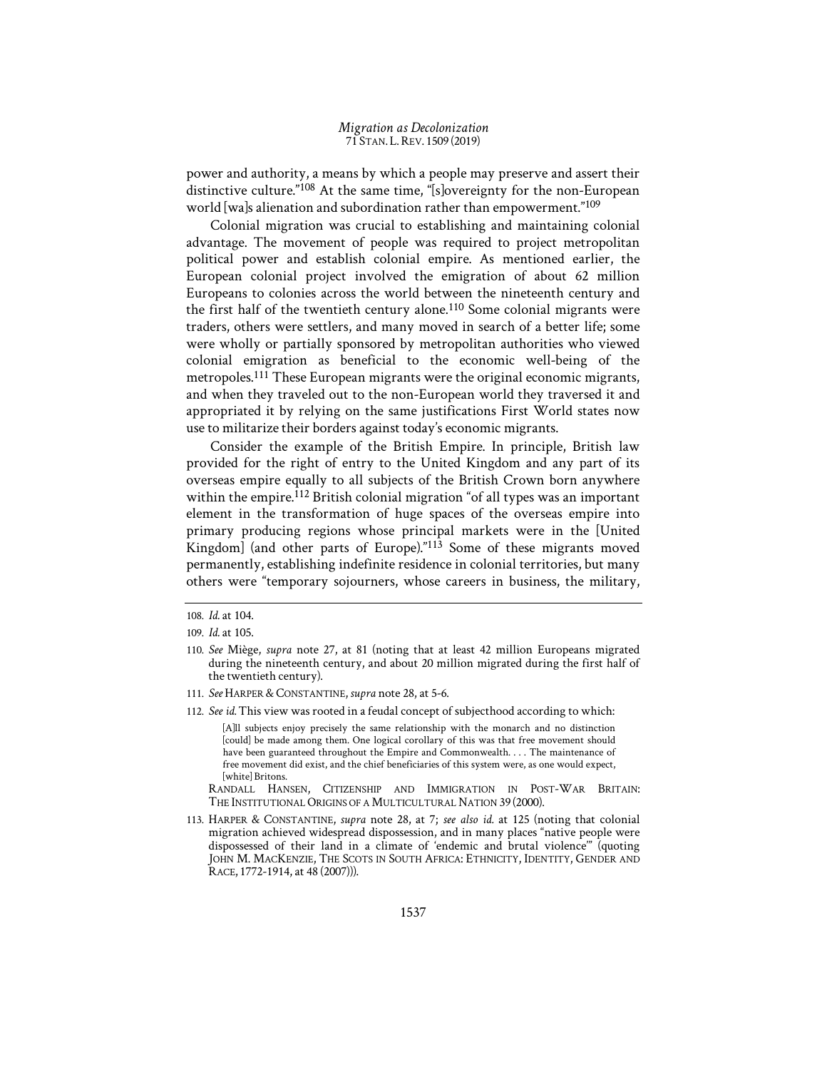power and authority, a means by which a people may preserve and assert their distinctive culture."[108] At the same time, "[s]overeignty for the non-European world [wa]s alienation and subordination rather than empowerment."[109]

Colonial migration was crucial to establishing and maintaining colonial advantage. The movement of people was required to project metropolitan political power and establish colonial empire. As mentioned earlier, the European colonial project involved the emigration of about 62 million Europeans to colonies across the world between the nineteenth century and the first half of the twentieth century alone.[110] Some colonial migrants were traders, others were settlers, and many moved in search of a better life; some were wholly or partially sponsored by metropolitan authorities who viewed colonial emigration as beneficial to the economic well-being of the metropoles.[111] These European migrants were the original economic migrants, and when they traveled out to the non-European world they traversed it and appropriated it by relying on the same justifications First World states now use to militarize their borders against today's economic migrants.

Consider the example of the British Empire. In principle, British law provided for the right of entry to the United Kingdom and any part of its overseas empire equally to all subjects of the British Crown born anywhere within the empire.[112] British colonial migration "of all types was an important element in the transformation of huge spaces of the overseas empire into primary producing regions whose principal markets were in the [United Kingdom] (and other parts of Europe)."[113] Some of these migrants moved permanently, establishing indefinite residence in colonial territories, but many others were "temporary sojourners, whose careers in business, the military,

---

108. *Id.* at 104.

109. *Id.* at 105.

110. *See* Miège, *supra* note 27, at 81 (noting that at least 42 million Europeans migrated during the nineteenth century, and about 20 million migrated during the first half of the twentieth century).

111. *See* HARPER & CONSTANTINE, *supra* note 28, at 5-6.

112. *See id.* This view was rooted in a feudal concept of subjecthood according to which:

> [A]ll subjects enjoy precisely the same relationship with the monarch and no distinction [could] be made among them. One logical corollary of this was that free movement should have been guaranteed throughout the Empire and Commonwealth. . . . The maintenance of free movement did exist, and the chief beneficiaries of this system were, as one would expect, [white] Britons.

RANDALL HANSEN, CITIZENSHIP AND IMMIGRATION IN POST-WAR BRITAIN: THE INSTITUTIONAL ORIGINS OF A MULTICULTURAL NATION 39 (2000).

113. HARPER & CONSTANTINE, *supra* note 28, at 7; *see also id.* at 125 (noting that colonial migration achieved widespread dispossession, and in many places "native people were dispossessed of their land in a climate of 'endemic and brutal violence'" (quoting JOHN M. MACKENZIE, THE SCOTS IN SOUTH AFRICA: ETHNICITY, IDENTITY, GENDER AND RACE, 1772-1914, at 48 (2007))).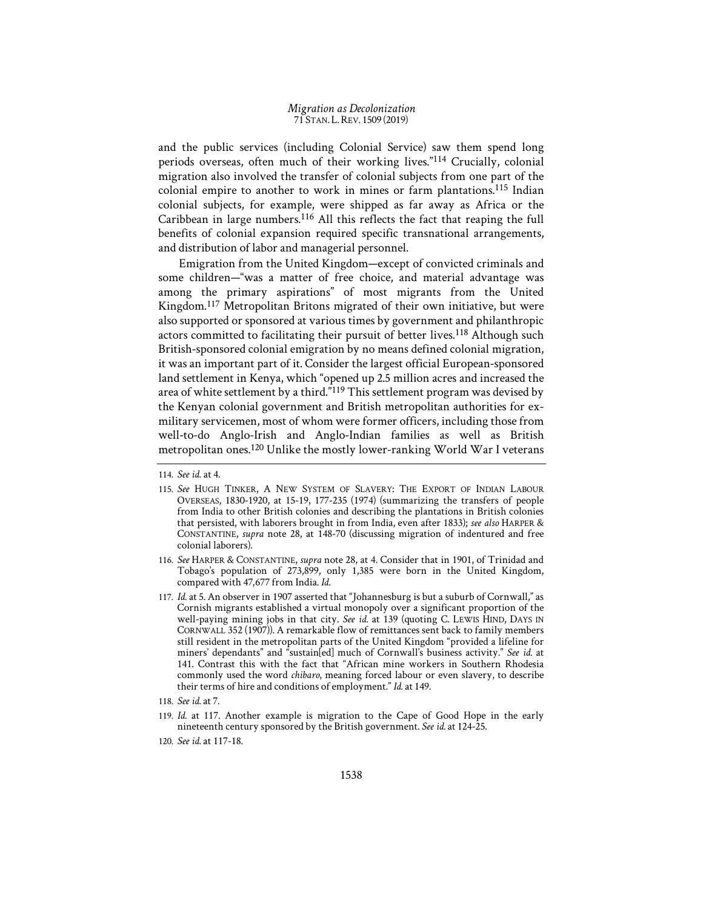and the public services (including Colonial Service) saw them spend long periods overseas, often much of their working lives."[114] Crucially, colonial migration also involved the transfer of colonial subjects from one part of the colonial empire to another to work in mines or farm plantations.[115] Indian colonial subjects, for example, were shipped as far away as Africa or the Caribbean in large numbers.[116] All this reflects the fact that reaping the full benefits of colonial expansion required specific transnational arrangements, and distribution of labor and managerial personnel.

Emigration from the United Kingdom—except of convicted criminals and some children—"was a matter of free choice, and material advantage was among the primary aspirations" of most migrants from the United Kingdom.[117] Metropolitan Britons migrated of their own initiative, but were also supported or sponsored at various times by government and philanthropic actors committed to facilitating their pursuit of better lives.[118] Although such British-sponsored colonial emigration by no means defined colonial migration, it was an important part of it. Consider the largest official European-sponsored land settlement in Kenya, which "opened up 2.5 million acres and increased the area of white settlement by a third."[119] This settlement program was devised by the Kenyan colonial government and British metropolitan authorities for ex-military servicemen, most of whom were former officers, including those from well-to-do Anglo-Irish and Anglo-Indian families as well as British metropolitan ones.[120] Unlike the mostly lower-ranking World War I veterans

---

114. *See id.* at 4.

115. *See* HUGH TINKER, A NEW SYSTEM OF SLAVERY: THE EXPORT OF INDIAN LABOUR OVERSEAS, 1830-1920, at 15-19, 177-235 (1974) (summarizing the transfers of people from India to other British colonies and describing the plantations in British colonies that persisted, with laborers brought in from India, even after 1833); *see also* HARPER & CONSTANTINE, *supra* note 28, at 148-70 (discussing migration of indentured and free colonial laborers).

116. *See* HARPER & CONSTANTINE, *supra* note 28, at 4. Consider that in 1901, of Trinidad and Tobago's population of 273,899, only 1,385 were born in the United Kingdom, compared with 47,677 from India. *Id.*

117. *Id.* at 5. An observer in 1907 asserted that "Johannesburg is but a suburb of Cornwall," as Cornish migrants established a virtual monopoly over a significant proportion of the well-paying mining jobs in that city. *See id.* at 139 (quoting C. LEWIS HIND, DAYS IN CORNWALL 352 (1907)). A remarkable flow of remittances sent back to family members still resident in the metropolitan parts of the United Kingdom "provided a lifeline for miners' dependants" and "sustain[ed] much of Cornwall's business activity." *See id.* at 141. Contrast this with the fact that "African mine workers in Southern Rhodesia commonly used the word *chibaro*, meaning forced labour or even slavery, to describe their terms of hire and conditions of employment." *Id.* at 149.

118. *See id.* at 7.

119. *Id.* at 117. Another example is migration to the Cape of Good Hope in the early nineteenth century sponsored by the British government. *See id.* at 124-25.

120. *See id.* at 117-18.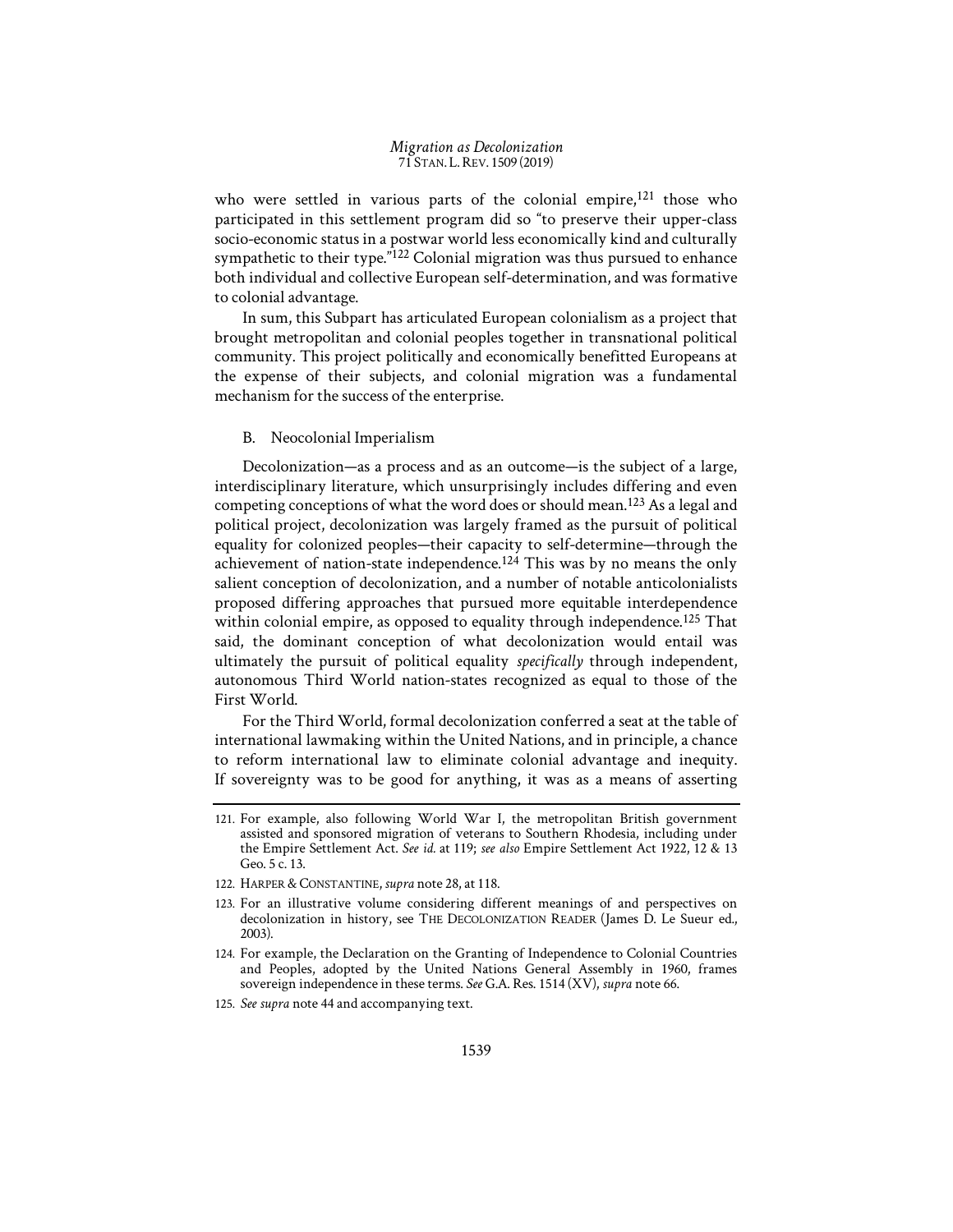who were settled in various parts of the colonial empire,[121] those who participated in this settlement program did so "to preserve their upper-class socio-economic status in a postwar world less economically kind and culturally sympathetic to their type."[122] Colonial migration was thus pursued to enhance both individual and collective European self-determination, and was formative to colonial advantage.

In sum, this Subpart has articulated European colonialism as a project that brought metropolitan and colonial peoples together in transnational political community. This project politically and economically benefitted Europeans at the expense of their subjects, and colonial migration was a fundamental mechanism for the success of the enterprise.

### B. Neocolonial Imperialism

Decolonization—as a process and as an outcome—is the subject of a large, interdisciplinary literature, which unsurprisingly includes differing and even competing conceptions of what the word does or should mean.[123] As a legal and political project, decolonization was largely framed as the pursuit of political equality for colonized peoples—their capacity to self-determine—through the achievement of nation-state independence.[124] This was by no means the only salient conception of decolonization, and a number of notable anticolonialists proposed differing approaches that pursued more equitable interdependence within colonial empire, as opposed to equality through independence.[125] That said, the dominant conception of what decolonization would entail was ultimately the pursuit of political equality *specifically* through independent, autonomous Third World nation-states recognized as equal to those of the First World.

For the Third World, formal decolonization conferred a seat at the table of international lawmaking within the United Nations, and in principle, a chance to reform international law to eliminate colonial advantage and inequity. If sovereignty was to be good for anything, it was as a means of asserting

---

121. For example, also following World War I, the metropolitan British government assisted and sponsored migration of veterans to Southern Rhodesia, including under the Empire Settlement Act. *See id.* at 119; *see also* Empire Settlement Act 1922, 12 & 13 Geo. 5 c. 13.

122. HARPER & CONSTANTINE, *supra* note 28, at 118.

123. For an illustrative volume considering different meanings of and perspectives on decolonization in history, see THE DECOLONIZATION READER (James D. Le Sueur ed., 2003).

124. For example, the Declaration on the Granting of Independence to Colonial Countries and Peoples, adopted by the United Nations General Assembly in 1960, frames sovereign independence in these terms. *See* G.A. Res. 1514 (XV), *supra* note 66.

125. *See supra* note 44 and accompanying text.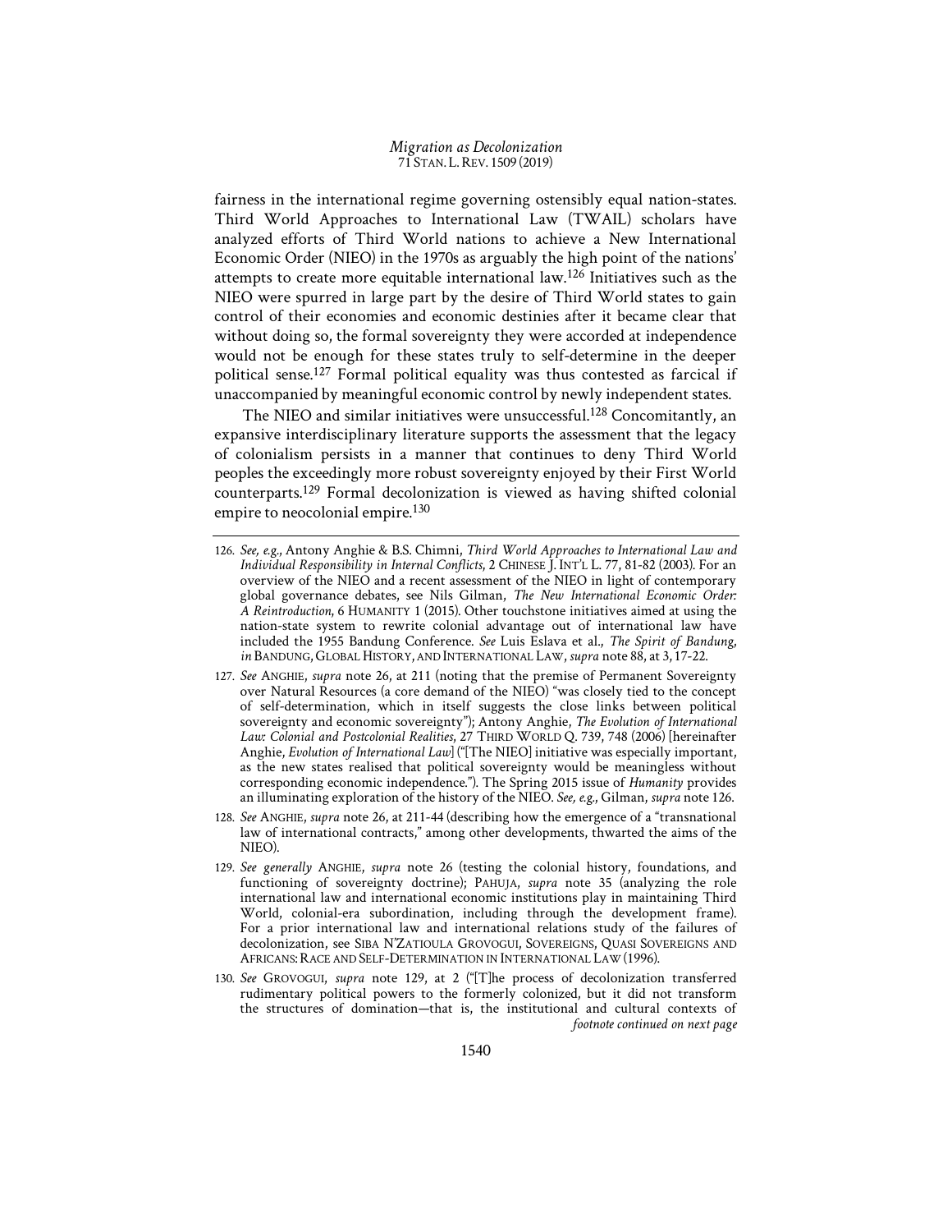fairness in the international regime governing ostensibly equal nation-states. Third World Approaches to International Law (TWAIL) scholars have analyzed efforts of Third World nations to achieve a New International Economic Order (NIEO) in the 1970s as arguably the high point of the nations' attempts to create more equitable international law.[126] Initiatives such as the NIEO were spurred in large part by the desire of Third World states to gain control of their economies and economic destinies after it became clear that without doing so, the formal sovereignty they were accorded at independence would not be enough for these states truly to self-determine in the deeper political sense.[127] Formal political equality was thus contested as farcical if unaccompanied by meaningful economic control by newly independent states.

The NIEO and similar initiatives were unsuccessful.[128] Concomitantly, an expansive interdisciplinary literature supports the assessment that the legacy of colonialism persists in a manner that continues to deny Third World peoples the exceedingly more robust sovereignty enjoyed by their First World counterparts.[129] Formal decolonization is viewed as having shifted colonial empire to neocolonial empire.[130]

---

126. *See, e.g.*, Antony Anghie & B.S. Chimni, *Third World Approaches to International Law and Individual Responsibility in Internal Conflicts*, 2 CHINESE J. INT'L L. 77, 81-82 (2003). For an overview of the NIEO and a recent assessment of the NIEO in light of contemporary global governance debates, see Nils Gilman, *The New International Economic Order: A Reintroduction*, 6 HUMANITY 1 (2015). Other touchstone initiatives aimed at using the nation-state system to rewrite colonial advantage out of international law have included the 1955 Bandung Conference. *See* Luis Eslava et al., *The Spirit of Bandung*, *in* BANDUNG, GLOBAL HISTORY, AND INTERNATIONAL LAW, *supra* note 88, at 3, 17-22.

127. *See* ANGHIE, *supra* note 26, at 211 (noting that the premise of Permanent Sovereignty over Natural Resources (a core demand of the NIEO) "was closely tied to the concept of self-determination, which in itself suggests the close links between political sovereignty and economic sovereignty"); Antony Anghie, *The Evolution of International Law: Colonial and Postcolonial Realities*, 27 THIRD WORLD Q. 739, 748 (2006) [hereinafter Anghie, *Evolution of International Law*] ("[The NIEO] initiative was especially important, as the new states realised that political sovereignty would be meaningless without corresponding economic independence."). The Spring 2015 issue of *Humanity* provides an illuminating exploration of the history of the NIEO. *See, e.g.*, Gilman, *supra* note 126.

128. *See* ANGHIE, *supra* note 26, at 211-44 (describing how the emergence of a "transnational law of international contracts," among other developments, thwarted the aims of the NIEO).

129. *See generally* ANGHIE, *supra* note 26 (testing the colonial history, foundations, and functioning of sovereignty doctrine); PAHUJA, *supra* note 35 (analyzing the role international law and international economic institutions play in maintaining Third World, colonial-era subordination, including through the development frame). For a prior international law and international relations study of the failures of decolonization, see SIBA N'ZATIOULA GROVOGUI, SOVEREIGNS, QUASI SOVEREIGNS AND AFRICANS: RACE AND SELF-DETERMINATION IN INTERNATIONAL LAW (1996).

130. *See* GROVOGUI, *supra* note 129, at 2 ("[T]he process of decolonization transferred rudimentary political powers to the formerly colonized, but it did not transform the structures of domination—that is, the institutional and cultural contexts of

*footnote continued on next page*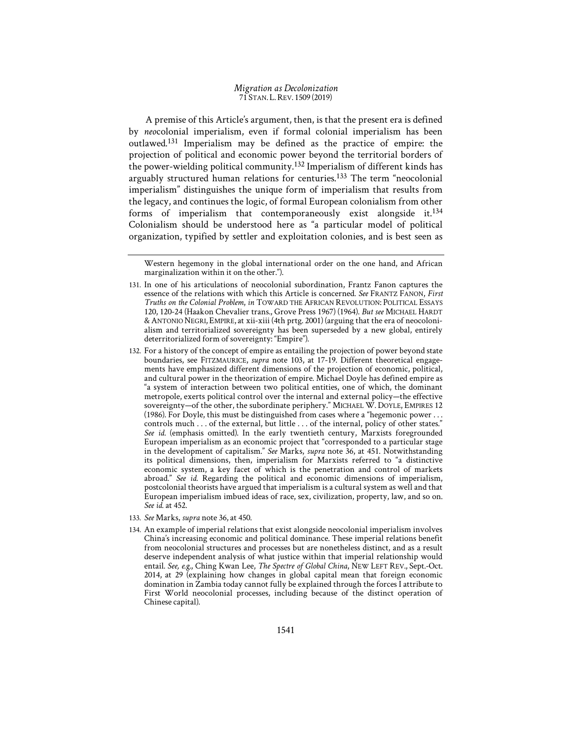A premise of this Article's argument, then, is that the present era is defined by *neo*colonial imperialism, even if formal colonial imperialism has been outlawed.[131] Imperialism may be defined as the practice of empire: the projection of political and economic power beyond the territorial borders of the power-wielding political community.[132] Imperialism of different kinds has arguably structured human relations for centuries.[133] The term "neocolonial imperialism" distinguishes the unique form of imperialism that results from the legacy, and continues the logic, of formal European colonialism from other forms of imperialism that contemporaneously exist alongside it.[134] Colonialism should be understood here as "a particular model of political organization, typified by settler and exploitation colonies, and is best seen as

---

Western hegemony in the global international order on the one hand, and African marginalization within it on the other.").

131. In one of his articulations of neocolonial subordination, Frantz Fanon captures the essence of the relations with which this Article is concerned. *See* FRANTZ FANON, *First Truths on the Colonial Problem*, *in* TOWARD THE AFRICAN REVOLUTION: POLITICAL ESSAYS 120, 120-24 (Haakon Chevalier trans., Grove Press 1967) (1964). *But see* MICHAEL HARDT & ANTONIO NEGRI, EMPIRE, at xii-xiii (4th prtg. 2001) (arguing that the era of neocolonialism and territorialized sovereignty has been superseded by a new global, entirely deterritorialized form of sovereignty: "Empire").

132. For a history of the concept of empire as entailing the projection of power beyond state boundaries, see FITZMAURICE, *supra* note 103, at 17-19. Different theoretical engagements have emphasized different dimensions of the projection of economic, political, and cultural power in the theorization of empire. Michael Doyle has defined empire as "a system of interaction between two political entities, one of which, the dominant metropole, exerts political control over the internal and external policy—the effective sovereignty—of the other, the subordinate periphery." MICHAEL W. DOYLE, EMPIRES 12 (1986). For Doyle, this must be distinguished from cases where a "hegemonic power . . . controls much . . . of the external, but little . . . of the internal, policy of other states." *See id.* (emphasis omitted). In the early twentieth century, Marxists foregrounded European imperialism as an economic project that "corresponded to a particular stage in the development of capitalism." *See* Marks, *supra* note 36, at 451. Notwithstanding its political dimensions, then, imperialism for Marxists referred to "a distinctive economic system, a key facet of which is the penetration and control of markets abroad." *See id.* Regarding the political and economic dimensions of imperialism, postcolonial theorists have argued that imperialism is a cultural system as well and that European imperialism imbued ideas of race, sex, civilization, property, law, and so on. *See id.* at 452.

133. *See* Marks, *supra* note 36, at 450.

134. An example of imperial relations that exist alongside neocolonial imperialism involves China's increasing economic and political dominance. These imperial relations benefit from neocolonial structures and processes but are nonetheless distinct, and as a result deserve independent analysis of what justice within that imperial relationship would entail. *See, e.g.*, Ching Kwan Lee, *The Spectre of Global China*, NEW LEFT REV., Sept.-Oct. 2014, at 29 (explaining how changes in global capital mean that foreign economic domination in Zambia today cannot fully be explained through the forces I attribute to First World neocolonial processes, including because of the distinct operation of Chinese capital).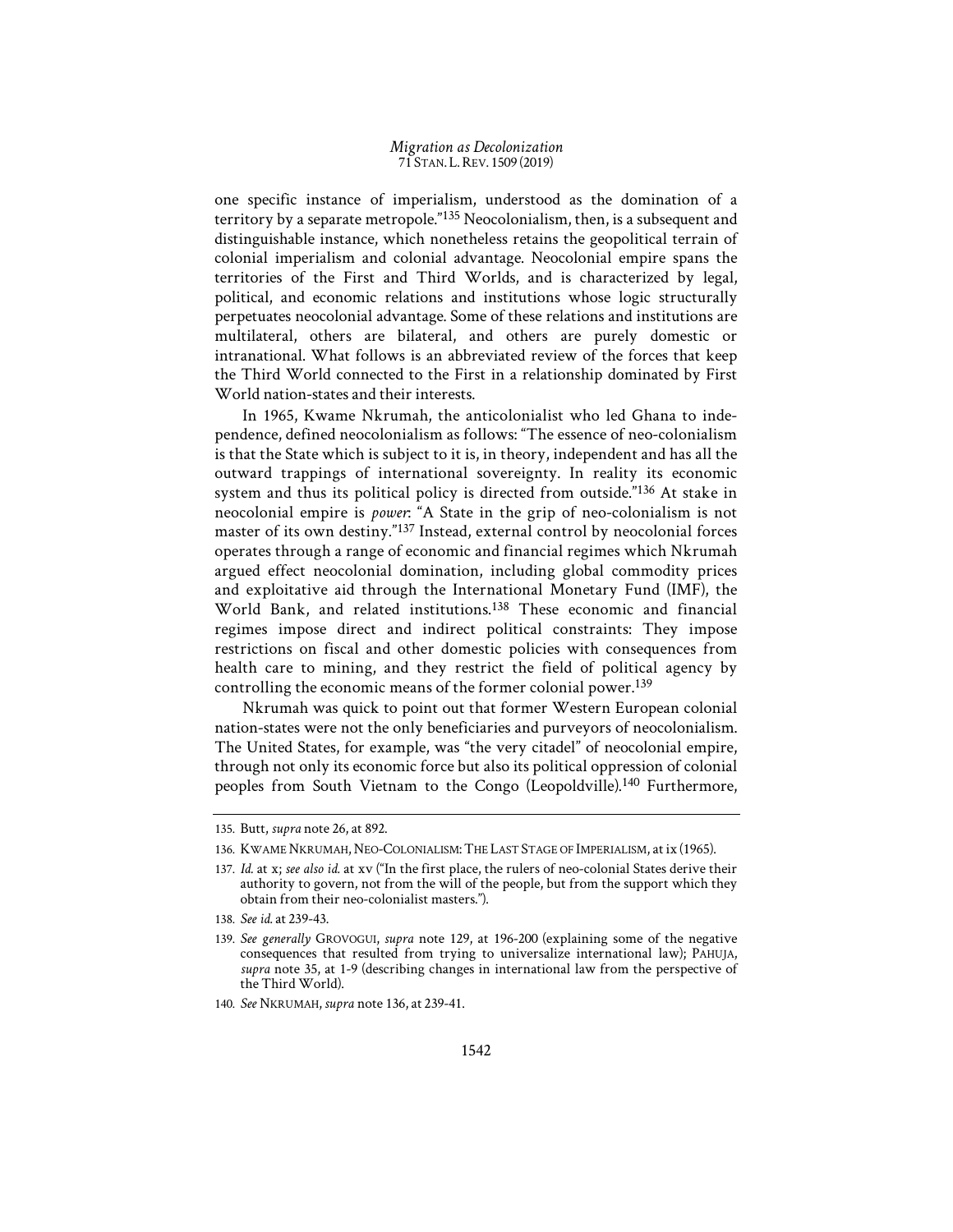one specific instance of imperialism, understood as the domination of a territory by a separate metropole."[135] Neocolonialism, then, is a subsequent and distinguishable instance, which nonetheless retains the geopolitical terrain of colonial imperialism and colonial advantage. Neocolonial empire spans the territories of the First and Third Worlds, and is characterized by legal, political, and economic relations and institutions whose logic structurally perpetuates neocolonial advantage. Some of these relations and institutions are multilateral, others are bilateral, and others are purely domestic or intranational. What follows is an abbreviated review of the forces that keep the Third World connected to the First in a relationship dominated by First World nation-states and their interests.

In 1965, Kwame Nkrumah, the anticolonialist who led Ghana to independence, defined neocolonialism as follows: "The essence of neo-colonialism is that the State which is subject to it is, in theory, independent and has all the outward trappings of international sovereignty. In reality its economic system and thus its political policy is directed from outside."[136] At stake in neocolonial empire is *power*: "A State in the grip of neo-colonialism is not master of its own destiny."[137] Instead, external control by neocolonial forces operates through a range of economic and financial regimes which Nkrumah argued effect neocolonial domination, including global commodity prices and exploitative aid through the International Monetary Fund (IMF), the World Bank, and related institutions.[138] These economic and financial regimes impose direct and indirect political constraints: They impose restrictions on fiscal and other domestic policies with consequences from health care to mining, and they restrict the field of political agency by controlling the economic means of the former colonial power.[139]

Nkrumah was quick to point out that former Western European colonial nation-states were not the only beneficiaries and purveyors of neocolonialism. The United States, for example, was "the very citadel" of neocolonial empire, through not only its economic force but also its political oppression of colonial peoples from South Vietnam to the Congo (Leopoldville).[140] Furthermore,

---

135. Butt, *supra* note 26, at 892.

136. KWAME NKRUMAH, NEO-COLONIALISM: THE LAST STAGE OF IMPERIALISM, at ix (1965).

137. *Id.* at x; *see also id.* at xv ("In the first place, the rulers of neo-colonial States derive their authority to govern, not from the will of the people, but from the support which they obtain from their neo-colonialist masters.").

138. *See id.* at 239-43.

139. *See generally* GROVOGUI, *supra* note 129, at 196-200 (explaining some of the negative consequences that resulted from trying to universalize international law); PAHUJA, *supra* note 35, at 1-9 (describing changes in international law from the perspective of the Third World).

140. *See* NKRUMAH, *supra* note 136, at 239-41.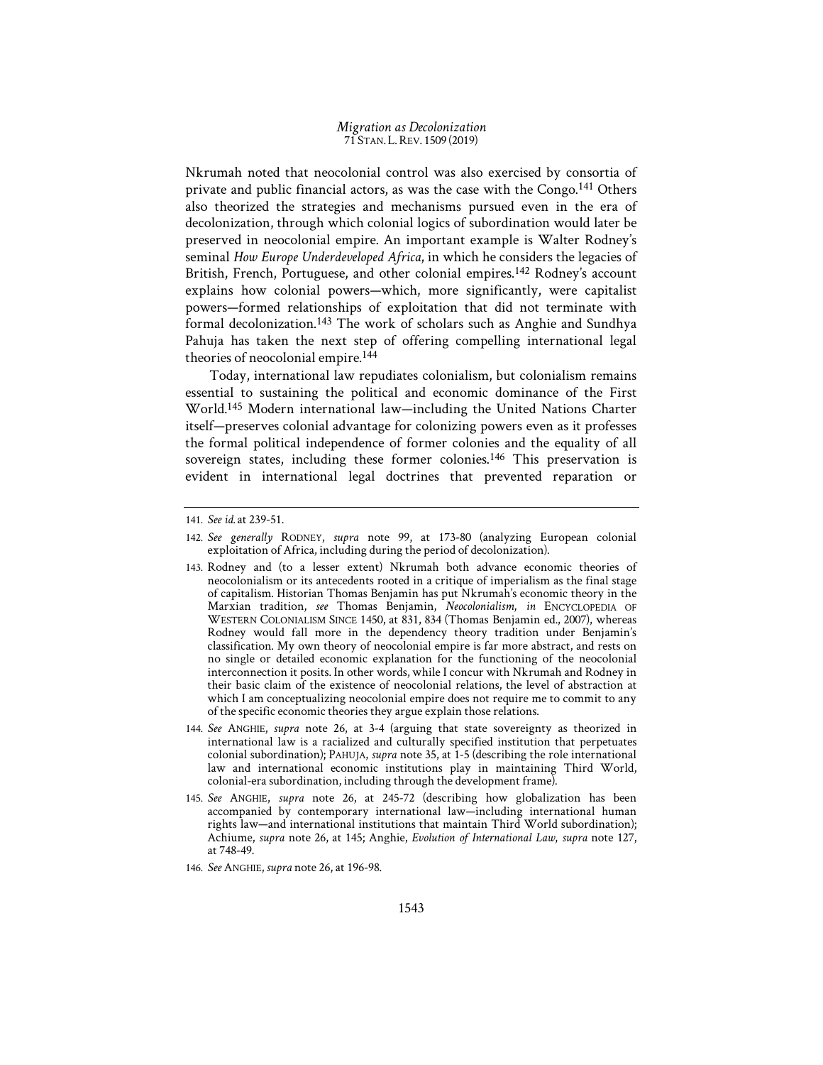Nkrumah noted that neocolonial control was also exercised by consortia of private and public financial actors, as was the case with the Congo.[141] Others also theorized the strategies and mechanisms pursued even in the era of decolonization, through which colonial logics of subordination would later be preserved in neocolonial empire. An important example is Walter Rodney's seminal *How Europe Underdeveloped Africa*, in which he considers the legacies of British, French, Portuguese, and other colonial empires.[142] Rodney's account explains how colonial powers—which, more significantly, were capitalist powers—formed relationships of exploitation that did not terminate with formal decolonization.[143] The work of scholars such as Anghie and Sundhya Pahuja has taken the next step of offering compelling international legal theories of neocolonial empire.[144]

Today, international law repudiates colonialism, but colonialism remains essential to sustaining the political and economic dominance of the First World.[145] Modern international law—including the United Nations Charter itself—preserves colonial advantage for colonizing powers even as it professes the formal political independence of former colonies and the equality of all sovereign states, including these former colonies.[146] This preservation is evident in international legal doctrines that prevented reparation or

---

141. *See id.* at 239-51.

142. *See generally* RODNEY, *supra* note 99, at 173-80 (analyzing European colonial exploitation of Africa, including during the period of decolonization).

143. Rodney and (to a lesser extent) Nkrumah both advance economic theories of neocolonialism or its antecedents rooted in a critique of imperialism as the final stage of capitalism. Historian Thomas Benjamin has put Nkrumah's economic theory in the Marxian tradition, *see* Thomas Benjamin, *Neocolonialism*, *in* ENCYCLOPEDIA OF WESTERN COLONIALISM SINCE 1450, at 831, 834 (Thomas Benjamin ed., 2007), whereas Rodney would fall more in the dependency theory tradition under Benjamin's classification. My own theory of neocolonial empire is far more abstract, and rests on no single or detailed economic explanation for the functioning of the neocolonial interconnection it posits. In other words, while I concur with Nkrumah and Rodney in their basic claim of the existence of neocolonial relations, the level of abstraction at which I am conceptualizing neocolonial empire does not require me to commit to any of the specific economic theories they argue explain those relations.

144. *See* ANGHIE, *supra* note 26, at 3-4 (arguing that state sovereignty as theorized in international law is a racialized and culturally specified institution that perpetuates colonial subordination); PAHUJA, *supra* note 35, at 1-5 (describing the role international law and international economic institutions play in maintaining Third World, colonial-era subordination, including through the development frame).

145. *See* ANGHIE, *supra* note 26, at 245-72 (describing how globalization has been accompanied by contemporary international law—including international human rights law—and international institutions that maintain Third World subordination); Achiume, *supra* note 26, at 145; Anghie, *Evolution of International Law*, *supra* note 127, at 748-49.

146. *See* ANGHIE, *supra* note 26, at 196-98.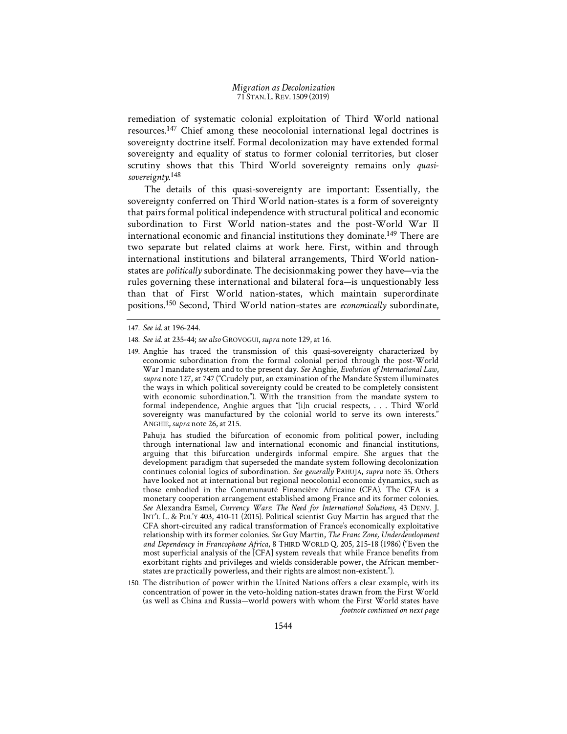remediation of systematic colonial exploitation of Third World national resources.[147] Chief among these neocolonial international legal doctrines is sovereignty doctrine itself. Formal decolonization may have extended formal sovereignty and equality of status to former colonial territories, but closer scrutiny shows that this Third World sovereignty remains only *quasi-sovereignty*.[148]

The details of this quasi-sovereignty are important: Essentially, the sovereignty conferred on Third World nation-states is a form of sovereignty that pairs formal political independence with structural political and economic subordination to First World nation-states and the post-World War II international economic and financial institutions they dominate.[149] There are two separate but related claims at work here. First, within and through international institutions and bilateral arrangements, Third World nation-states are *politically* subordinate. The decisionmaking power they have—via the rules governing these international and bilateral fora—is unquestionably less than that of First World nation-states, which maintain superordinate positions.[150] Second, Third World nation-states are *economically* subordinate,

---

147. *See id.* at 196-244.

148. *See id.* at 235-44; *see also* GROVOGUI, *supra* note 129, at 16.

149. Anghie has traced the transmission of this quasi-sovereignty characterized by economic subordination from the formal colonial period through the post-World War I mandate system and to the present day. *See* Anghie, *Evolution of International Law*, *supra* note 127, at 747 ("Crudely put, an examination of the Mandate System illuminates the ways in which political sovereignty could be created to be completely consistent with economic subordination."). With the transition from the mandate system to formal independence, Anghie argues that "[i]n crucial respects, . . . Third World sovereignty was manufactured by the colonial world to serve its own interests." ANGHIE, *supra* note 26, at 215.

    Pahuja has studied the bifurcation of economic from political power, including through international law and international economic and financial institutions, arguing that this bifurcation undergirds informal empire. She argues that the development paradigm that superseded the mandate system following decolonization continues colonial logics of subordination. *See generally* PAHUJA, *supra* note 35. Others have looked not at international but regional neocolonial economic dynamics, such as those embodied in the Communauté Financière Africaine (CFA). The CFA is a monetary cooperation arrangement established among France and its former colonies. *See* Alexandra Esmel, *Currency Wars: The Need for International Solutions*, 43 DENV. J. INT'L L. & POL'Y 403, 410-11 (2015). Political scientist Guy Martin has argued that the CFA short-circuited any radical transformation of France's economically exploitative relationship with its former colonies. *See* Guy Martin, *The Franc Zone, Underdevelopment and Dependency in Francophone Africa*, 8 THIRD WORLD Q. 205, 215-18 (1986) ("Even the most superficial analysis of the [CFA] system reveals that while France benefits from exorbitant rights and privileges and wields considerable power, the African member-states are practically powerless, and their rights are almost non-existent.").

150. The distribution of power within the United Nations offers a clear example, with its concentration of power in the veto-holding nation-states drawn from the First World (as well as China and Russia—world powers with whom the First World states have *footnote continued on next page*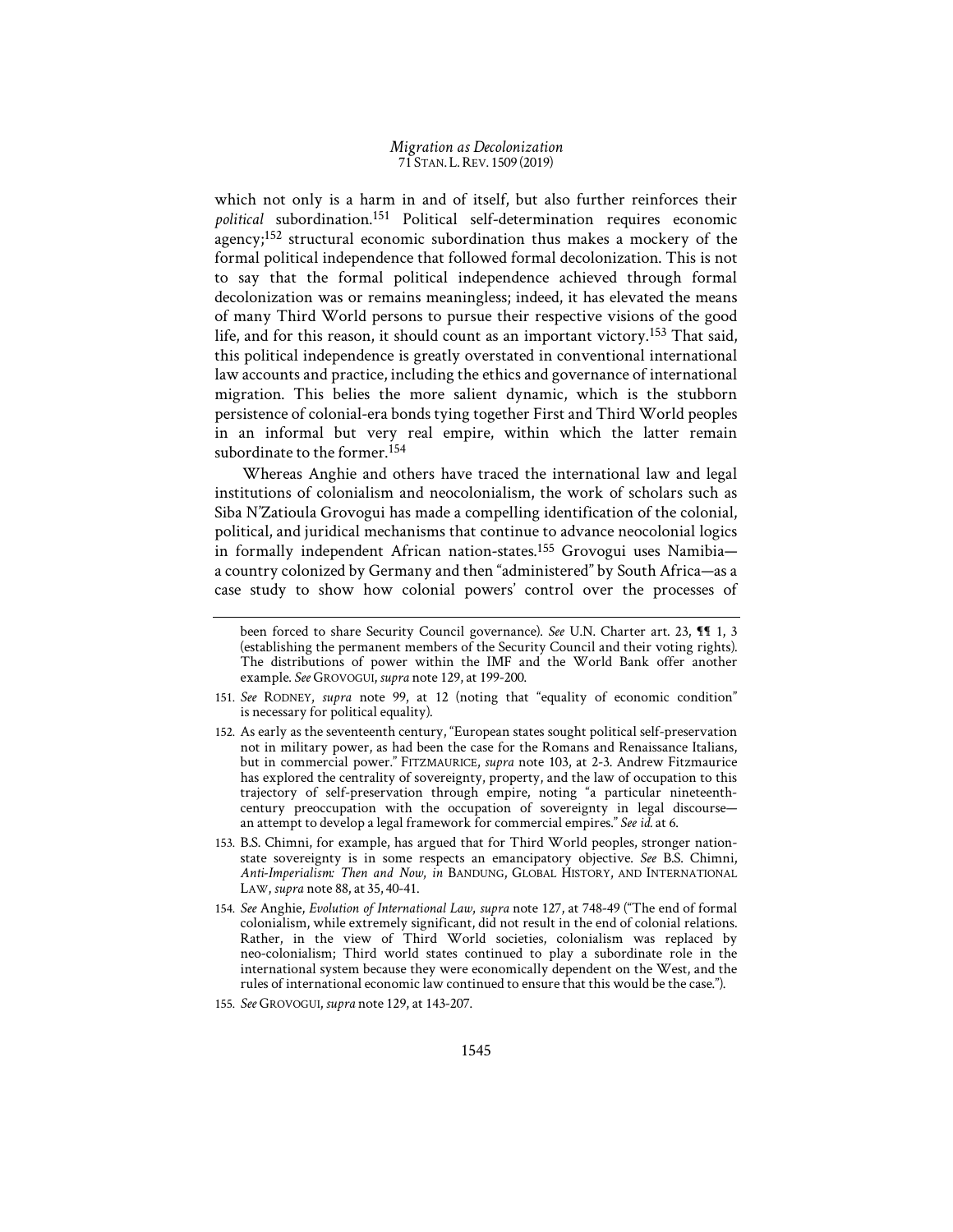which not only is a harm in and of itself, but also further reinforces their *political* subordination.[151] Political self-determination requires economic agency;[152] structural economic subordination thus makes a mockery of the formal political independence that followed formal decolonization. This is not to say that the formal political independence achieved through formal decolonization was or remains meaningless; indeed, it has elevated the means of many Third World persons to pursue their respective visions of the good life, and for this reason, it should count as an important victory.[153] That said, this political independence is greatly overstated in conventional international law accounts and practice, including the ethics and governance of international migration. This belies the more salient dynamic, which is the stubborn persistence of colonial-era bonds tying together First and Third World peoples in an informal but very real empire, within which the latter remain subordinate to the former.[154]

Whereas Anghie and others have traced the international law and legal institutions of colonialism and neocolonialism, the work of scholars such as Siba N'Zatioula Grovogui has made a compelling identification of the colonial, political, and juridical mechanisms that continue to advance neocolonial logics in formally independent African nation-states.[155] Grovogui uses Namibia—a country colonized by Germany and then "administered" by South Africa—as a case study to show how colonial powers' control over the processes of

---

been forced to share Security Council governance). *See* U.N. Charter art. 23, ¶¶ 1, 3 (establishing the permanent members of the Security Council and their voting rights). The distributions of power within the IMF and the World Bank offer another example. *See* GROVOGUI, *supra* note 129, at 199-200.

151. *See* RODNEY, *supra* note 99, at 12 (noting that "equality of economic condition" is necessary for political equality).

152. As early as the seventeenth century, "European states sought political self-preservation not in military power, as had been the case for the Romans and Renaissance Italians, but in commercial power." FITZMAURICE, *supra* note 103, at 2-3. Andrew Fitzmaurice has explored the centrality of sovereignty, property, and the law of occupation to this trajectory of self-preservation through empire, noting "a particular nineteenth-century preoccupation with the occupation of sovereignty in legal discourse—an attempt to develop a legal framework for commercial empires." *See id.* at 6.

153. B.S. Chimni, for example, has argued that for Third World peoples, stronger nation-state sovereignty is in some respects an emancipatory objective. *See* B.S. Chimni, *Anti-Imperialism: Then and Now*, *in* BANDUNG, GLOBAL HISTORY, AND INTERNATIONAL LAW, *supra* note 88, at 35, 40-41.

154. *See* Anghie, *Evolution of International Law*, *supra* note 127, at 748-49 ("The end of formal colonialism, while extremely significant, did not result in the end of colonial relations. Rather, in the view of Third World societies, colonialism was replaced by neo-colonialism; Third world states continued to play a subordinate role in the international system because they were economically dependent on the West, and the rules of international economic law continued to ensure that this would be the case.").

155. *See* GROVOGUI, *supra* note 129, at 143-207.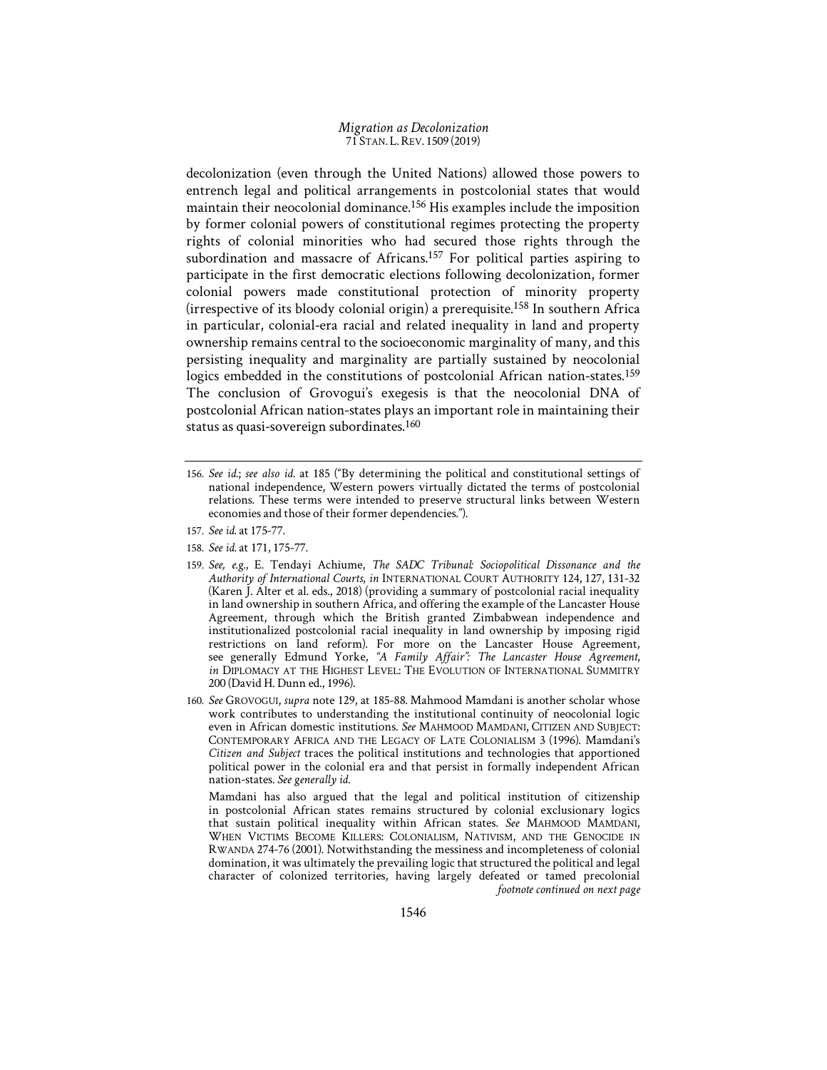decolonization (even through the United Nations) allowed those powers to entrench legal and political arrangements in postcolonial states that would maintain their neocolonial dominance.[156] His examples include the imposition by former colonial powers of constitutional regimes protecting the property rights of colonial minorities who had secured those rights through the subordination and massacre of Africans.[157] For political parties aspiring to participate in the first democratic elections following decolonization, former colonial powers made constitutional protection of minority property (irrespective of its bloody colonial origin) a prerequisite.[158] In southern Africa in particular, colonial-era racial and related inequality in land and property ownership remains central to the socioeconomic marginality of many, and this persisting inequality and marginality are partially sustained by neocolonial logics embedded in the constitutions of postcolonial African nation-states.[159] The conclusion of Grovogui's exegesis is that the neocolonial DNA of postcolonial African nation-states plays an important role in maintaining their status as quasi-sovereign subordinates.[160]

---

156. *See id.*; *see also id.* at 185 ("By determining the political and constitutional settings of national independence, Western powers virtually dictated the terms of postcolonial relations. These terms were intended to preserve structural links between Western economies and those of their former dependencies.").

157. *See id.* at 175-77.

158. *See id.* at 171, 175-77.

159. *See, e.g.*, E. Tendayi Achiume, *The SADC Tribunal: Sociopolitical Dissonance and the Authority of International Courts*, *in* INTERNATIONAL COURT AUTHORITY 124, 127, 131-32 (Karen J. Alter et al. eds., 2018) (providing a summary of postcolonial racial inequality in land ownership in southern Africa, and offering the example of the Lancaster House Agreement, through which the British granted Zimbabwean independence and institutionalized postcolonial racial inequality in land ownership by imposing rigid restrictions on land reform). For more on the Lancaster House Agreement, see generally Edmund Yorke, *"A Family Affair": The Lancaster House Agreement*, *in* DIPLOMACY AT THE HIGHEST LEVEL: THE EVOLUTION OF INTERNATIONAL SUMMITRY 200 (David H. Dunn ed., 1996).

160. *See* GROVOGUI, *supra* note 129, at 185-88. Mahmood Mamdani is another scholar whose work contributes to understanding the institutional continuity of neocolonial logic even in African domestic institutions. *See* MAHMOOD MAMDANI, CITIZEN AND SUBJECT: CONTEMPORARY AFRICA AND THE LEGACY OF LATE COLONIALISM 3 (1996). Mamdani's *Citizen and Subject* traces the political institutions and technologies that apportioned political power in the colonial era and that persist in formally independent African nation-states. *See generally id.*

    Mamdani has also argued that the legal and political institution of citizenship in postcolonial African states remains structured by colonial exclusionary logics that sustain political inequality within African states. *See* MAHMOOD MAMDANI, WHEN VICTIMS BECOME KILLERS: COLONIALISM, NATIVISM, AND THE GENOCIDE IN RWANDA 274-76 (2001). Notwithstanding the messiness and incompleteness of colonial domination, it was ultimately the prevailing logic that structured the political and legal character of colonized territories, having largely defeated or tamed precolonial *footnote continued on next page*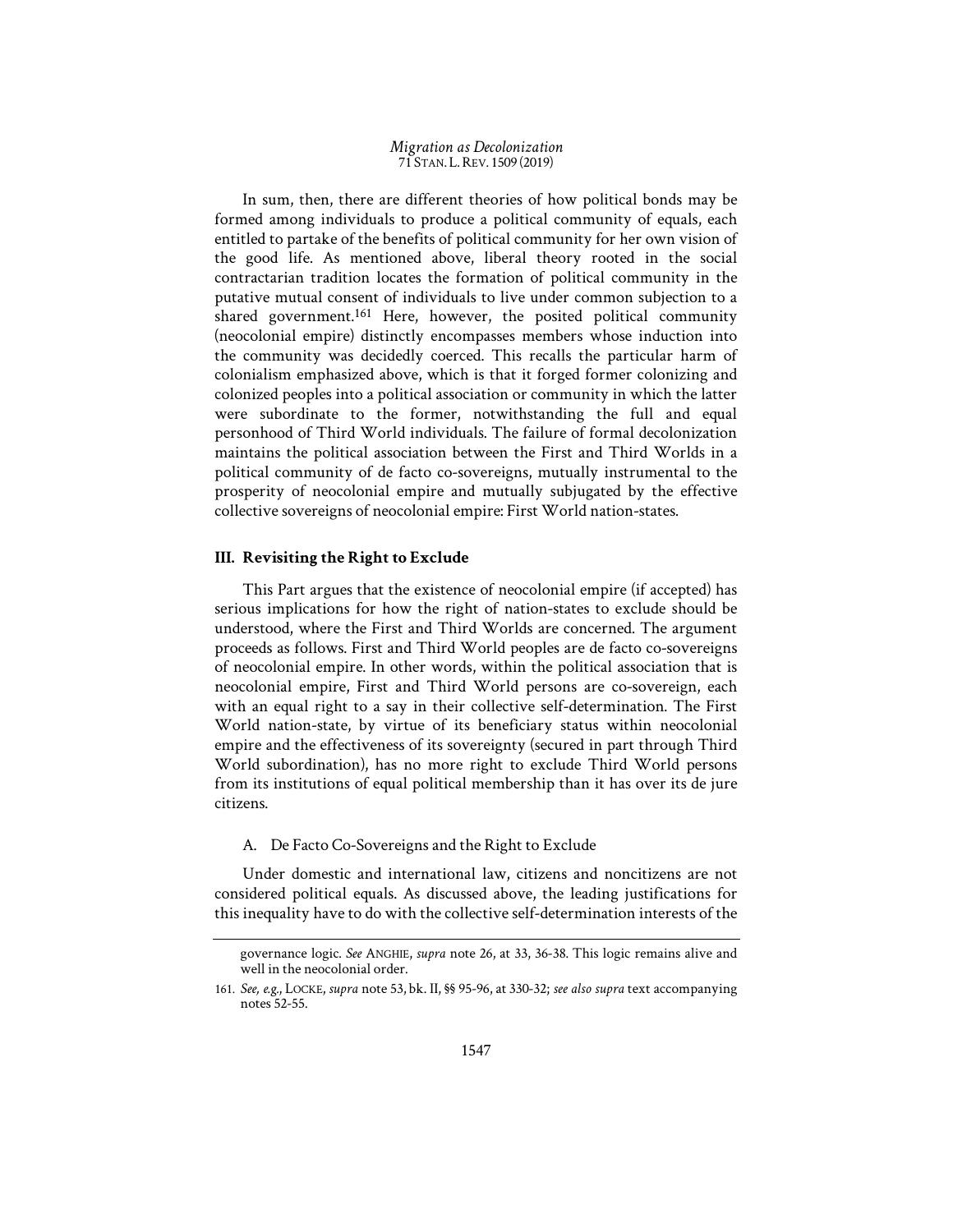In sum, then, there are different theories of how political bonds may be formed among individuals to produce a political community of equals, each entitled to partake of the benefits of political community for her own vision of the good life. As mentioned above, liberal theory rooted in the social contractarian tradition locates the formation of political community in the putative mutual consent of individuals to live under common subjection to a shared government.[161] Here, however, the posited political community (neocolonial empire) distinctly encompasses members whose induction into the community was decidedly coerced. This recalls the particular harm of colonialism emphasized above, which is that it forged former colonizing and colonized peoples into a political association or community in which the latter were subordinate to the former, notwithstanding the full and equal personhood of Third World individuals. The failure of formal decolonization maintains the political association between the First and Third Worlds in a political community of de facto co-sovereigns, mutually instrumental to the prosperity of neocolonial empire and mutually subjugated by the effective collective sovereigns of neocolonial empire: First World nation-states.

## III. Revisiting the Right to Exclude

This Part argues that the existence of neocolonial empire (if accepted) has serious implications for how the right of nation-states to exclude should be understood, where the First and Third Worlds are concerned. The argument proceeds as follows. First and Third World peoples are de facto co-sovereigns of neocolonial empire. In other words, within the political association that is neocolonial empire, First and Third World persons are co-sovereign, each with an equal right to a say in their collective self-determination. The First World nation-state, by virtue of its beneficiary status within neocolonial empire and the effectiveness of its sovereignty (secured in part through Third World subordination), has no more right to exclude Third World persons from its institutions of equal political membership than it has over its de jure citizens.

### A. De Facto Co-Sovereigns and the Right to Exclude

Under domestic and international law, citizens and noncitizens are not considered political equals. As discussed above, the leading justifications for this inequality have to do with the collective self-determination interests of the

---

governance logic. *See* ANGHIE, *supra* note 26, at 33, 36-38. This logic remains alive and well in the neocolonial order.

161. *See, e.g.*, LOCKE, *supra* note 53, bk. II, §§ 95-96, at 330-32; *see also supra* text accompanying notes 52-55.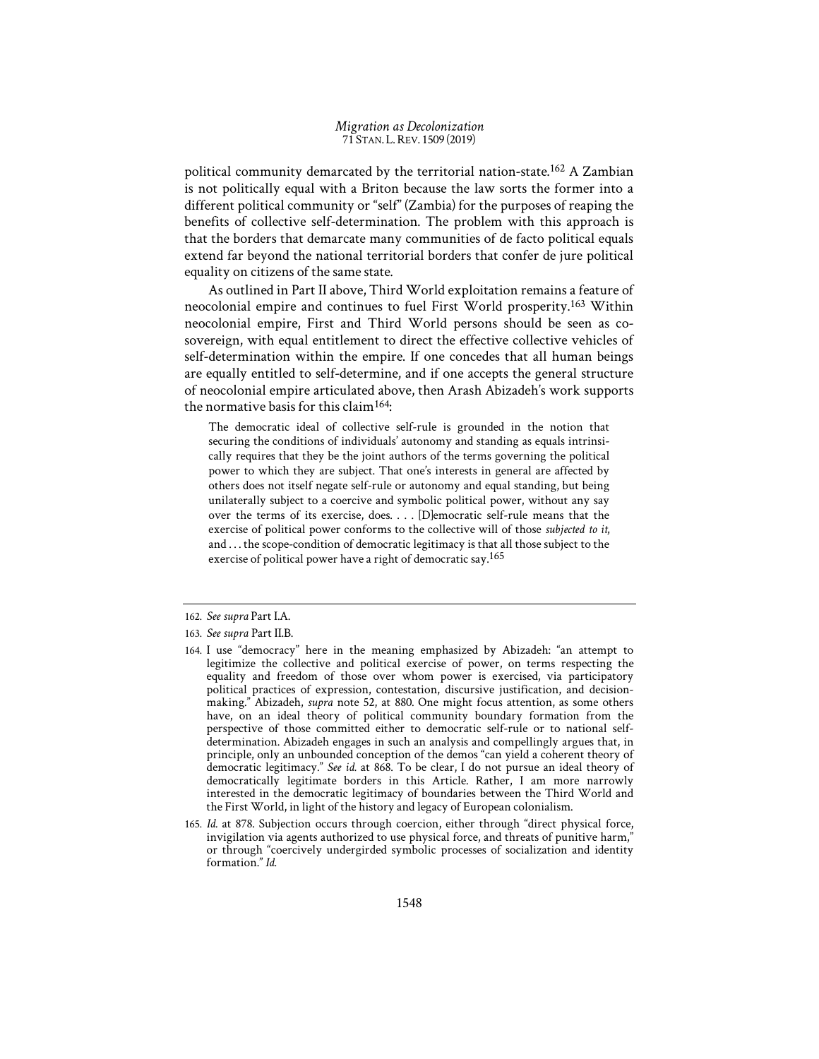political community demarcated by the territorial nation-state.[162] A Zambian is not politically equal with a Briton because the law sorts the former into a different political community or "self" (Zambia) for the purposes of reaping the benefits of collective self-determination. The problem with this approach is that the borders that demarcate many communities of de facto political equals extend far beyond the national territorial borders that confer de jure political equality on citizens of the same state.

As outlined in Part II above, Third World exploitation remains a feature of neocolonial empire and continues to fuel First World prosperity.[163] Within neocolonial empire, First and Third World persons should be seen as co-sovereign, with equal entitlement to direct the effective collective vehicles of self-determination within the empire. If one concedes that all human beings are equally entitled to self-determine, and if one accepts the general structure of neocolonial empire articulated above, then Arash Abizadeh's work supports the normative basis for this claim[164]:

> The democratic ideal of collective self-rule is grounded in the notion that securing the conditions of individuals' autonomy and standing as equals intrinsically requires that they be the joint authors of the terms governing the political power to which they are subject. That one's interests in general are affected by others does not itself negate self-rule or autonomy and equal standing, but being unilaterally subject to a coercive and symbolic political power, without any say over the terms of its exercise, does. . . . [D]emocratic self-rule means that the exercise of political power conforms to the collective will of those *subjected to it*, and . . . the scope-condition of democratic legitimacy is that all those subject to the exercise of political power have a right of democratic say.[165]

---

162. *See supra* Part I.A.

163. *See supra* Part II.B.

164. I use "democracy" here in the meaning emphasized by Abizadeh: "an attempt to legitimize the collective and political exercise of power, on terms respecting the equality and freedom of those over whom power is exercised, via participatory political practices of expression, contestation, discursive justification, and decision-making." Abizadeh, *supra* note 52, at 880. One might focus attention, as some others have, on an ideal theory of political community boundary formation from the perspective of those committed either to democratic self-rule or to national self-determination. Abizadeh engages in such an analysis and compellingly argues that, in principle, only an unbounded conception of the demos "can yield a coherent theory of democratic legitimacy." *See id.* at 868. To be clear, I do not pursue an ideal theory of democratically legitimate borders in this Article. Rather, I am more narrowly interested in the democratic legitimacy of boundaries between the Third World and the First World, in light of the history and legacy of European colonialism.

165. *Id.* at 878. Subjection occurs through coercion, either through "direct physical force, invigilation via agents authorized to use physical force, and threats of punitive harm," or through "coercively undergirded symbolic processes of socialization and identity formation." *Id.*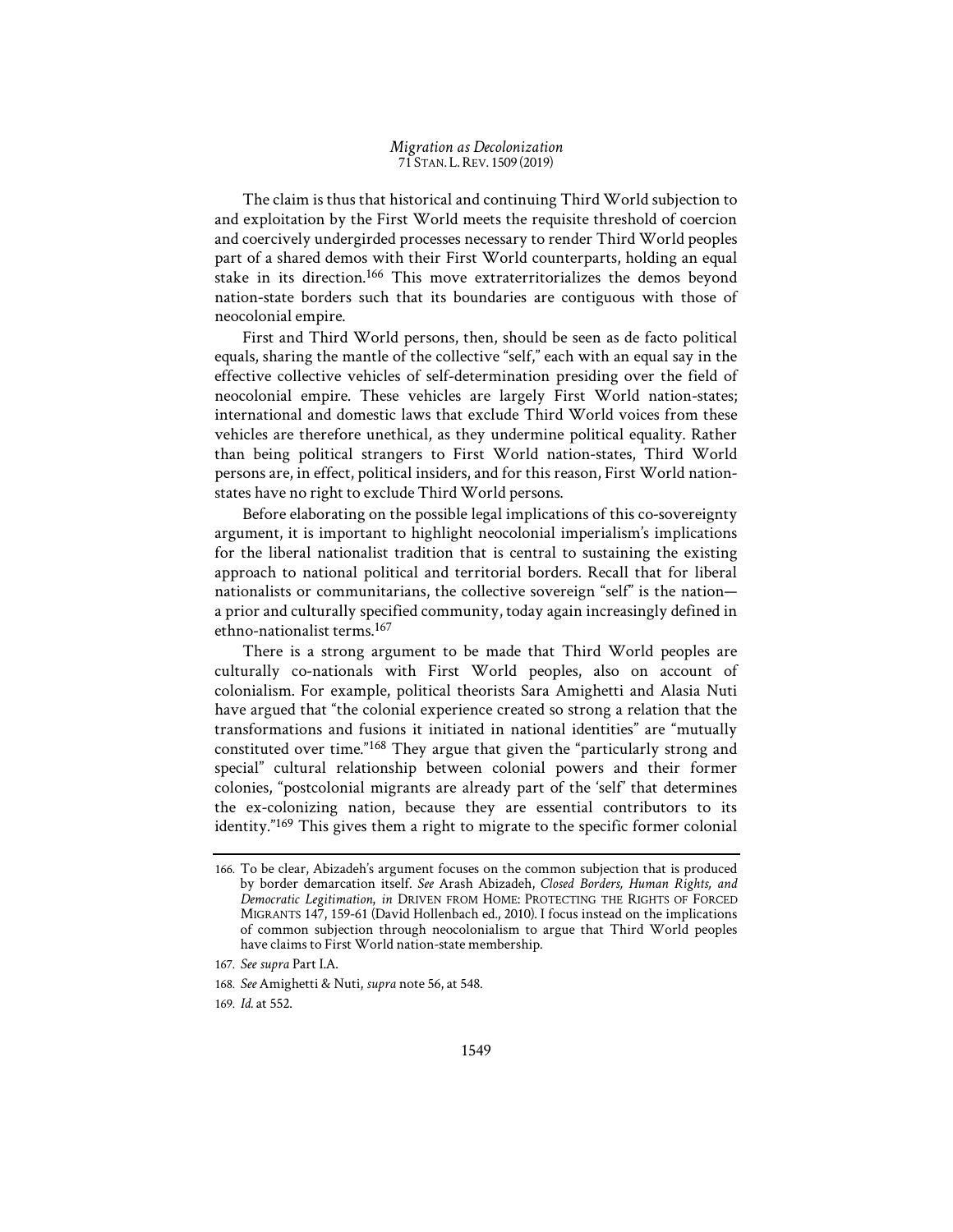The claim is thus that historical and continuing Third World subjection to and exploitation by the First World meets the requisite threshold of coercion and coercively undergirded processes necessary to render Third World peoples part of a shared demos with their First World counterparts, holding an equal stake in its direction.[166] This move extraterritorializes the demos beyond nation-state borders such that its boundaries are contiguous with those of neocolonial empire.

First and Third World persons, then, should be seen as de facto political equals, sharing the mantle of the collective "self," each with an equal say in the effective collective vehicles of self-determination presiding over the field of neocolonial empire. These vehicles are largely First World nation-states; international and domestic laws that exclude Third World voices from these vehicles are therefore unethical, as they undermine political equality. Rather than being political strangers to First World nation-states, Third World persons are, in effect, political insiders, and for this reason, First World nation-states have no right to exclude Third World persons.

Before elaborating on the possible legal implications of this co-sovereignty argument, it is important to highlight neocolonial imperialism's implications for the liberal nationalist tradition that is central to sustaining the existing approach to national political and territorial borders. Recall that for liberal nationalists or communitarians, the collective sovereign "self" is the nation—a prior and culturally specified community, today again increasingly defined in ethno-nationalist terms.[167]

There is a strong argument to be made that Third World peoples are culturally co-nationals with First World peoples, also on account of colonialism. For example, political theorists Sara Amighetti and Alasia Nuti have argued that "the colonial experience created so strong a relation that the transformations and fusions it initiated in national identities" are "mutually constituted over time."[168] They argue that given the "particularly strong and special" cultural relationship between colonial powers and their former colonies, "postcolonial migrants are already part of the 'self' that determines the ex-colonizing nation, because they are essential contributors to its identity."[169] This gives them a right to migrate to the specific former colonial

---

166. To be clear, Abizadeh's argument focuses on the common subjection that is produced by border demarcation itself. *See* Arash Abizadeh, *Closed Borders, Human Rights, and Democratic Legitimation*, *in* DRIVEN FROM HOME: PROTECTING THE RIGHTS OF FORCED MIGRANTS 147, 159-61 (David Hollenbach ed., 2010). I focus instead on the implications of common subjection through neocolonialism to argue that Third World peoples have claims to First World nation-state membership.

167. *See supra* Part I.A.

168. *See* Amighetti & Nuti, *supra* note 56, at 548.

169. *Id.* at 552.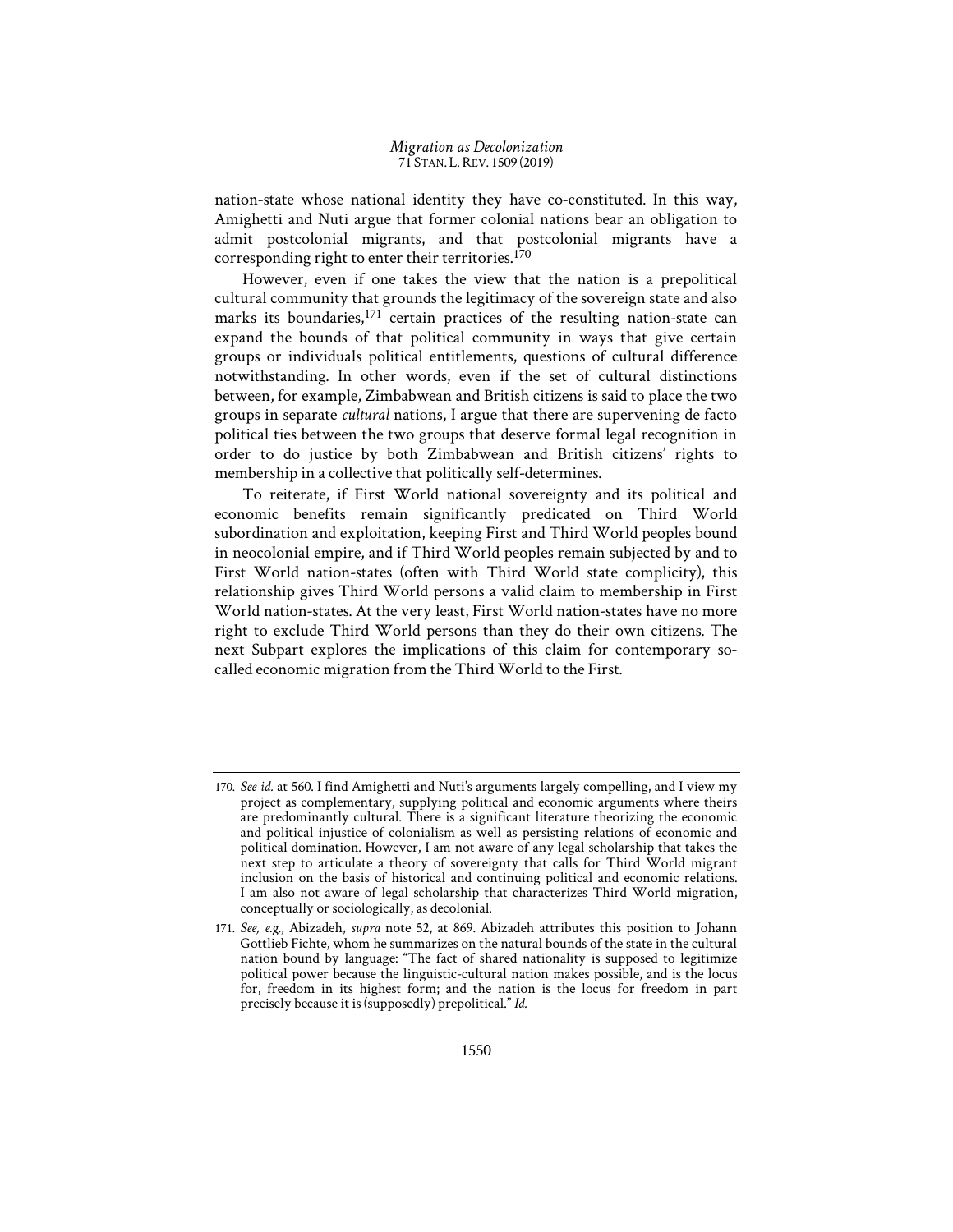nation-state whose national identity they have co-constituted. In this way, Amighetti and Nuti argue that former colonial nations bear an obligation to admit postcolonial migrants, and that postcolonial migrants have a corresponding right to enter their territories.[170]

However, even if one takes the view that the nation is a prepolitical cultural community that grounds the legitimacy of the sovereign state and also marks its boundaries,[171] certain practices of the resulting nation-state can expand the bounds of that political community in ways that give certain groups or individuals political entitlements, questions of cultural difference notwithstanding. In other words, even if the set of cultural distinctions between, for example, Zimbabwean and British citizens is said to place the two groups in separate *cultural* nations, I argue that there are supervening de facto political ties between the two groups that deserve formal legal recognition in order to do justice by both Zimbabwean and British citizens' rights to membership in a collective that politically self-determines.

To reiterate, if First World national sovereignty and its political and economic benefits remain significantly predicated on Third World subordination and exploitation, keeping First and Third World peoples bound in neocolonial empire, and if Third World peoples remain subjected by and to First World nation-states (often with Third World state complicity), this relationship gives Third World persons a valid claim to membership in First World nation-states. At the very least, First World nation-states have no more right to exclude Third World persons than they do their own citizens. The next Subpart explores the implications of this claim for contemporary so-called economic migration from the Third World to the First.

---

170. *See id.* at 560. I find Amighetti and Nuti's arguments largely compelling, and I view my project as complementary, supplying political and economic arguments where theirs are predominantly cultural. There is a significant literature theorizing the economic and political injustice of colonialism as well as persisting relations of economic and political domination. However, I am not aware of any legal scholarship that takes the next step to articulate a theory of sovereignty that calls for Third World migrant inclusion on the basis of historical and continuing political and economic relations. I am also not aware of legal scholarship that characterizes Third World migration, conceptually or sociologically, as decolonial.

171. *See, e.g.*, Abizadeh, *supra* note 52, at 869. Abizadeh attributes this position to Johann Gottlieb Fichte, whom he summarizes on the natural bounds of the state in the cultural nation bound by language: "The fact of shared nationality is supposed to legitimize political power because the linguistic-cultural nation makes possible, and is the locus for, freedom in its highest form; and the nation is the locus for freedom in part precisely because it is (supposedly) prepolitical." *Id.*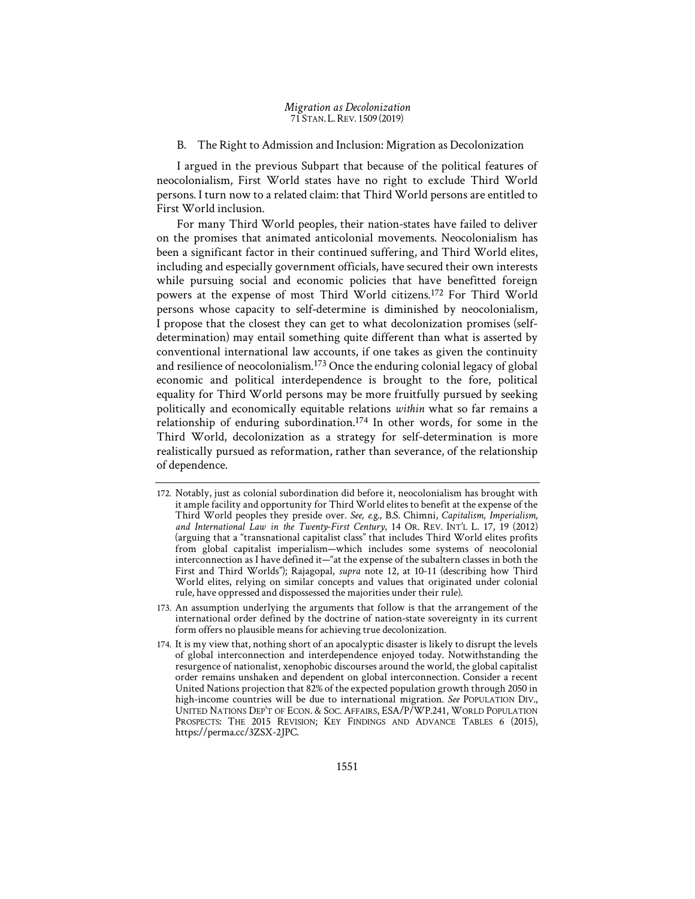### B. The Right to Admission and Inclusion: Migration as Decolonization

I argued in the previous Subpart that because of the political features of neocolonialism, First World states have no right to exclude Third World persons. I turn now to a related claim: that Third World persons are entitled to First World inclusion.

For many Third World peoples, their nation-states have failed to deliver on the promises that animated anticolonial movements. Neocolonialism has been a significant factor in their continued suffering, and Third World elites, including and especially government officials, have secured their own interests while pursuing social and economic policies that have benefitted foreign powers at the expense of most Third World citizens.[172] For Third World persons whose capacity to self-determine is diminished by neocolonialism, I propose that the closest they can get to what decolonization promises (self-determination) may entail something quite different than what is asserted by conventional international law accounts, if one takes as given the continuity and resilience of neocolonialism.[173] Once the enduring colonial legacy of global economic and political interdependence is brought to the fore, political equality for Third World persons may be more fruitfully pursued by seeking politically and economically equitable relations *within* what so far remains a relationship of enduring subordination.[174] In other words, for some in the Third World, decolonization as a strategy for self-determination is more realistically pursued as reformation, rather than severance, of the relationship of dependence.

---

172. Notably, just as colonial subordination did before it, neocolonialism has brought with it ample facility and opportunity for Third World elites to benefit at the expense of the Third World peoples they preside over. *See, e.g.*, B.S. Chimni, *Capitalism, Imperialism, and International Law in the Twenty-First Century*, 14 OR. REV. INT'L L. 17, 19 (2012) (arguing that a "transnational capitalist class" that includes Third World elites profits from global capitalist imperialism—which includes some systems of neocolonial interconnection as I have defined it—"at the expense of the subaltern classes in both the First and Third Worlds"); Rajagopal, *supra* note 12, at 10-11 (describing how Third World elites, relying on similar concepts and values that originated under colonial rule, have oppressed and dispossessed the majorities under their rule).

173. An assumption underlying the arguments that follow is that the arrangement of the international order defined by the doctrine of nation-state sovereignty in its current form offers no plausible means for achieving true decolonization.

174. It is my view that, nothing short of an apocalyptic disaster is likely to disrupt the levels of global interconnection and interdependence enjoyed today. Notwithstanding the resurgence of nationalist, xenophobic discourses around the world, the global capitalist order remains unshaken and dependent on global interconnection. Consider a recent United Nations projection that 82% of the expected population growth through 2050 in high-income countries will be due to international migration. *See* POPULATION DIV., UNITED NATIONS DEP'T OF ECON. & SOC. AFFAIRS, ESA/P/WP.241, WORLD POPULATION PROSPECTS: THE 2015 REVISION; KEY FINDINGS AND ADVANCE TABLES 6 (2015), https://perma.cc/3ZSX-2JPC.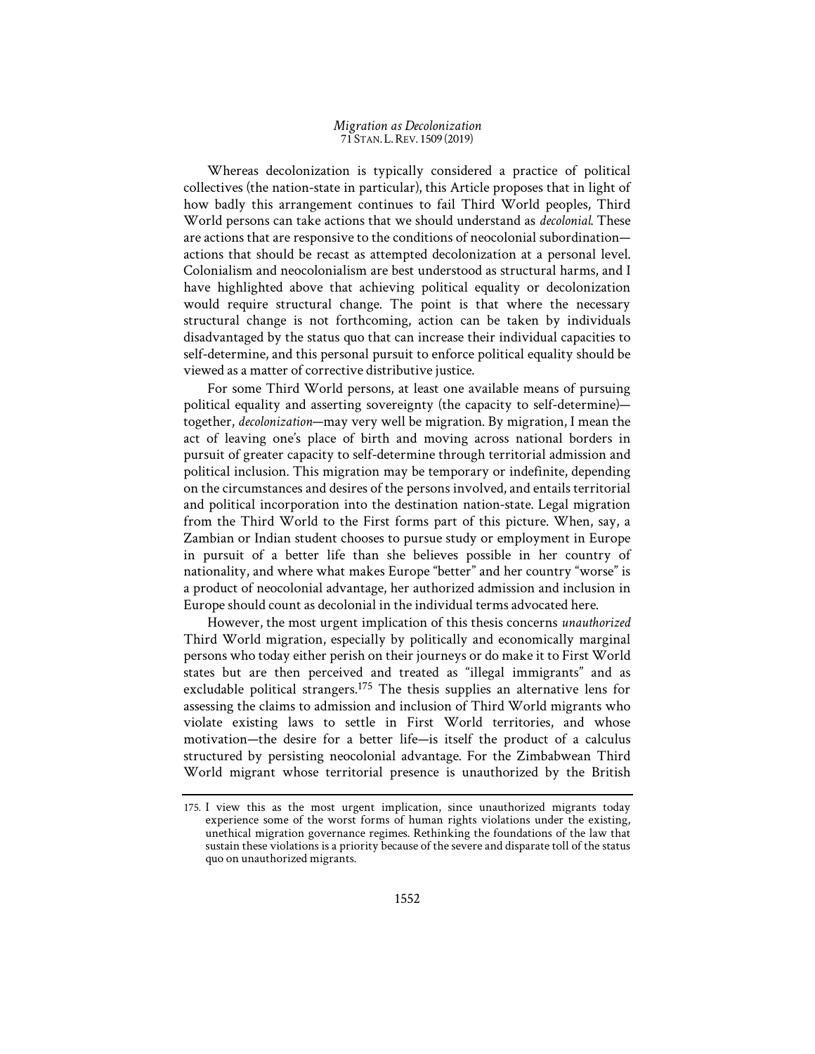Whereas decolonization is typically considered a practice of political collectives (the nation-state in particular), this Article proposes that in light of how badly this arrangement continues to fail Third World peoples, Third World persons can take actions that we should understand as *decolonial*. These are actions that are responsive to the conditions of neocolonial subordination—actions that should be recast as attempted decolonization at a personal level. Colonialism and neocolonialism are best understood as structural harms, and I have highlighted above that achieving political equality or decolonization would require structural change. The point is that where the necessary structural change is not forthcoming, action can be taken by individuals disadvantaged by the status quo that can increase their individual capacities to self-determine, and this personal pursuit to enforce political equality should be viewed as a matter of corrective distributive justice.

For some Third World persons, at least one available means of pursuing political equality and asserting sovereignty (the capacity to self-determine)—together, *decolonization*—may very well be migration. By migration, I mean the act of leaving one's place of birth and moving across national borders in pursuit of greater capacity to self-determine through territorial admission and political inclusion. This migration may be temporary or indefinite, depending on the circumstances and desires of the persons involved, and entails territorial and political incorporation into the destination nation-state. Legal migration from the Third World to the First forms part of this picture. When, say, a Zambian or Indian student chooses to pursue study or employment in Europe in pursuit of a better life than she believes possible in her country of nationality, and where what makes Europe "better" and her country "worse" is a product of neocolonial advantage, her authorized admission and inclusion in Europe should count as decolonial in the individual terms advocated here.

However, the most urgent implication of this thesis concerns *unauthorized* Third World migration, especially by politically and economically marginal persons who today either perish on their journeys or do make it to First World states but are then perceived and treated as "illegal immigrants" and as excludable political strangers.[175] The thesis supplies an alternative lens for assessing the claims to admission and inclusion of Third World migrants who violate existing laws to settle in First World territories, and whose motivation—the desire for a better life—is itself the product of a calculus structured by persisting neocolonial advantage. For the Zimbabwean Third World migrant whose territorial presence is unauthorized by the British

175. I view this as the most urgent implication, since unauthorized migrants today experience some of the worst forms of human rights violations under the existing, unethical migration governance regimes. Rethinking the foundations of the law that sustain these violations is a priority because of the severe and disparate toll of the status quo on unauthorized migrants.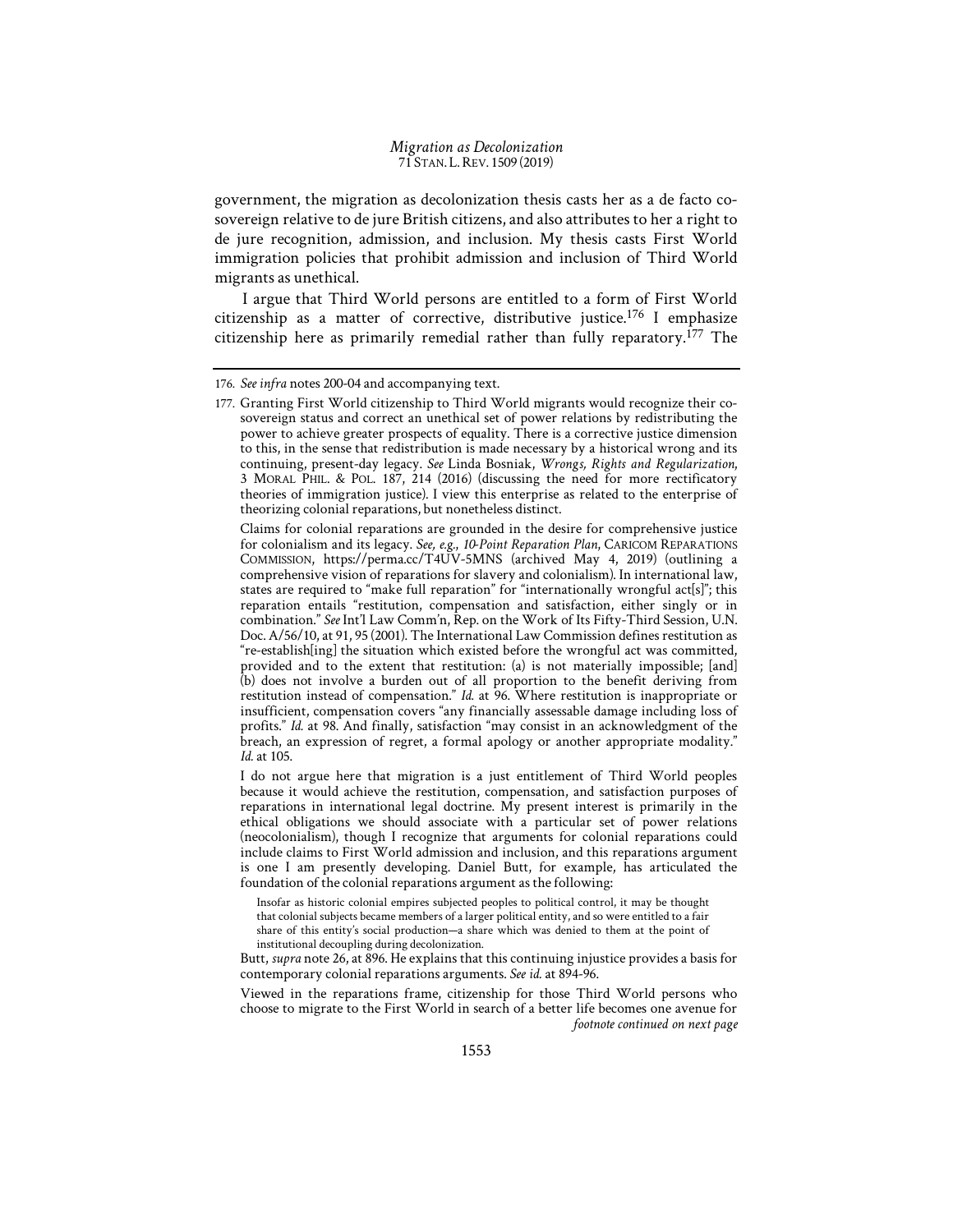government, the migration as decolonization thesis casts her as a de facto co-sovereign relative to de jure British citizens, and also attributes to her a right to de jure recognition, admission, and inclusion. My thesis casts First World immigration policies that prohibit admission and inclusion of Third World migrants as unethical.

I argue that Third World persons are entitled to a form of First World citizenship as a matter of corrective, distributive justice.[176] I emphasize citizenship here as primarily remedial rather than fully reparatory.[177] The

---

176. *See infra* notes 200-04 and accompanying text.

177. Granting First World citizenship to Third World migrants would recognize their co-sovereign status and correct an unethical set of power relations by redistributing the power to achieve greater prospects of equality. There is a corrective justice dimension to this, in the sense that redistribution is made necessary by a historical wrong and its continuing, present-day legacy. *See* Linda Bosniak, *Wrongs, Rights and Regularization*, 3 MORAL PHIL. & POL. 187, 214 (2016) (discussing the need for more rectificatory theories of immigration justice). I view this enterprise as related to the enterprise of theorizing colonial reparations, but nonetheless distinct.

    Claims for colonial reparations are grounded in the desire for comprehensive justice for colonialism and its legacy. *See, e.g.*, *10-Point Reparation Plan*, CARICOM REPARATIONS COMMISSION, https://perma.cc/T4UV-5MNS (archived May 4, 2019) (outlining a comprehensive vision of reparations for slavery and colonialism). In international law, states are required to "make full reparation" for "internationally wrongful act[s]"; this reparation entails "restitution, compensation and satisfaction, either singly or in combination." *See* Int'l Law Comm'n, Rep. on the Work of Its Fifty-Third Session, U.N. Doc. A/56/10, at 91, 95 (2001). The International Law Commission defines restitution as "re-establish[ing] the situation which existed before the wrongful act was committed, provided and to the extent that restitution: (a) is not materially impossible; [and] (b) does not involve a burden out of all proportion to the benefit deriving from restitution instead of compensation." *Id.* at 96. Where restitution is inappropriate or insufficient, compensation covers "any financially assessable damage including loss of profits." *Id.* at 98. And finally, satisfaction "may consist in an acknowledgment of the breach, an expression of regret, a formal apology or another appropriate modality." *Id.* at 105.

    I do not argue here that migration is a just entitlement of Third World peoples because it would achieve the restitution, compensation, and satisfaction purposes of reparations in international legal doctrine. My present interest is primarily in the ethical obligations we should associate with a particular set of power relations (neocolonialism), though I recognize that arguments for colonial reparations could include claims to First World admission and inclusion, and this reparations argument is one I am presently developing. Daniel Butt, for example, has articulated the foundation of the colonial reparations argument as the following:

    > Insofar as historic colonial empires subjected peoples to political control, it may be thought that colonial subjects became members of a larger political entity, and so were entitled to a fair share of this entity's social production—a share which was denied to them at the point of institutional decoupling during decolonization.

    Butt, *supra* note 26, at 896. He explains that this continuing injustice provides a basis for contemporary colonial reparations arguments. *See id.* at 894-96.

    Viewed in the reparations frame, citizenship for those Third World persons who choose to migrate to the First World in search of a better life becomes one avenue for

*footnote continued on next page*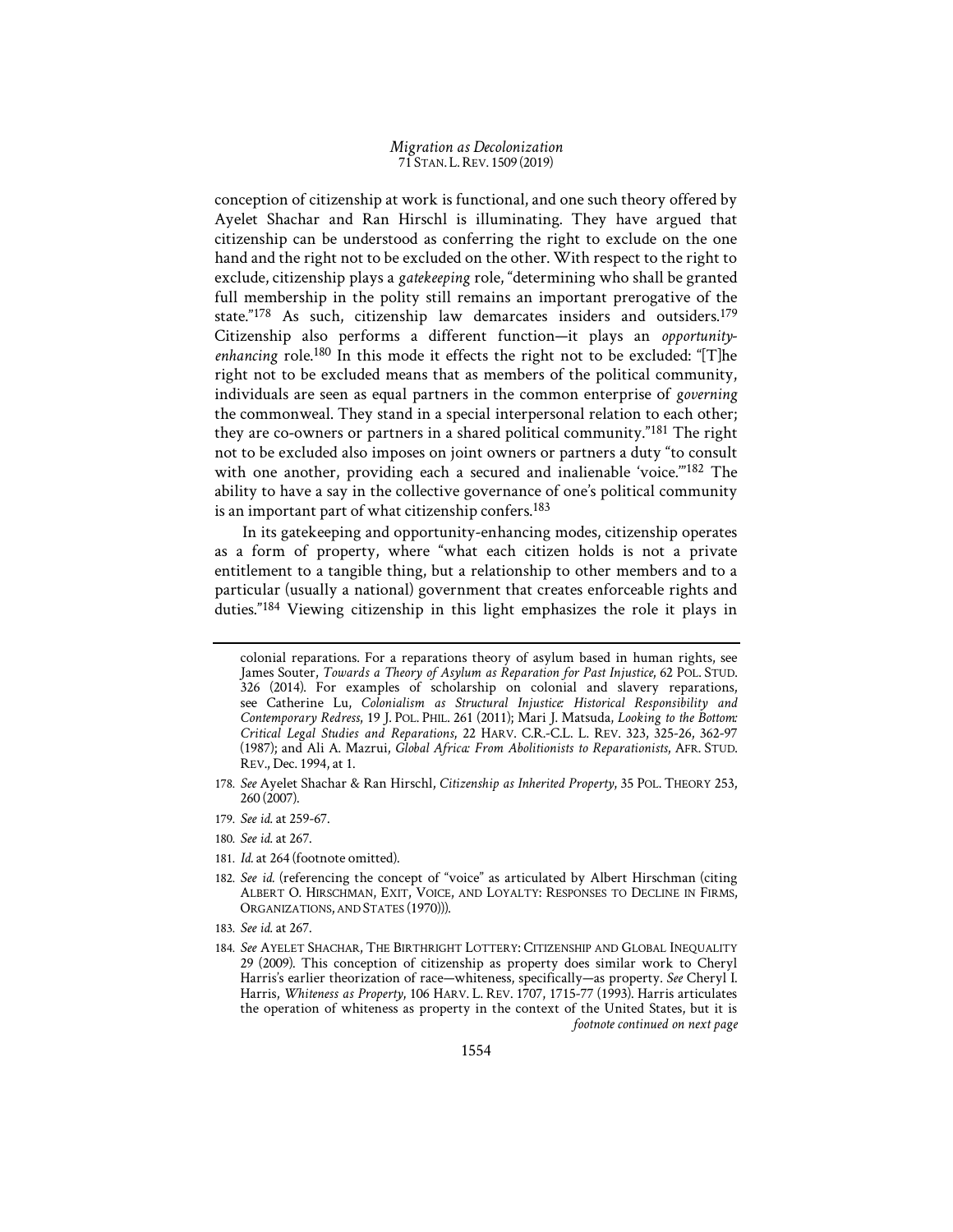conception of citizenship at work is functional, and one such theory offered by Ayelet Shachar and Ran Hirschl is illuminating. They have argued that citizenship can be understood as conferring the right to exclude on the one hand and the right not to be excluded on the other. With respect to the right to exclude, citizenship plays a *gatekeeping* role, "determining who shall be granted full membership in the polity still remains an important prerogative of the state."[178] As such, citizenship law demarcates insiders and outsiders.[179] Citizenship also performs a different function—it plays an *opportunity-enhancing* role.[180] In this mode it effects the right not to be excluded: "[T]he right not to be excluded means that as members of the political community, individuals are seen as equal partners in the common enterprise of *governing* the commonweal. They stand in a special interpersonal relation to each other; they are co-owners or partners in a shared political community."[181] The right not to be excluded also imposes on joint owners or partners a duty "to consult with one another, providing each a secured and inalienable 'voice.'"[182] The ability to have a say in the collective governance of one's political community is an important part of what citizenship confers.[183]

In its gatekeeping and opportunity-enhancing modes, citizenship operates as a form of property, where "what each citizen holds is not a private entitlement to a tangible thing, but a relationship to other members and to a particular (usually a national) government that creates enforceable rights and duties."[184] Viewing citizenship in this light emphasizes the role it plays in

---

colonial reparations. For a reparations theory of asylum based in human rights, see James Souter, *Towards a Theory of Asylum as Reparation for Past Injustice*, 62 POL. STUD. 326 (2014). For examples of scholarship on colonial and slavery reparations, see Catherine Lu, *Colonialism as Structural Injustice: Historical Responsibility and Contemporary Redress*, 19 J. POL. PHIL. 261 (2011); Mari J. Matsuda, *Looking to the Bottom: Critical Legal Studies and Reparations*, 22 HARV. C.R.-C.L. L. REV. 323, 325-26, 362-97 (1987); and Ali A. Mazrui, *Global Africa: From Abolitionists to Reparationists*, AFR. STUD. REV., Dec. 1994, at 1.

178. *See* Ayelet Shachar & Ran Hirschl, *Citizenship as Inherited Property*, 35 POL. THEORY 253, 260 (2007).

179. *See id.* at 259-67.

180. *See id.* at 267.

181. *Id.* at 264 (footnote omitted).

182. *See id.* (referencing the concept of "voice" as articulated by Albert Hirschman (citing ALBERT O. HIRSCHMAN, EXIT, VOICE, AND LOYALTY: RESPONSES TO DECLINE IN FIRMS, ORGANIZATIONS, AND STATES (1970))).

183. *See id.* at 267.

184. *See* AYELET SHACHAR, THE BIRTHRIGHT LOTTERY: CITIZENSHIP AND GLOBAL INEQUALITY 29 (2009). This conception of citizenship as property does similar work to Cheryl Harris's earlier theorization of race—whiteness, specifically—as property. *See* Cheryl I. Harris, *Whiteness as Property*, 106 HARV. L. REV. 1707, 1715-77 (1993). Harris articulates the operation of whiteness as property in the context of the United States, but it is *footnote continued on next page*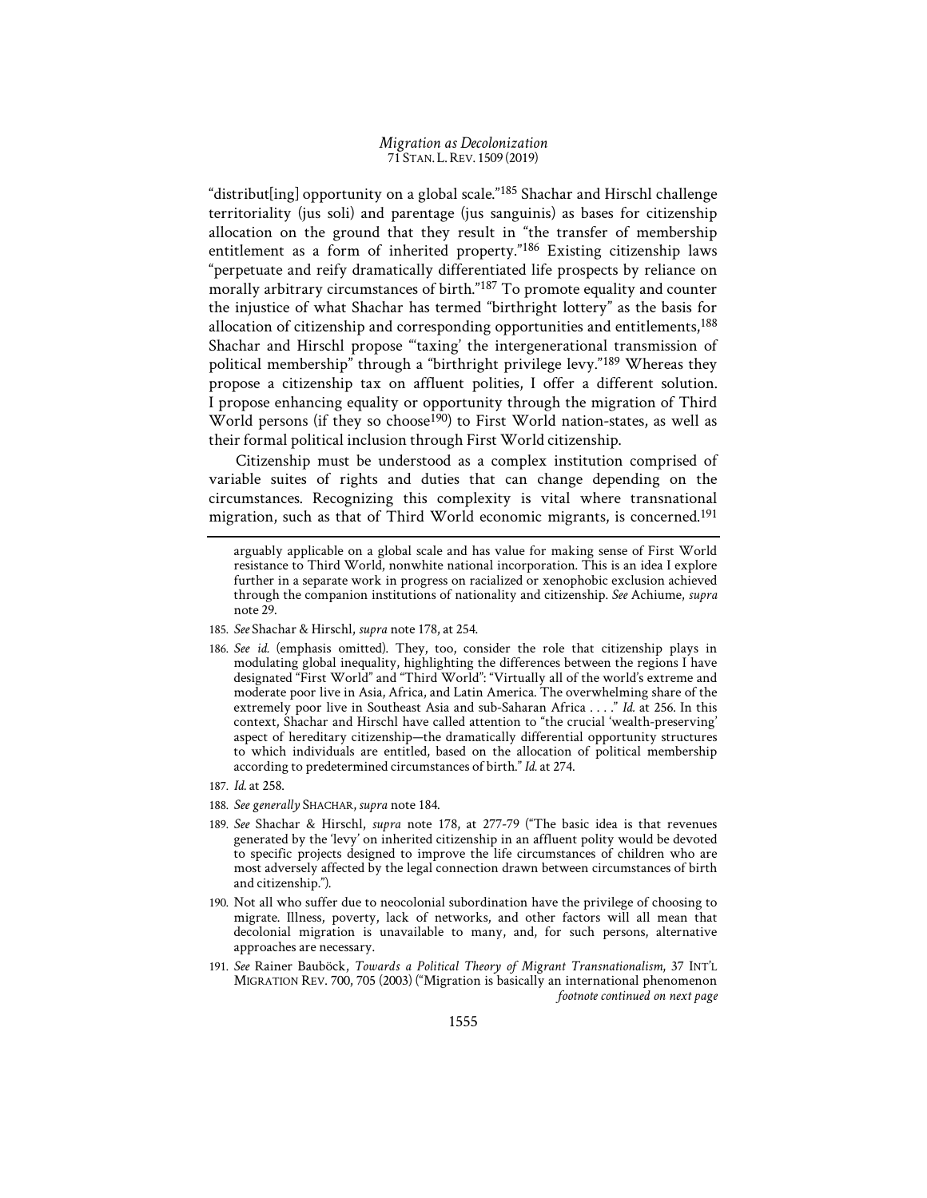"distribut[ing] opportunity on a global scale."[185] Shachar and Hirschl challenge territoriality (jus soli) and parentage (jus sanguinis) as bases for citizenship allocation on the ground that they result in "the transfer of membership entitlement as a form of inherited property."[186] Existing citizenship laws "perpetuate and reify dramatically differentiated life prospects by reliance on morally arbitrary circumstances of birth."[187] To promote equality and counter the injustice of what Shachar has termed "birthright lottery" as the basis for allocation of citizenship and corresponding opportunities and entitlements,[188] Shachar and Hirschl propose "'taxing' the intergenerational transmission of political membership" through a "birthright privilege levy."[189] Whereas they propose a citizenship tax on affluent polities, I offer a different solution. I propose enhancing equality or opportunity through the migration of Third World persons (if they so choose[190]) to First World nation-states, as well as their formal political inclusion through First World citizenship.

Citizenship must be understood as a complex institution comprised of variable suites of rights and duties that can change depending on the circumstances. Recognizing this complexity is vital where transnational migration, such as that of Third World economic migrants, is concerned.[191]

---

arguably applicable on a global scale and has value for making sense of First World resistance to Third World, nonwhite national incorporation. This is an idea I explore further in a separate work in progress on racialized or xenophobic exclusion achieved through the companion institutions of nationality and citizenship. *See* Achiume, *supra* note 29.

185. *See* Shachar & Hirschl, *supra* note 178, at 254.

186. *See id.* (emphasis omitted). They, too, consider the role that citizenship plays in modulating global inequality, highlighting the differences between the regions I have designated "First World" and "Third World": "Virtually all of the world's extreme and moderate poor live in Asia, Africa, and Latin America. The overwhelming share of the extremely poor live in Southeast Asia and sub-Saharan Africa . . . ." *Id.* at 256. In this context, Shachar and Hirschl have called attention to "the crucial 'wealth-preserving' aspect of hereditary citizenship—the dramatically differential opportunity structures to which individuals are entitled, based on the allocation of political membership according to predetermined circumstances of birth." *Id.* at 274.

187. *Id.* at 258.

188. *See generally* SHACHAR, *supra* note 184.

189. *See* Shachar & Hirschl, *supra* note 178, at 277-79 ("The basic idea is that revenues generated by the 'levy' on inherited citizenship in an affluent polity would be devoted to specific projects designed to improve the life circumstances of children who are most adversely affected by the legal connection drawn between circumstances of birth and citizenship.").

190. Not all who suffer due to neocolonial subordination have the privilege of choosing to migrate. Illness, poverty, lack of networks, and other factors will all mean that decolonial migration is unavailable to many, and, for such persons, alternative approaches are necessary.

191. *See* Rainer Bauböck, *Towards a Political Theory of Migrant Transnationalism*, 37 INT'L MIGRATION REV. 700, 705 (2003) ("Migration is basically an international phenomenon *footnote continued on next page*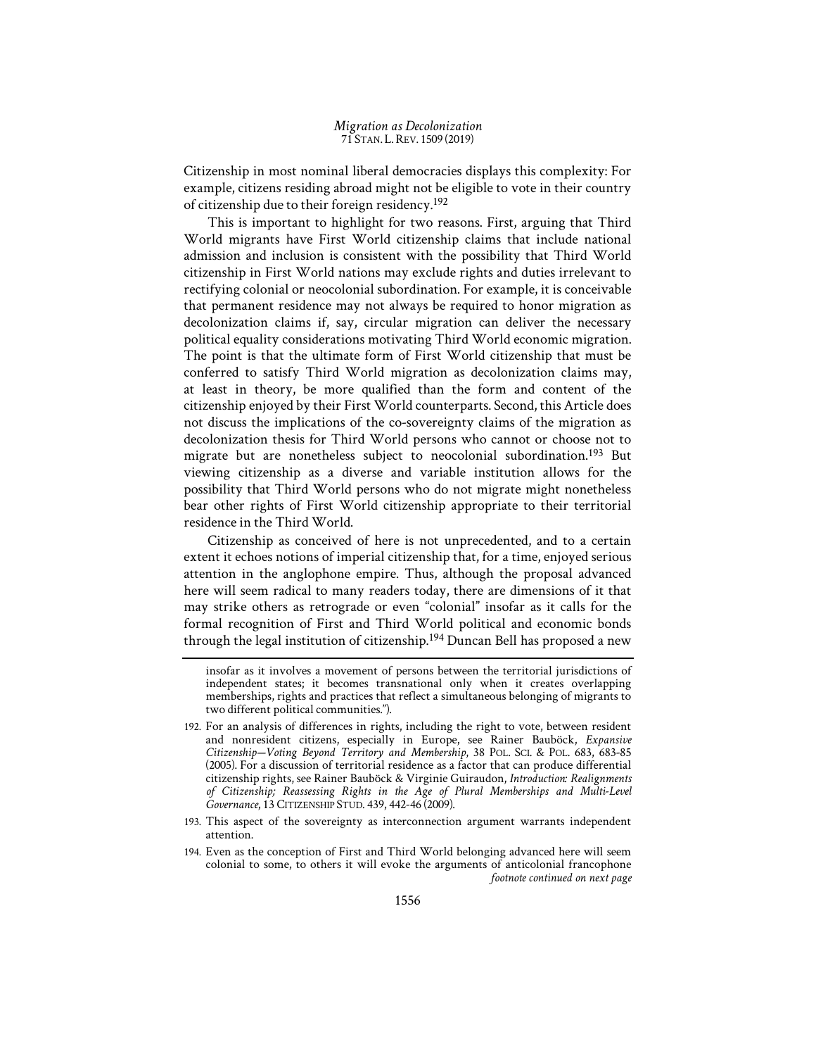Citizenship in most nominal liberal democracies displays this complexity: For example, citizens residing abroad might not be eligible to vote in their country of citizenship due to their foreign residency.[192]

This is important to highlight for two reasons. First, arguing that Third World migrants have First World citizenship claims that include national admission and inclusion is consistent with the possibility that Third World citizenship in First World nations may exclude rights and duties irrelevant to rectifying colonial or neocolonial subordination. For example, it is conceivable that permanent residence may not always be required to honor migration as decolonization claims if, say, circular migration can deliver the necessary political equality considerations motivating Third World economic migration. The point is that the ultimate form of First World citizenship that must be conferred to satisfy Third World migration as decolonization claims may, at least in theory, be more qualified than the form and content of the citizenship enjoyed by their First World counterparts. Second, this Article does not discuss the implications of the co-sovereignty claims of the migration as decolonization thesis for Third World persons who cannot or choose not to migrate but are nonetheless subject to neocolonial subordination.[193] But viewing citizenship as a diverse and variable institution allows for the possibility that Third World persons who do not migrate might nonetheless bear other rights of First World citizenship appropriate to their territorial residence in the Third World.

Citizenship as conceived of here is not unprecedented, and to a certain extent it echoes notions of imperial citizenship that, for a time, enjoyed serious attention in the anglophone empire. Thus, although the proposal advanced here will seem radical to many readers today, there are dimensions of it that may strike others as retrograde or even "colonial" insofar as it calls for the formal recognition of First and Third World political and economic bonds through the legal institution of citizenship.[194] Duncan Bell has proposed a new

---

insofar as it involves a movement of persons between the territorial jurisdictions of independent states; it becomes transnational only when it creates overlapping memberships, rights and practices that reflect a simultaneous belonging of migrants to two different political communities.").

192. For an analysis of differences in rights, including the right to vote, between resident and nonresident citizens, especially in Europe, see Rainer Bauböck, *Expansive Citizenship—Voting Beyond Territory and Membership*, 38 POL. SCI. & POL. 683, 683-85 (2005). For a discussion of territorial residence as a factor that can produce differential citizenship rights, see Rainer Bauböck & Virginie Guiraudon, *Introduction: Realignments of Citizenship; Reassessing Rights in the Age of Plural Memberships and Multi-Level Governance*, 13 CITIZENSHIP STUD. 439, 442-46 (2009).

193. This aspect of the sovereignty as interconnection argument warrants independent attention.

194. Even as the conception of First and Third World belonging advanced here will seem colonial to some, to others it will evoke the arguments of anticolonial francophone *footnote continued on next page*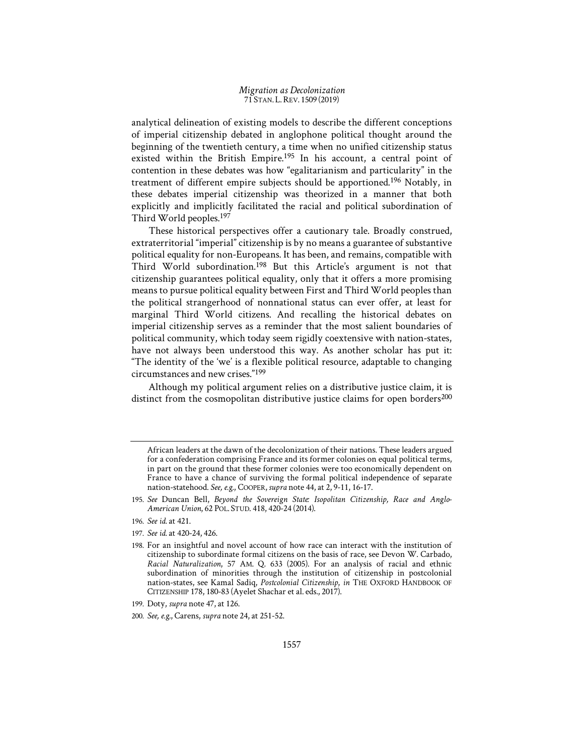analytical delineation of existing models to describe the different conceptions of imperial citizenship debated in anglophone political thought around the beginning of the twentieth century, a time when no unified citizenship status existed within the British Empire.[195] In his account, a central point of contention in these debates was how "egalitarianism and particularity" in the treatment of different empire subjects should be apportioned.[196] Notably, in these debates imperial citizenship was theorized in a manner that both explicitly and implicitly facilitated the racial and political subordination of Third World peoples.[197]

These historical perspectives offer a cautionary tale. Broadly construed, extraterritorial "imperial" citizenship is by no means a guarantee of substantive political equality for non-Europeans. It has been, and remains, compatible with Third World subordination.[198] But this Article's argument is not that citizenship guarantees political equality, only that it offers a more promising means to pursue political equality between First and Third World peoples than the political strangerhood of nonnational status can ever offer, at least for marginal Third World citizens. And recalling the historical debates on imperial citizenship serves as a reminder that the most salient boundaries of political community, which today seem rigidly coextensive with nation-states, have not always been understood this way. As another scholar has put it: "The identity of the 'we' is a flexible political resource, adaptable to changing circumstances and new crises."[199]

Although my political argument relies on a distributive justice claim, it is distinct from the cosmopolitan distributive justice claims for open borders[200]

---

African leaders at the dawn of the decolonization of their nations. These leaders argued for a confederation comprising France and its former colonies on equal political terms, in part on the ground that these former colonies were too economically dependent on France to have a chance of surviving the formal political independence of separate nation-statehood. *See, e.g.*, COOPER, *supra* note 44, at 2, 9-11, 16-17.

195. *See* Duncan Bell, *Beyond the Sovereign State: Isopolitan Citizenship, Race and Anglo-American Union*, 62 POL. STUD. 418, 420-24 (2014).

196. *See id.* at 421.

197. *See id.* at 420-24, 426.

198. For an insightful and novel account of how race can interact with the institution of citizenship to subordinate formal citizens on the basis of race, see Devon W. Carbado, *Racial Naturalization*, 57 AM. Q. 633 (2005). For an analysis of racial and ethnic subordination of minorities through the institution of citizenship in postcolonial nation-states, see Kamal Sadiq, *Postcolonial Citizenship*, *in* THE OXFORD HANDBOOK OF CITIZENSHIP 178, 180-83 (Ayelet Shachar et al. eds., 2017).

199. Doty, *supra* note 47, at 126.

200. *See, e.g.*, Carens, *supra* note 24, at 251-52.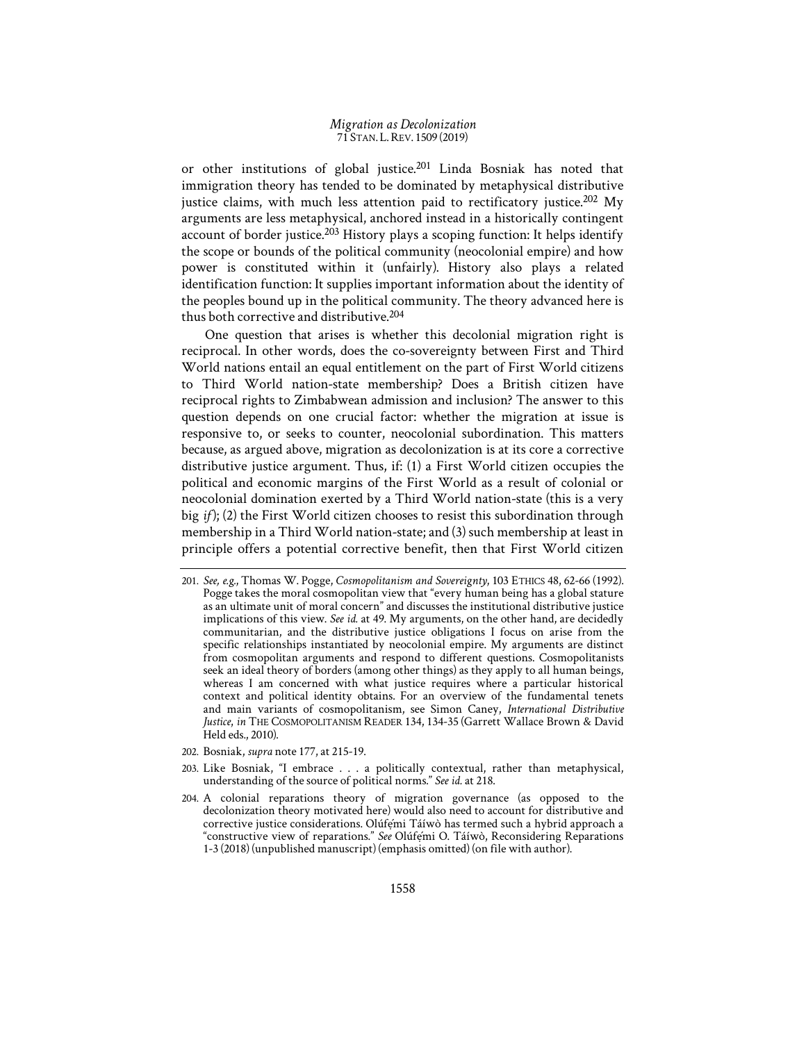or other institutions of global justice.[201] Linda Bosniak has noted that immigration theory has tended to be dominated by metaphysical distributive justice claims, with much less attention paid to rectificatory justice.[202] My arguments are less metaphysical, anchored instead in a historically contingent account of border justice.[203] History plays a scoping function: It helps identify the scope or bounds of the political community (neocolonial empire) and how power is constituted within it (unfairly). History also plays a related identification function: It supplies important information about the identity of the peoples bound up in the political community. The theory advanced here is thus both corrective and distributive.[204]

One question that arises is whether this decolonial migration right is reciprocal. In other words, does the co-sovereignty between First and Third World nations entail an equal entitlement on the part of First World citizens to Third World nation-state membership? Does a British citizen have reciprocal rights to Zimbabwean admission and inclusion? The answer to this question depends on one crucial factor: whether the migration at issue is responsive to, or seeks to counter, neocolonial subordination. This matters because, as argued above, migration as decolonization is at its core a corrective distributive justice argument. Thus, if: (1) a First World citizen occupies the political and economic margins of the First World as a result of colonial or neocolonial domination exerted by a Third World nation-state (this is a very big *if*); (2) the First World citizen chooses to resist this subordination through membership in a Third World nation-state; and (3) such membership at least in principle offers a potential corrective benefit, then that First World citizen

201. *See, e.g.*, Thomas W. Pogge, *Cosmopolitanism and Sovereignty*, 103 ETHICS 48, 62-66 (1992). Pogge takes the moral cosmopolitan view that "every human being has a global stature as an ultimate unit of moral concern" and discusses the institutional distributive justice implications of this view. *See id.* at 49. My arguments, on the other hand, are decidedly communitarian, and the distributive justice obligations I focus on arise from the specific relationships instantiated by neocolonial empire. My arguments are distinct from cosmopolitan arguments and respond to different questions. Cosmopolitanists seek an ideal theory of borders (among other things) as they apply to all human beings, whereas I am concerned with what justice requires where a particular historical context and political identity obtains. For an overview of the fundamental tenets and main variants of cosmopolitanism, see Simon Caney, *International Distributive Justice*, *in* THE COSMOPOLITANISM READER 134, 134-35 (Garrett Wallace Brown & David Held eds., 2010).

202. Bosniak, *supra* note 177, at 215-19.

203. Like Bosniak, "I embrace . . . a politically contextual, rather than metaphysical, understanding of the source of political norms." *See id.* at 218.

204. A colonial reparations theory of migration governance (as opposed to the decolonization theory motivated here) would also need to account for distributive and corrective justice considerations. Olúfẹ́mi Táíwò has termed such a hybrid approach a "constructive view of reparations." *See* Olúfẹ́mi O. Táíwò, Reconsidering Reparations 1-3 (2018) (unpublished manuscript) (emphasis omitted) (on file with author).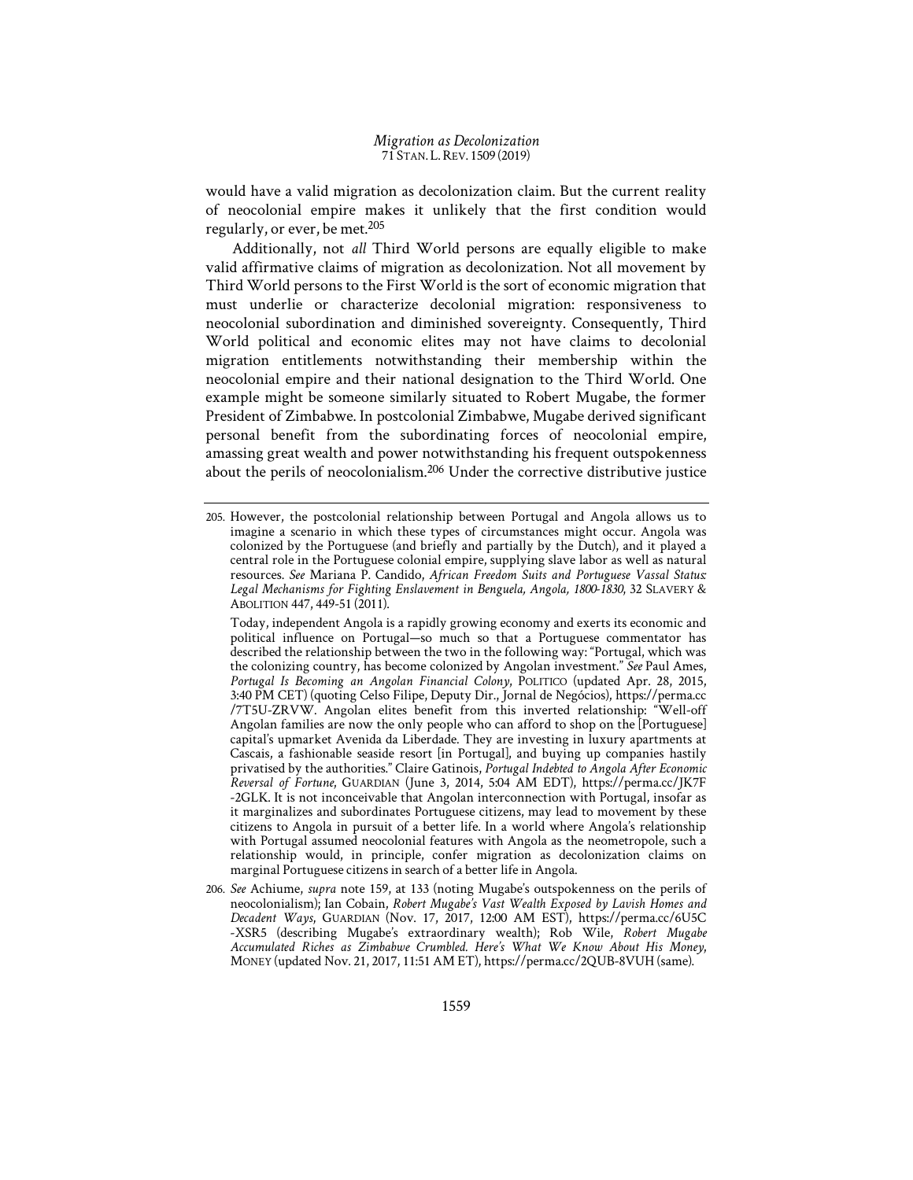would have a valid migration as decolonization claim. But the current reality of neocolonial empire makes it unlikely that the first condition would regularly, or ever, be met.[205]

Additionally, not *all* Third World persons are equally eligible to make valid affirmative claims of migration as decolonization. Not all movement by Third World persons to the First World is the sort of economic migration that must underlie or characterize decolonial migration: responsiveness to neocolonial subordination and diminished sovereignty. Consequently, Third World political and economic elites may not have claims to decolonial migration entitlements notwithstanding their membership within the neocolonial empire and their national designation to the Third World. One example might be someone similarly situated to Robert Mugabe, the former President of Zimbabwe. In postcolonial Zimbabwe, Mugabe derived significant personal benefit from the subordinating forces of neocolonial empire, amassing great wealth and power notwithstanding his frequent outspokenness about the perils of neocolonialism.[206] Under the corrective distributive justice

---

205. However, the postcolonial relationship between Portugal and Angola allows us to imagine a scenario in which these types of circumstances might occur. Angola was colonized by the Portuguese (and briefly and partially by the Dutch), and it played a central role in the Portuguese colonial empire, supplying slave labor as well as natural resources. *See* Mariana P. Candido, *African Freedom Suits and Portuguese Vassal Status: Legal Mechanisms for Fighting Enslavement in Benguela, Angola, 1800-1830*, 32 SLAVERY & ABOLITION 447, 449-51 (2011).

    Today, independent Angola is a rapidly growing economy and exerts its economic and political influence on Portugal—so much so that a Portuguese commentator has described the relationship between the two in the following way: "Portugal, which was the colonizing country, has become colonized by Angolan investment." *See* Paul Ames, *Portugal Is Becoming an Angolan Financial Colony*, POLITICO (updated Apr. 28, 2015, 3:40 PM CET) (quoting Celso Filipe, Deputy Dir., Jornal de Negócios), https://perma.cc/7T5U-ZRVW. Angolan elites benefit from this inverted relationship: "Well-off Angolan families are now the only people who can afford to shop on the [Portuguese] capital's upmarket Avenida da Liberdade. They are investing in luxury apartments at Cascais, a fashionable seaside resort [in Portugal], and buying up companies hastily privatised by the authorities." Claire Gatinois, *Portugal Indebted to Angola After Economic Reversal of Fortune*, GUARDIAN (June 3, 2014, 5:04 AM EDT), https://perma.cc/JK7F-2GLK. It is not inconceivable that Angolan interconnection with Portugal, insofar as it marginalizes and subordinates Portuguese citizens, may lead to movement by these citizens to Angola in pursuit of a better life. In a world where Angola's relationship with Portugal assumed neocolonial features with Angola as the neometropole, such a relationship would, in principle, confer migration as decolonization claims on marginal Portuguese citizens in search of a better life in Angola.

206. *See* Achiume, *supra* note 159, at 133 (noting Mugabe's outspokenness on the perils of neocolonialism); Ian Cobain, *Robert Mugabe's Vast Wealth Exposed by Lavish Homes and Decadent Ways*, GUARDIAN (Nov. 17, 2017, 12:00 AM EST), https://perma.cc/6U5C-XSR5 (describing Mugabe's extraordinary wealth); Rob Wile, *Robert Mugabe Accumulated Riches as Zimbabwe Crumbled. Here's What We Know About His Money*, MONEY (updated Nov. 21, 2017, 11:51 AM ET), https://perma.cc/2QUB-8VUH (same).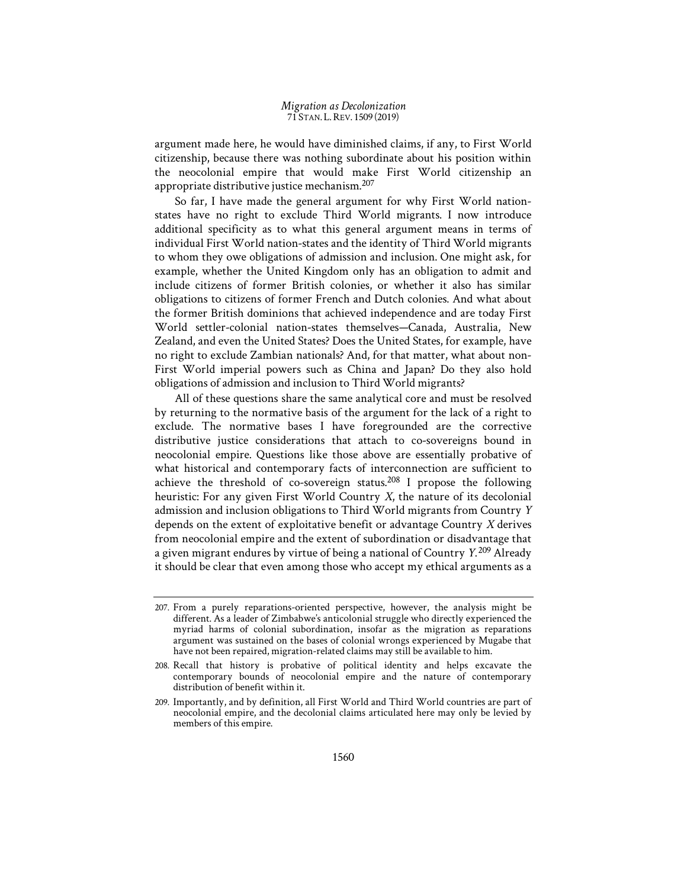argument made here, he would have diminished claims, if any, to First World citizenship, because there was nothing subordinate about his position within the neocolonial empire that would make First World citizenship an appropriate distributive justice mechanism.[207]

So far, I have made the general argument for why First World nation-states have no right to exclude Third World migrants. I now introduce additional specificity as to what this general argument means in terms of individual First World nation-states and the identity of Third World migrants to whom they owe obligations of admission and inclusion. One might ask, for example, whether the United Kingdom only has an obligation to admit and include citizens of former British colonies, or whether it also has similar obligations to citizens of former French and Dutch colonies. And what about the former British dominions that achieved independence and are today First World settler-colonial nation-states themselves—Canada, Australia, New Zealand, and even the United States? Does the United States, for example, have no right to exclude Zambian nationals? And, for that matter, what about non-First World imperial powers such as China and Japan? Do they also hold obligations of admission and inclusion to Third World migrants?

All of these questions share the same analytical core and must be resolved by returning to the normative basis of the argument for the lack of a right to exclude. The normative bases I have foregrounded are the corrective distributive justice considerations that attach to co-sovereigns bound in neocolonial empire. Questions like those above are essentially probative of what historical and contemporary facts of interconnection are sufficient to achieve the threshold of co-sovereign status.[208] I propose the following heuristic: For any given First World Country *X*, the nature of its decolonial admission and inclusion obligations to Third World migrants from Country *Y* depends on the extent of exploitative benefit or advantage Country *X* derives from neocolonial empire and the extent of subordination or disadvantage that a given migrant endures by virtue of being a national of Country *Y*.[209] Already it should be clear that even among those who accept my ethical arguments as a

207. From a purely reparations-oriented perspective, however, the analysis might be different. As a leader of Zimbabwe's anticolonial struggle who directly experienced the myriad harms of colonial subordination, insofar as the migration as reparations argument was sustained on the bases of colonial wrongs experienced by Mugabe that have not been repaired, migration-related claims may still be available to him.

208. Recall that history is probative of political identity and helps excavate the contemporary bounds of neocolonial empire and the nature of contemporary distribution of benefit within it.

209. Importantly, and by definition, all First World and Third World countries are part of neocolonial empire, and the decolonial claims articulated here may only be levied by members of this empire.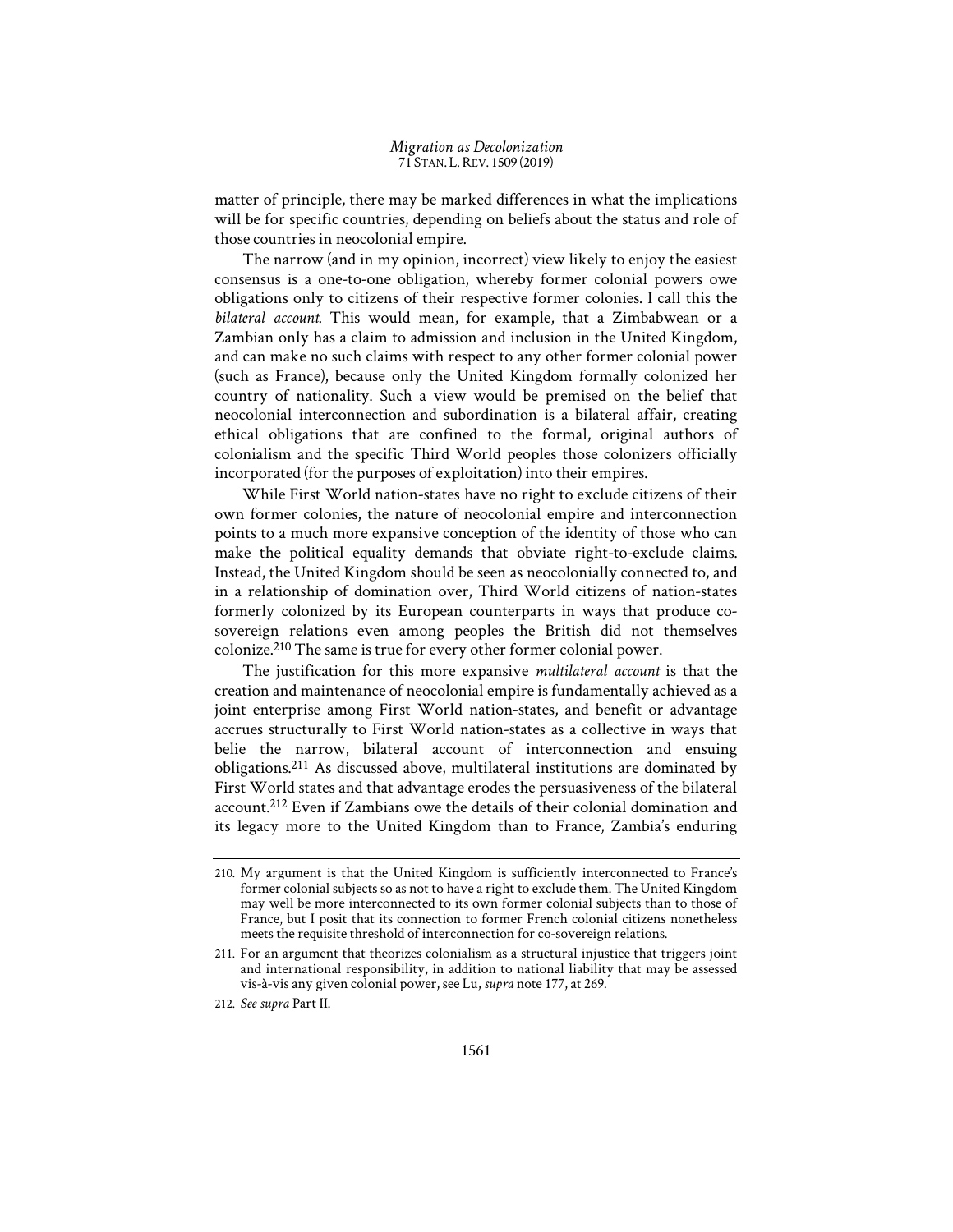matter of principle, there may be marked differences in what the implications will be for specific countries, depending on beliefs about the status and role of those countries in neocolonial empire.

The narrow (and in my opinion, incorrect) view likely to enjoy the easiest consensus is a one-to-one obligation, whereby former colonial powers owe obligations only to citizens of their respective former colonies. I call this the *bilateral account*. This would mean, for example, that a Zimbabwean or a Zambian only has a claim to admission and inclusion in the United Kingdom, and can make no such claims with respect to any other former colonial power (such as France), because only the United Kingdom formally colonized her country of nationality. Such a view would be premised on the belief that neocolonial interconnection and subordination is a bilateral affair, creating ethical obligations that are confined to the formal, original authors of colonialism and the specific Third World peoples those colonizers officially incorporated (for the purposes of exploitation) into their empires.

While First World nation-states have no right to exclude citizens of their own former colonies, the nature of neocolonial empire and interconnection points to a much more expansive conception of the identity of those who can make the political equality demands that obviate right-to-exclude claims. Instead, the United Kingdom should be seen as neocolonially connected to, and in a relationship of domination over, Third World citizens of nation-states formerly colonized by its European counterparts in ways that produce co-sovereign relations even among peoples the British did not themselves colonize.[210] The same is true for every other former colonial power.

The justification for this more expansive *multilateral account* is that the creation and maintenance of neocolonial empire is fundamentally achieved as a joint enterprise among First World nation-states, and benefit or advantage accrues structurally to First World nation-states as a collective in ways that belie the narrow, bilateral account of interconnection and ensuing obligations.[211] As discussed above, multilateral institutions are dominated by First World states and that advantage erodes the persuasiveness of the bilateral account.[212] Even if Zambians owe the details of their colonial domination and its legacy more to the United Kingdom than to France, Zambia's enduring

---

210. My argument is that the United Kingdom is sufficiently interconnected to France's former colonial subjects so as not to have a right to exclude them. The United Kingdom may well be more interconnected to its own former colonial subjects than to those of France, but I posit that its connection to former French colonial citizens nonetheless meets the requisite threshold of interconnection for co-sovereign relations.

211. For an argument that theorizes colonialism as a structural injustice that triggers joint and international responsibility, in addition to national liability that may be assessed vis-à-vis any given colonial power, see Lu, *supra* note 177, at 269.

212. *See supra* Part II.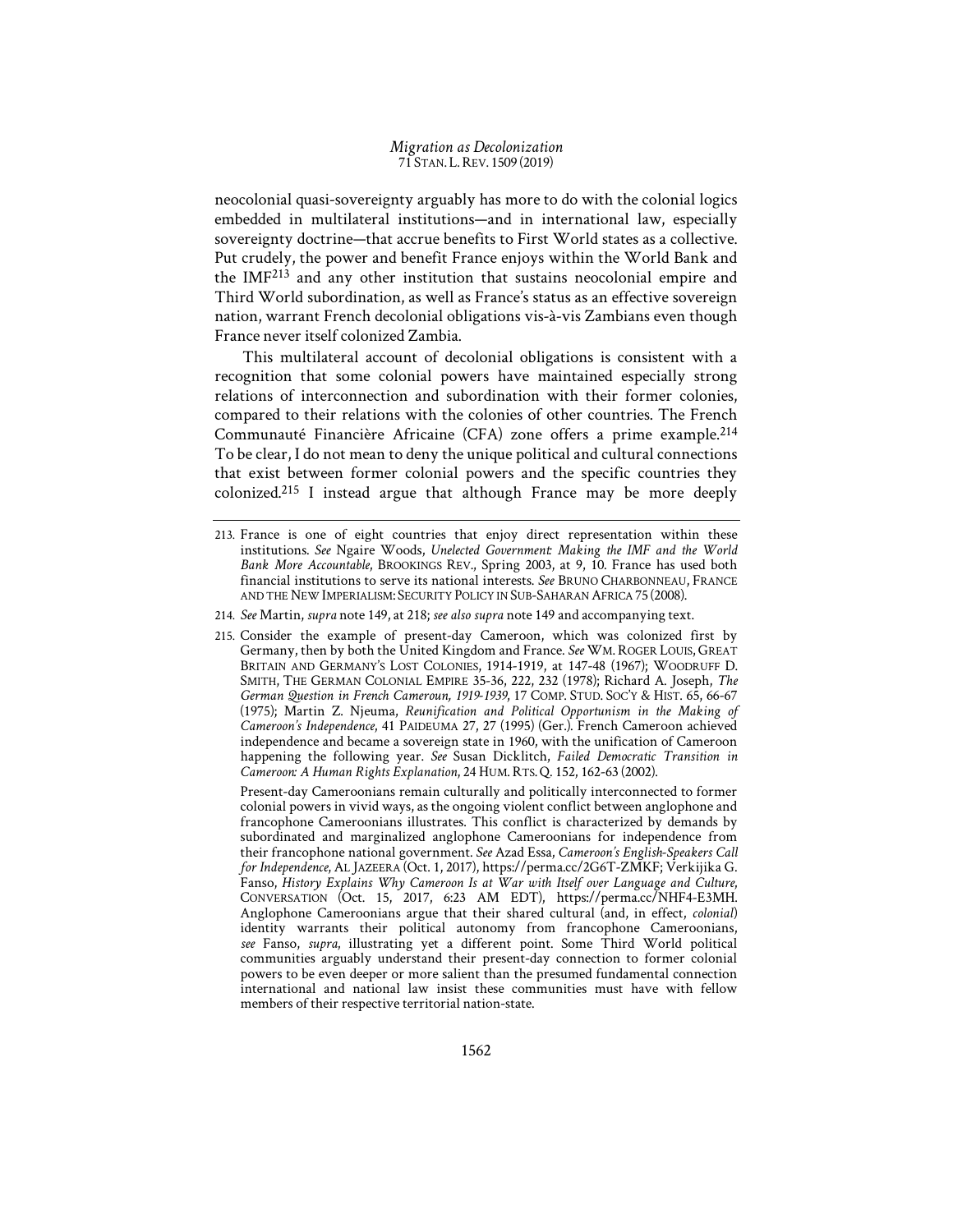neocolonial quasi-sovereignty arguably has more to do with the colonial logics embedded in multilateral institutions—and in international law, especially sovereignty doctrine—that accrue benefits to First World states as a collective. Put crudely, the power and benefit France enjoys within the World Bank and the IMF[213] and any other institution that sustains neocolonial empire and Third World subordination, as well as France's status as an effective sovereign nation, warrant French decolonial obligations vis-à-vis Zambians even though France never itself colonized Zambia.

This multilateral account of decolonial obligations is consistent with a recognition that some colonial powers have maintained especially strong relations of interconnection and subordination with their former colonies, compared to their relations with the colonies of other countries. The French Communauté Financière Africaine (CFA) zone offers a prime example.[214] To be clear, I do not mean to deny the unique political and cultural connections that exist between former colonial powers and the specific countries they colonized.[215] I instead argue that although France may be more deeply

---

213. France is one of eight countries that enjoy direct representation within these institutions. *See* Ngaire Woods, *Unelected Government: Making the IMF and the World Bank More Accountable*, BROOKINGS REV., Spring 2003, at 9, 10. France has used both financial institutions to serve its national interests. *See* BRUNO CHARBONNEAU, FRANCE AND THE NEW IMPERIALISM: SECURITY POLICY IN SUB-SAHARAN AFRICA 75 (2008).

214. *See* Martin, *supra* note 149, at 218; *see also supra* note 149 and accompanying text.

215. Consider the example of present-day Cameroon, which was colonized first by Germany, then by both the United Kingdom and France. *See* WM. ROGER LOUIS, GREAT BRITAIN AND GERMANY'S LOST COLONIES, 1914-1919, at 147-48 (1967); WOODRUFF D. SMITH, THE GERMAN COLONIAL EMPIRE 35-36, 222, 232 (1978); Richard A. Joseph, *The German Question in French Cameroun, 1919-1939*, 17 COMP. STUD. SOC'Y & HIST. 65, 66-67 (1975); Martin Z. Njeuma, *Reunification and Political Opportunism in the Making of Cameroon's Independence*, 41 PAIDEUMA 27, 27 (1995) (Ger.). French Cameroon achieved independence and became a sovereign state in 1960, with the unification of Cameroon happening the following year. *See* Susan Dicklitch, *Failed Democratic Transition in Cameroon: A Human Rights Explanation*, 24 HUM. RTS. Q. 152, 162-63 (2002).

Present-day Cameroonians remain culturally and politically interconnected to former colonial powers in vivid ways, as the ongoing violent conflict between anglophone and francophone Cameroonians illustrates. This conflict is characterized by demands by subordinated and marginalized anglophone Cameroonians for independence from their francophone national government. *See* Azad Essa, *Cameroon's English-Speakers Call for Independence*, AL JAZEERA (Oct. 1, 2017), https://perma.cc/2G6T-ZMKF; Verkijika G. Fanso, *History Explains Why Cameroon Is at War with Itself over Language and Culture*, CONVERSATION (Oct. 15, 2017, 6:23 AM EDT), https://perma.cc/NHF4-E3MH. Anglophone Cameroonians argue that their shared cultural (and, in effect, *colonial*) identity warrants their political autonomy from francophone Cameroonians, *see* Fanso, *supra*, illustrating yet a different point. Some Third World political communities arguably understand their present-day connection to former colonial powers to be even deeper or more salient than the presumed fundamental connection international and national law insist these communities must have with fellow members of their respective territorial nation-state.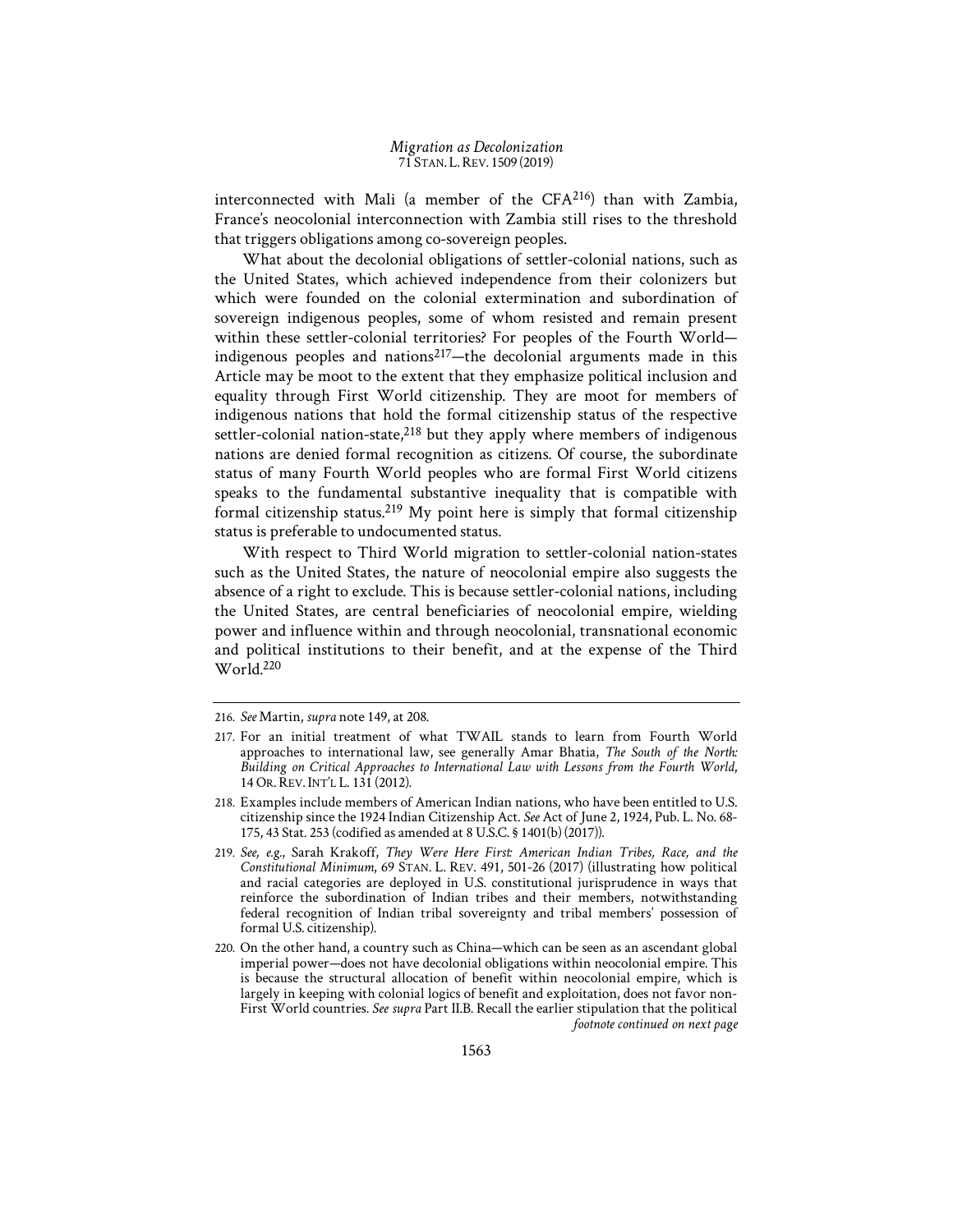interconnected with Mali (a member of the CFA[216]) than with Zambia, France's neocolonial interconnection with Zambia still rises to the threshold that triggers obligations among co-sovereign peoples.

What about the decolonial obligations of settler-colonial nations, such as the United States, which achieved independence from their colonizers but which were founded on the colonial extermination and subordination of sovereign indigenous peoples, some of whom resisted and remain present within these settler-colonial territories? For peoples of the Fourth World—indigenous peoples and nations[217]—the decolonial arguments made in this Article may be moot to the extent that they emphasize political inclusion and equality through First World citizenship. They are moot for members of indigenous nations that hold the formal citizenship status of the respective settler-colonial nation-state,[218] but they apply where members of indigenous nations are denied formal recognition as citizens. Of course, the subordinate status of many Fourth World peoples who are formal First World citizens speaks to the fundamental substantive inequality that is compatible with formal citizenship status.[219] My point here is simply that formal citizenship status is preferable to undocumented status.

With respect to Third World migration to settler-colonial nation-states such as the United States, the nature of neocolonial empire also suggests the absence of a right to exclude. This is because settler-colonial nations, including the United States, are central beneficiaries of neocolonial empire, wielding power and influence within and through neocolonial, transnational economic and political institutions to their benefit, and at the expense of the Third World.[220]

---

216. *See* Martin, *supra* note 149, at 208.

217. For an initial treatment of what TWAIL stands to learn from Fourth World approaches to international law, see generally Amar Bhatia, *The South of the North: Building on Critical Approaches to International Law with Lessons from the Fourth World*, 14 OR. REV. INT'L L. 131 (2012).

218. Examples include members of American Indian nations, who have been entitled to U.S. citizenship since the 1924 Indian Citizenship Act. *See* Act of June 2, 1924, Pub. L. No. 68-175, 43 Stat. 253 (codified as amended at 8 U.S.C. § 1401(b) (2017)).

219. *See, e.g.*, Sarah Krakoff, *They Were Here First: American Indian Tribes, Race, and the Constitutional Minimum*, 69 STAN. L. REV. 491, 501-26 (2017) (illustrating how political and racial categories are deployed in U.S. constitutional jurisprudence in ways that reinforce the subordination of Indian tribes and their members, notwithstanding federal recognition of Indian tribal sovereignty and tribal members' possession of formal U.S. citizenship).

220. On the other hand, a country such as China—which can be seen as an ascendant global imperial power—does not have decolonial obligations within neocolonial empire. This is because the structural allocation of benefit within neocolonial empire, which is largely in keeping with colonial logics of benefit and exploitation, does not favor non-First World countries. *See supra* Part II.B. Recall the earlier stipulation that the political *footnote continued on next page*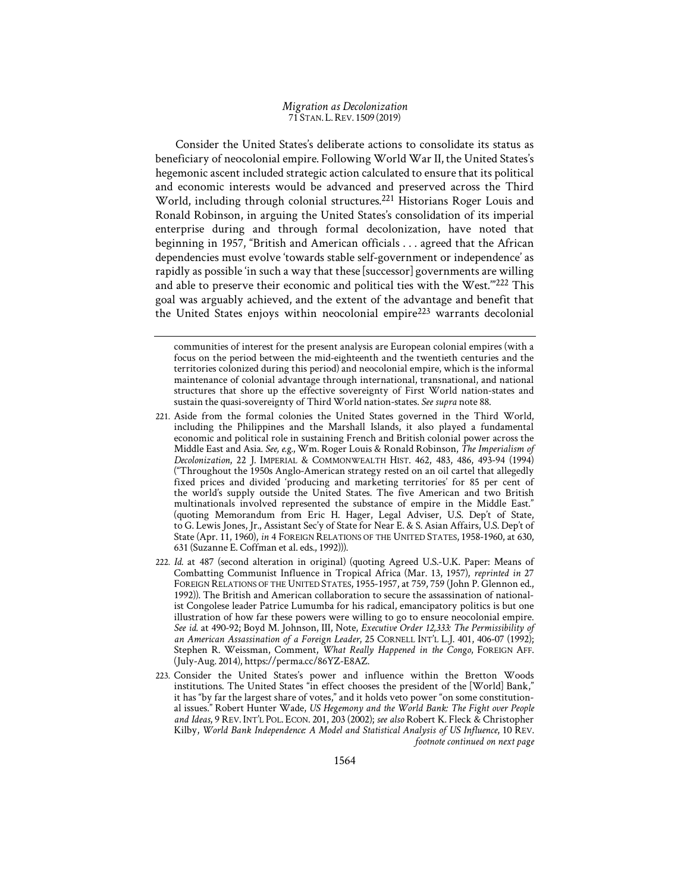Consider the United States's deliberate actions to consolidate its status as beneficiary of neocolonial empire. Following World War II, the United States's hegemonic ascent included strategic action calculated to ensure that its political and economic interests would be advanced and preserved across the Third World, including through colonial structures.[221] Historians Roger Louis and Ronald Robinson, in arguing the United States's consolidation of its imperial enterprise during and through formal decolonization, have noted that beginning in 1957, "British and American officials . . . agreed that the African dependencies must evolve 'towards stable self-government or independence' as rapidly as possible 'in such a way that these [successor] governments are willing and able to preserve their economic and political ties with the West.'"[222] This goal was arguably achieved, and the extent of the advantage and benefit that the United States enjoys within neocolonial empire[223] warrants decolonial

communities of interest for the present analysis are European colonial empires (with a focus on the period between the mid-eighteenth and the twentieth centuries and the territories colonized during this period) and neocolonial empire, which is the informal maintenance of colonial advantage through international, transnational, and national structures that shore up the effective sovereignty of First World nation-states and sustain the quasi-sovereignty of Third World nation-states. *See supra* note 88.

221. Aside from the formal colonies the United States governed in the Third World, including the Philippines and the Marshall Islands, it also played a fundamental economic and political role in sustaining French and British colonial power across the Middle East and Asia. *See, e.g.*, Wm. Roger Louis & Ronald Robinson, *The Imperialism of Decolonization*, 22 J. IMPERIAL & COMMONWEALTH HIST. 462, 483, 486, 493-94 (1994) ("Throughout the 1950s Anglo-American strategy rested on an oil cartel that allegedly fixed prices and divided 'producing and marketing territories' for 85 per cent of the world's supply outside the United States. The five American and two British multinationals involved represented the substance of empire in the Middle East." (quoting Memorandum from Eric H. Hager, Legal Adviser, U.S. Dep't of State, to G. Lewis Jones, Jr., Assistant Sec'y of State for Near E. & S. Asian Affairs, U.S. Dep't of State (Apr. 11, 1960), *in* 4 FOREIGN RELATIONS OF THE UNITED STATES, 1958-1960, at 630, 631 (Suzanne E. Coffman et al. eds., 1992))).

222. *Id.* at 487 (second alteration in original) (quoting Agreed U.S.-U.K. Paper: Means of Combatting Communist Influence in Tropical Africa (Mar. 13, 1957), *reprinted in* 27 FOREIGN RELATIONS OF THE UNITED STATES, 1955-1957, at 759, 759 (John P. Glennon ed., 1992)). The British and American collaboration to secure the assassination of nationalist Congolese leader Patrice Lumumba for his radical, emancipatory politics is but one illustration of how far these powers were willing to go to ensure neocolonial empire. *See id.* at 490-92; Boyd M. Johnson, III, Note, *Executive Order 12,333: The Permissibility of an American Assassination of a Foreign Leader*, 25 CORNELL INT'L L.J. 401, 406-07 (1992); Stephen R. Weissman, Comment, *What Really Happened in the Congo*, FOREIGN AFF. (July-Aug. 2014), https://perma.cc/86YZ-E8AZ.

223. Consider the United States's power and influence within the Bretton Woods institutions. The United States "in effect chooses the president of the [World] Bank," it has "by far the largest share of votes," and it holds veto power "on some constitutional issues." Robert Hunter Wade, *US Hegemony and the World Bank: The Fight over People and Ideas*, 9 REV. INT'L POL. ECON. 201, 203 (2002); *see also* Robert K. Fleck & Christopher Kilby, *World Bank Independence: A Model and Statistical Analysis of US Influence*, 10 REV. *footnote continued on next page*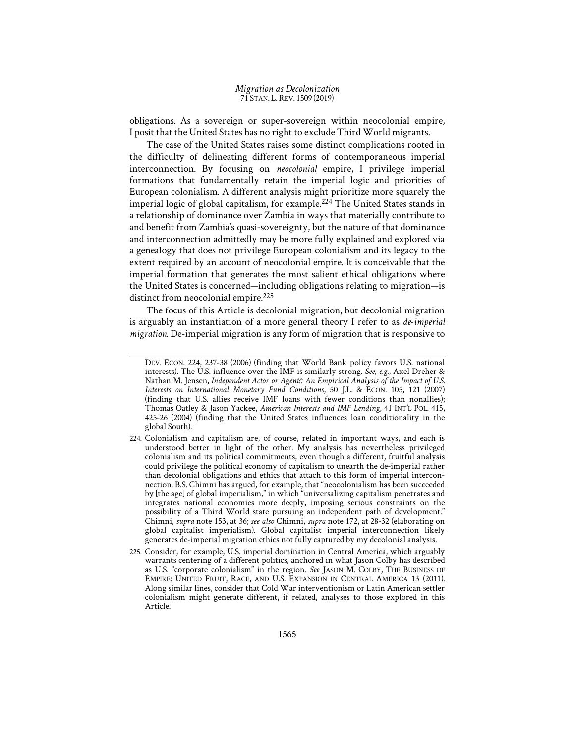obligations. As a sovereign or super-sovereign within neocolonial empire, I posit that the United States has no right to exclude Third World migrants.

The case of the United States raises some distinct complications rooted in the difficulty of delineating different forms of contemporaneous imperial interconnection. By focusing on *neocolonial* empire, I privilege imperial formations that fundamentally retain the imperial logic and priorities of European colonialism. A different analysis might prioritize more squarely the imperial logic of global capitalism, for example.[224] The United States stands in a relationship of dominance over Zambia in ways that materially contribute to and benefit from Zambia's quasi-sovereignty, but the nature of that dominance and interconnection admittedly may be more fully explained and explored via a genealogy that does not privilege European colonialism and its legacy to the extent required by an account of neocolonial empire. It is conceivable that the imperial formation that generates the most salient ethical obligations where the United States is concerned—including obligations relating to migration—is distinct from neocolonial empire.[225]

The focus of this Article is decolonial migration, but decolonial migration is arguably an instantiation of a more general theory I refer to as *de-imperial migration*. De-imperial migration is any form of migration that is responsive to

---

DEV. ECON. 224, 237-38 (2006) (finding that World Bank policy favors U.S. national interests). The U.S. influence over the IMF is similarly strong. *See, e.g.*, Axel Dreher & Nathan M. Jensen, *Independent Actor or Agent?: An Empirical Analysis of the Impact of U.S. Interests on International Monetary Fund Conditions*, 50 J.L. & ECON. 105, 121 (2007) (finding that U.S. allies receive IMF loans with fewer conditions than nonallies); Thomas Oatley & Jason Yackee, *American Interests and IMF Lending*, 41 INT'L POL. 415, 425-26 (2004) (finding that the United States influences loan conditionality in the global South).

224. Colonialism and capitalism are, of course, related in important ways, and each is understood better in light of the other. My analysis has nevertheless privileged colonialism and its political commitments, even though a different, fruitful analysis could privilege the political economy of capitalism to unearth the de-imperial rather than decolonial obligations and ethics that attach to this form of imperial interconnection. B.S. Chimni has argued, for example, that "neocolonialism has been succeeded by [the age] of global imperialism," in which "universalizing capitalism penetrates and integrates national economies more deeply, imposing serious constraints on the possibility of a Third World state pursuing an independent path of development." Chimni, *supra* note 153, at 36; *see also* Chimni, *supra* note 172, at 28-32 (elaborating on global capitalist imperialism). Global capitalist imperial interconnection likely generates de-imperial migration ethics not fully captured by my decolonial analysis.

225. Consider, for example, U.S. imperial domination in Central America, which arguably warrants centering of a different politics, anchored in what Jason Colby has described as U.S. "corporate colonialism" in the region. *See* JASON M. COLBY, THE BUSINESS OF EMPIRE: UNITED FRUIT, RACE, AND U.S. EXPANSION IN CENTRAL AMERICA 13 (2011). Along similar lines, consider that Cold War interventionism or Latin American settler colonialism might generate different, if related, analyses to those explored in this Article.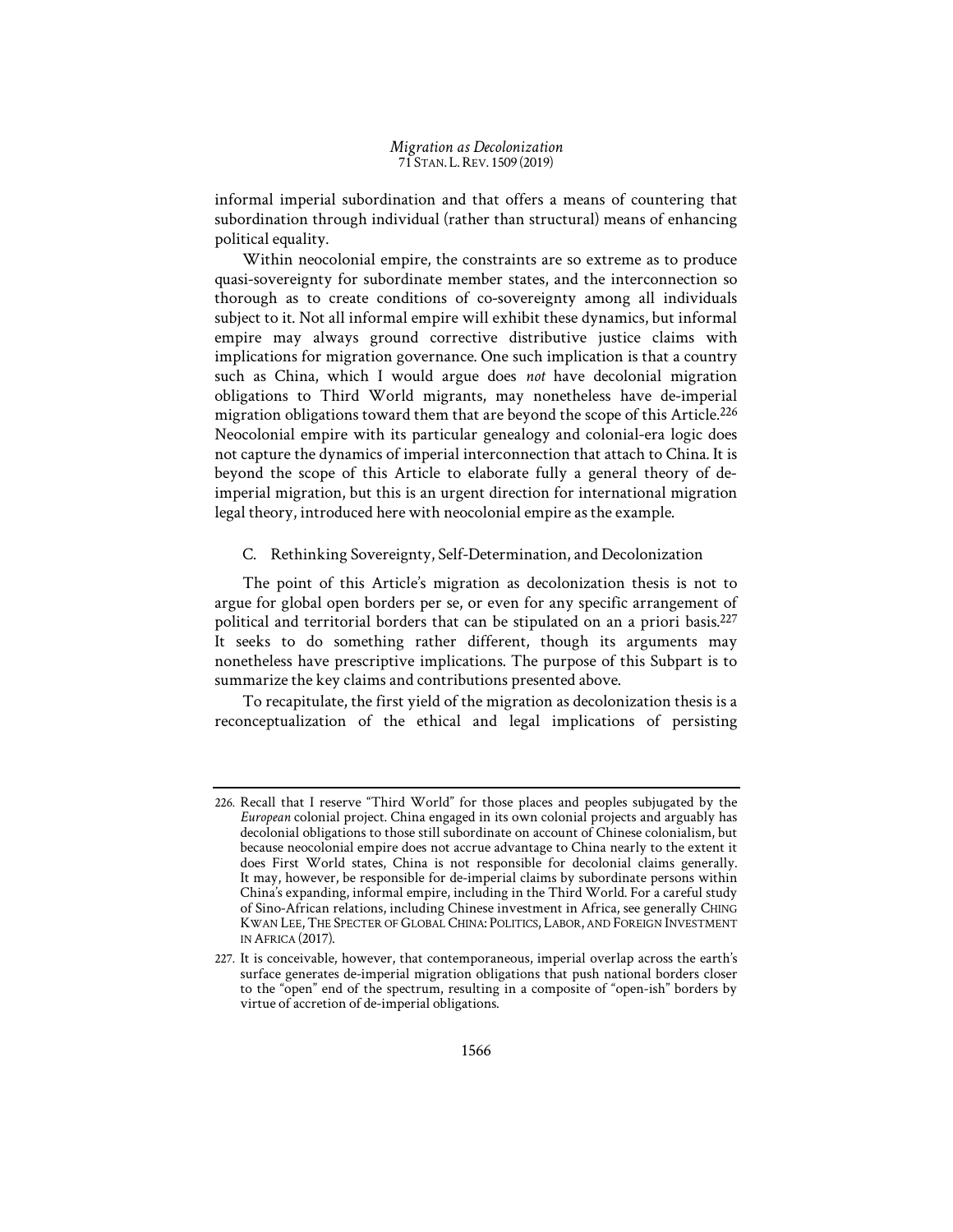informal imperial subordination and that offers a means of countering that subordination through individual (rather than structural) means of enhancing political equality.

Within neocolonial empire, the constraints are so extreme as to produce quasi-sovereignty for subordinate member states, and the interconnection so thorough as to create conditions of co-sovereignty among all individuals subject to it. Not all informal empire will exhibit these dynamics, but informal empire may always ground corrective distributive justice claims with implications for migration governance. One such implication is that a country such as China, which I would argue does *not* have decolonial migration obligations to Third World migrants, may nonetheless have de-imperial migration obligations toward them that are beyond the scope of this Article.[226] Neocolonial empire with its particular genealogy and colonial-era logic does not capture the dynamics of imperial interconnection that attach to China. It is beyond the scope of this Article to elaborate fully a general theory of de-imperial migration, but this is an urgent direction for international migration legal theory, introduced here with neocolonial empire as the example.

### C. Rethinking Sovereignty, Self-Determination, and Decolonization

The point of this Article's migration as decolonization thesis is not to argue for global open borders per se, or even for any specific arrangement of political and territorial borders that can be stipulated on an a priori basis.[227] It seeks to do something rather different, though its arguments may nonetheless have prescriptive implications. The purpose of this Subpart is to summarize the key claims and contributions presented above.

To recapitulate, the first yield of the migration as decolonization thesis is a reconceptualization of the ethical and legal implications of persisting

---

226. Recall that I reserve "Third World" for those places and peoples subjugated by the *European* colonial project. China engaged in its own colonial projects and arguably has decolonial obligations to those still subordinate on account of Chinese colonialism, but because neocolonial empire does not accrue advantage to China nearly to the extent it does First World states, China is not responsible for decolonial claims generally. It may, however, be responsible for de-imperial claims by subordinate persons within China's expanding, informal empire, including in the Third World. For a careful study of Sino-African relations, including Chinese investment in Africa, see generally CHING KWAN LEE, THE SPECTER OF GLOBAL CHINA: POLITICS, LABOR, AND FOREIGN INVESTMENT IN AFRICA (2017).

227. It is conceivable, however, that contemporaneous, imperial overlap across the earth's surface generates de-imperial migration obligations that push national borders closer to the "open" end of the spectrum, resulting in a composite of "open-ish" borders by virtue of accretion of de-imperial obligations.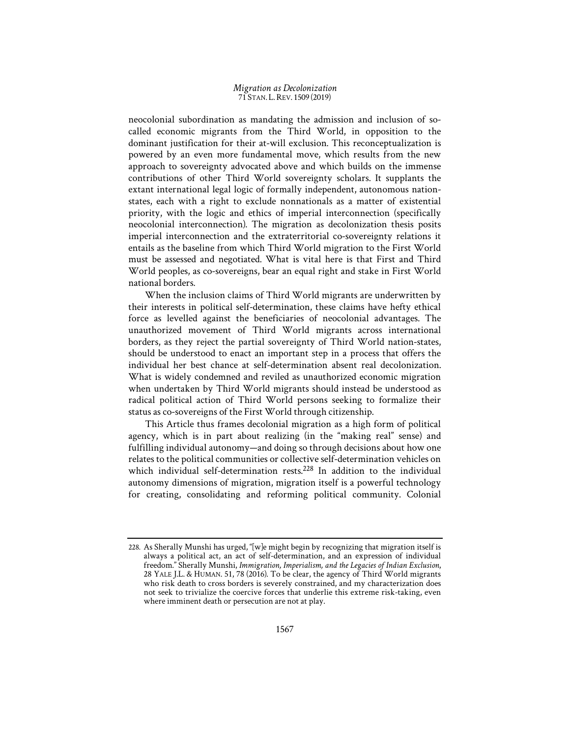neocolonial subordination as mandating the admission and inclusion of so-called economic migrants from the Third World, in opposition to the dominant justification for their at-will exclusion. This reconceptualization is powered by an even more fundamental move, which results from the new approach to sovereignty advocated above and which builds on the immense contributions of other Third World sovereignty scholars. It supplants the extant international legal logic of formally independent, autonomous nation-states, each with a right to exclude nonnationals as a matter of existential priority, with the logic and ethics of imperial interconnection (specifically neocolonial interconnection). The migration as decolonization thesis posits imperial interconnection and the extraterritorial co-sovereignty relations it entails as the baseline from which Third World migration to the First World must be assessed and negotiated. What is vital here is that First and Third World peoples, as co-sovereigns, bear an equal right and stake in First World national borders.

When the inclusion claims of Third World migrants are underwritten by their interests in political self-determination, these claims have hefty ethical force as levelled against the beneficiaries of neocolonial advantages. The unauthorized movement of Third World migrants across international borders, as they reject the partial sovereignty of Third World nation-states, should be understood to enact an important step in a process that offers the individual her best chance at self-determination absent real decolonization. What is widely condemned and reviled as unauthorized economic migration when undertaken by Third World migrants should instead be understood as radical political action of Third World persons seeking to formalize their status as co-sovereigns of the First World through citizenship.

This Article thus frames decolonial migration as a high form of political agency, which is in part about realizing (in the "making real" sense) and fulfilling individual autonomy—and doing so through decisions about how one relates to the political communities or collective self-determination vehicles on which individual self-determination rests.[228] In addition to the individual autonomy dimensions of migration, migration itself is a powerful technology for creating, consolidating and reforming political community. Colonial

228. As Sherally Munshi has urged, "[w]e might begin by recognizing that migration itself is always a political act, an act of self-determination, and an expression of individual freedom." Sherally Munshi, *Immigration, Imperialism, and the Legacies of Indian Exclusion*, 28 YALE J.L. & HUMAN. 51, 78 (2016). To be clear, the agency of Third World migrants who risk death to cross borders is severely constrained, and my characterization does not seek to trivialize the coercive forces that underlie this extreme risk-taking, even where imminent death or persecution are not at play.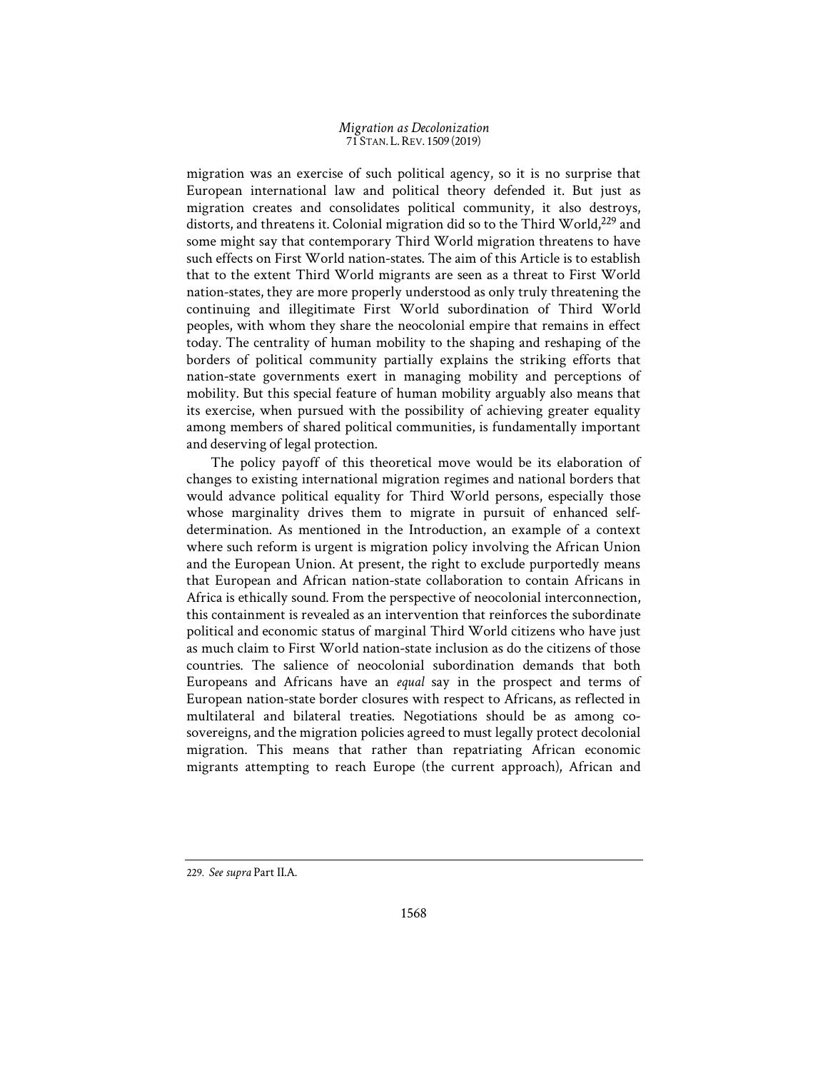migration was an exercise of such political agency, so it is no surprise that European international law and political theory defended it. But just as migration creates and consolidates political community, it also destroys, distorts, and threatens it. Colonial migration did so to the Third World,[229] and some might say that contemporary Third World migration threatens to have such effects on First World nation-states. The aim of this Article is to establish that to the extent Third World migrants are seen as a threat to First World nation-states, they are more properly understood as only truly threatening the continuing and illegitimate First World subordination of Third World peoples, with whom they share the neocolonial empire that remains in effect today. The centrality of human mobility to the shaping and reshaping of the borders of political community partially explains the striking efforts that nation-state governments exert in managing mobility and perceptions of mobility. But this special feature of human mobility arguably also means that its exercise, when pursued with the possibility of achieving greater equality among members of shared political communities, is fundamentally important and deserving of legal protection.

The policy payoff of this theoretical move would be its elaboration of changes to existing international migration regimes and national borders that would advance political equality for Third World persons, especially those whose marginality drives them to migrate in pursuit of enhanced self-determination. As mentioned in the Introduction, an example of a context where such reform is urgent is migration policy involving the African Union and the European Union. At present, the right to exclude purportedly means that European and African nation-state collaboration to contain Africans in Africa is ethically sound. From the perspective of neocolonial interconnection, this containment is revealed as an intervention that reinforces the subordinate political and economic status of marginal Third World citizens who have just as much claim to First World nation-state inclusion as do the citizens of those countries. The salience of neocolonial subordination demands that both Europeans and Africans have an *equal* say in the prospect and terms of European nation-state border closures with respect to Africans, as reflected in multilateral and bilateral treaties. Negotiations should be as among co-sovereigns, and the migration policies agreed to must legally protect decolonial migration. This means that rather than repatriating African economic migrants attempting to reach Europe (the current approach), African and

229. *See supra* Part II.A.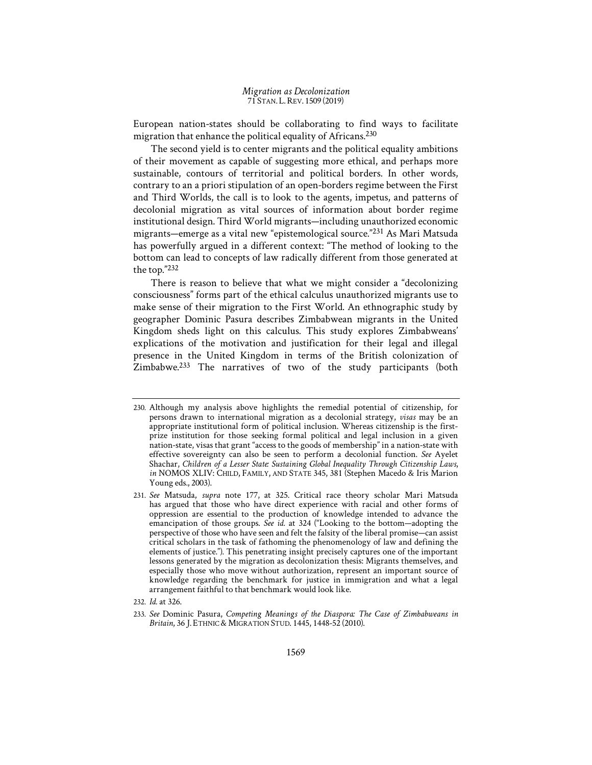European nation-states should be collaborating to find ways to facilitate migration that enhance the political equality of Africans.[230]

The second yield is to center migrants and the political equality ambitions of their movement as capable of suggesting more ethical, and perhaps more sustainable, contours of territorial and political borders. In other words, contrary to an a priori stipulation of an open-borders regime between the First and Third Worlds, the call is to look to the agents, impetus, and patterns of decolonial migration as vital sources of information about border regime institutional design. Third World migrants—including unauthorized economic migrants—emerge as a vital new "epistemological source."[231] As Mari Matsuda has powerfully argued in a different context: "The method of looking to the bottom can lead to concepts of law radically different from those generated at the top."[232]

There is reason to believe that what we might consider a "decolonizing consciousness" forms part of the ethical calculus unauthorized migrants use to make sense of their migration to the First World. An ethnographic study by geographer Dominic Pasura describes Zimbabwean migrants in the United Kingdom sheds light on this calculus. This study explores Zimbabweans' explications of the motivation and justification for their legal and illegal presence in the United Kingdom in terms of the British colonization of Zimbabwe.[233] The narratives of two of the study participants (both

---

230. Although my analysis above highlights the remedial potential of citizenship, for persons drawn to international migration as a decolonial strategy, *visas* may be an appropriate institutional form of political inclusion. Whereas citizenship is the first-prize institution for those seeking formal political and legal inclusion in a given nation-state, visas that grant "access to the goods of membership" in a nation-state with effective sovereignty can also be seen to perform a decolonial function. *See* Ayelet Shachar, *Children of a Lesser State: Sustaining Global Inequality Through Citizenship Laws*, *in* NOMOS XLIV: CHILD, FAMILY, AND STATE 345, 381 (Stephen Macedo & Iris Marion Young eds., 2003).

231. *See* Matsuda, *supra* note 177, at 325. Critical race theory scholar Mari Matsuda has argued that those who have direct experience with racial and other forms of oppression are essential to the production of knowledge intended to advance the emancipation of those groups. *See id.* at 324 ("Looking to the bottom—adopting the perspective of those who have seen and felt the falsity of the liberal promise—can assist critical scholars in the task of fathoming the phenomenology of law and defining the elements of justice."). This penetrating insight precisely captures one of the important lessons generated by the migration as decolonization thesis: Migrants themselves, and especially those who move without authorization, represent an important source of knowledge regarding the benchmark for justice in immigration and what a legal arrangement faithful to that benchmark would look like.

232. *Id.* at 326.

233. *See* Dominic Pasura, *Competing Meanings of the Diaspora: The Case of Zimbabweans in Britain*, 36 J. ETHNIC & MIGRATION STUD. 1445, 1448-52 (2010).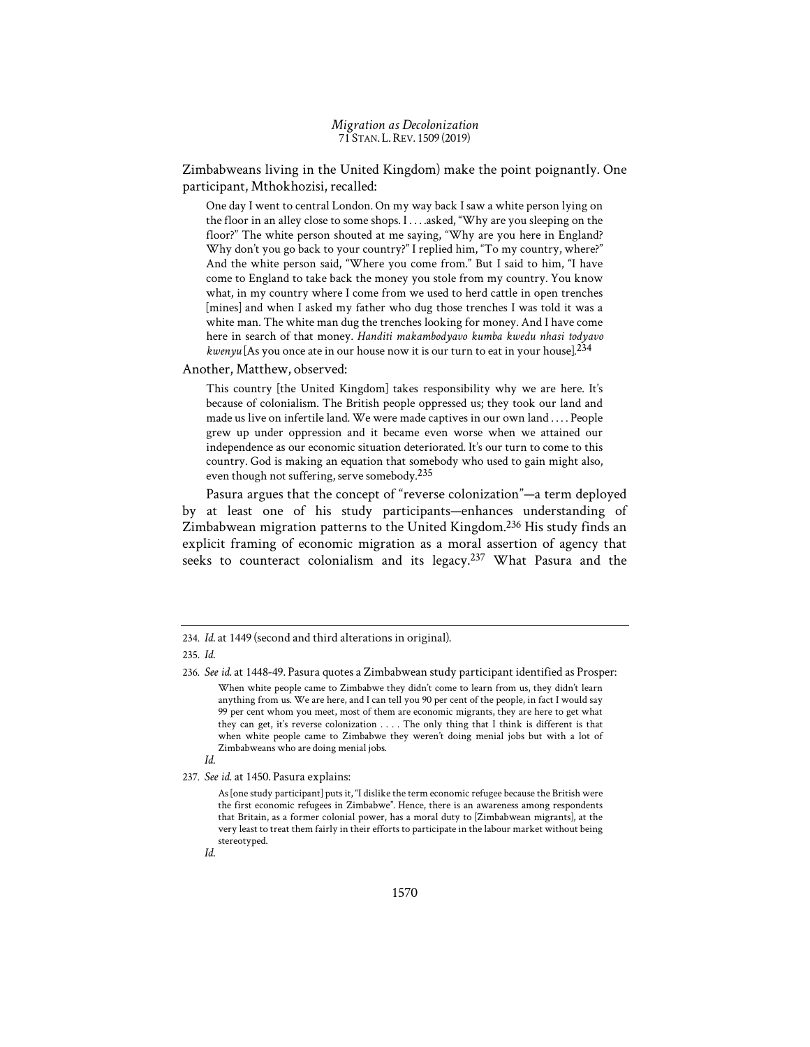Zimbabweans living in the United Kingdom) make the point poignantly. One participant, Mthokhozisi, recalled:

> One day I went to central London. On my way back I saw a white person lying on the floor in an alley close to some shops. I . . . .asked, "Why are you sleeping on the floor?" The white person shouted at me saying, "Why are you here in England? Why don't you go back to your country?" I replied him, "To my country, where?" And the white person said, "Where you come from." But I said to him, "I have come to England to take back the money you stole from my country. You know what, in my country where I come from we used to herd cattle in open trenches [mines] and when I asked my father who dug those trenches I was told it was a white man. The white man dug the trenches looking for money. And I have come here in search of that money. *Handiti makambodyavo kumba kwedu nhasi todyavo kwenyu* [As you once ate in our house now it is our turn to eat in your house].[234]

Another, Matthew, observed:

> This country [the United Kingdom] takes responsibility why we are here. It's because of colonialism. The British people oppressed us; they took our land and made us live on infertile land. We were made captives in our own land . . . . People grew up under oppression and it became even worse when we attained our independence as our economic situation deteriorated. It's our turn to come to this country. God is making an equation that somebody who used to gain might also, even though not suffering, serve somebody.[235]

Pasura argues that the concept of "reverse colonization"—a term deployed by at least one of his study participants—enhances understanding of Zimbabwean migration patterns to the United Kingdom.[236] His study finds an explicit framing of economic migration as a moral assertion of agency that seeks to counteract colonialism and its legacy.[237] What Pasura and the

---

234. *Id.* at 1449 (second and third alterations in original).

235. *Id.*

236. *See id.* at 1448-49. Pasura quotes a Zimbabwean study participant identified as Prosper:

> When white people came to Zimbabwe they didn't come to learn from us, they didn't learn anything from us. We are here, and I can tell you 90 per cent of the people, in fact I would say 99 per cent whom you meet, most of them are economic migrants, they are here to get what they can get, it's reverse colonization . . . . The only thing that I think is different is that when white people came to Zimbabwe they weren't doing menial jobs but with a lot of Zimbabweans who are doing menial jobs.

*Id.*

237. *See id.* at 1450. Pasura explains:

> As [one study participant] puts it, "I dislike the term economic refugee because the British were the first economic refugees in Zimbabwe". Hence, there is an awareness among respondents that Britain, as a former colonial power, has a moral duty to [Zimbabwean migrants], at the very least to treat them fairly in their efforts to participate in the labour market without being stereotyped.

*Id.*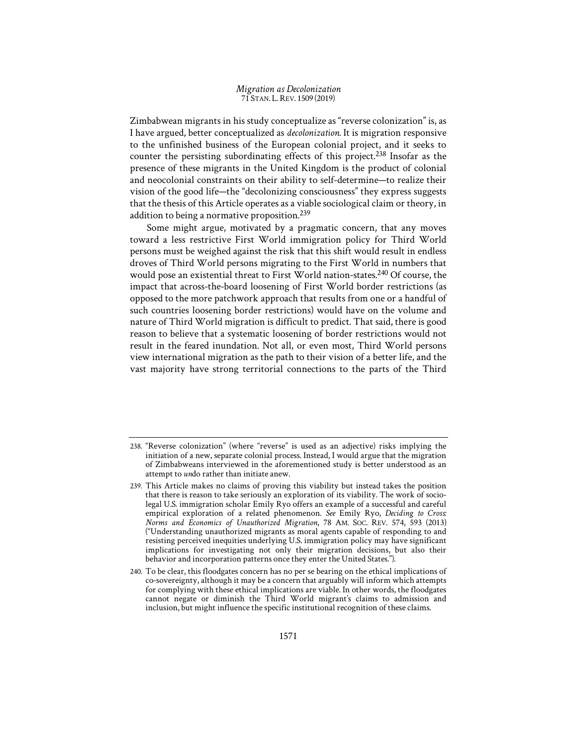Zimbabwean migrants in his study conceptualize as "reverse colonization" is, as I have argued, better conceptualized as *decolonization*. It is migration responsive to the unfinished business of the European colonial project, and it seeks to counter the persisting subordinating effects of this project.[238] Insofar as the presence of these migrants in the United Kingdom is the product of colonial and neocolonial constraints on their ability to self-determine—to realize their vision of the good life—the "decolonizing consciousness" they express suggests that the thesis of this Article operates as a viable sociological claim or theory, in addition to being a normative proposition.[239]

Some might argue, motivated by a pragmatic concern, that any moves toward a less restrictive First World immigration policy for Third World persons must be weighed against the risk that this shift would result in endless droves of Third World persons migrating to the First World in numbers that would pose an existential threat to First World nation-states.[240] Of course, the impact that across-the-board loosening of First World border restrictions (as opposed to the more patchwork approach that results from one or a handful of such countries loosening border restrictions) would have on the volume and nature of Third World migration is difficult to predict. That said, there is good reason to believe that a systematic loosening of border restrictions would not result in the feared inundation. Not all, or even most, Third World persons view international migration as the path to their vision of a better life, and the vast majority have strong territorial connections to the parts of the Third

---

238. "Reverse colonization" (where "reverse" is used as an adjective) risks implying the initiation of a new, separate colonial process. Instead, I would argue that the migration of Zimbabweans interviewed in the aforementioned study is better understood as an attempt to *un*do rather than initiate anew.

239. This Article makes no claims of proving this viability but instead takes the position that there is reason to take seriously an exploration of its viability. The work of socio-legal U.S. immigration scholar Emily Ryo offers an example of a successful and careful empirical exploration of a related phenomenon. *See* Emily Ryo, *Deciding to Cross: Norms and Economics of Unauthorized Migration*, 78 AM. SOC. REV. 574, 593 (2013) ("Understanding unauthorized migrants as moral agents capable of responding to and resisting perceived inequities underlying U.S. immigration policy may have significant implications for investigating not only their migration decisions, but also their behavior and incorporation patterns once they enter the United States.").

240. To be clear, this floodgates concern has no per se bearing on the ethical implications of co-sovereignty, although it may be a concern that arguably will inform which attempts for complying with these ethical implications are viable. In other words, the floodgates cannot negate or diminish the Third World migrant's claims to admission and inclusion, but might influence the specific institutional recognition of these claims.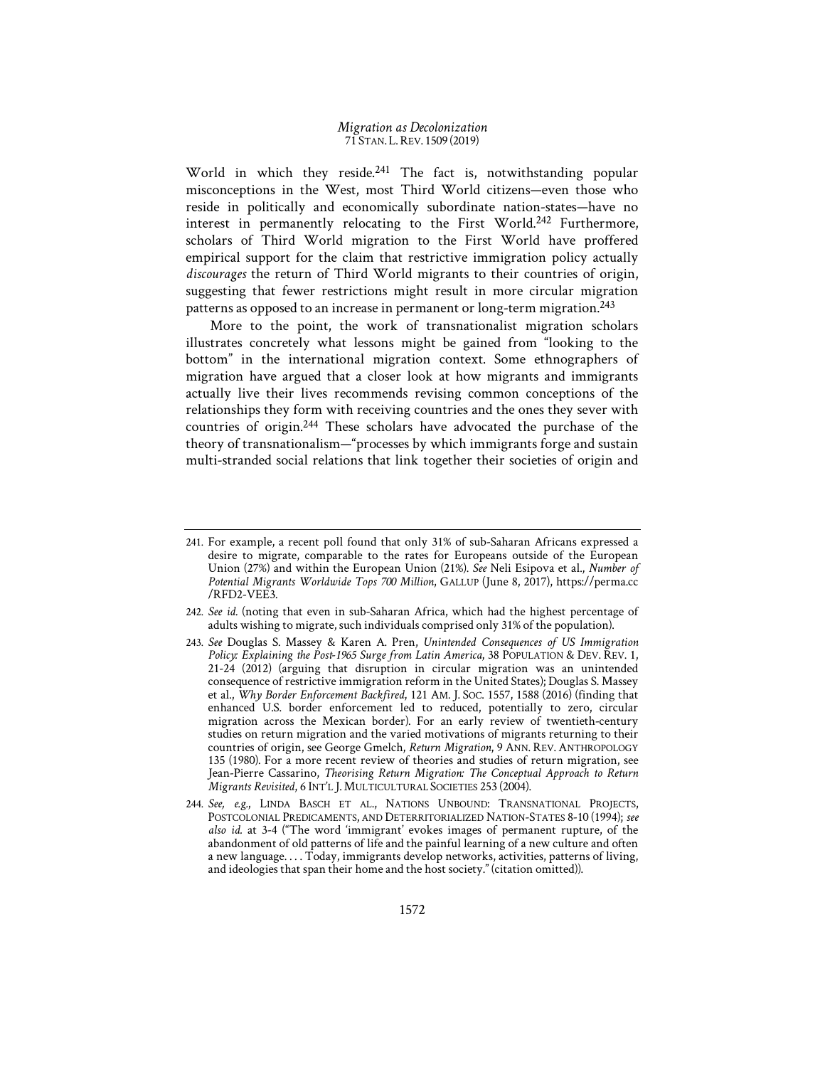World in which they reside.[241] The fact is, notwithstanding popular misconceptions in the West, most Third World citizens—even those who reside in politically and economically subordinate nation-states—have no interest in permanently relocating to the First World.[242] Furthermore, scholars of Third World migration to the First World have proffered empirical support for the claim that restrictive immigration policy actually *discourages* the return of Third World migrants to their countries of origin, suggesting that fewer restrictions might result in more circular migration patterns as opposed to an increase in permanent or long-term migration.[243]

More to the point, the work of transnationalist migration scholars illustrates concretely what lessons might be gained from "looking to the bottom" in the international migration context. Some ethnographers of migration have argued that a closer look at how migrants and immigrants actually live their lives recommends revising common conceptions of the relationships they form with receiving countries and the ones they sever with countries of origin.[244] These scholars have advocated the purchase of the theory of transnationalism—"processes by which immigrants forge and sustain multi-stranded social relations that link together their societies of origin and

---

241. For example, a recent poll found that only 31% of sub-Saharan Africans expressed a desire to migrate, comparable to the rates for Europeans outside of the European Union (27%) and within the European Union (21%). *See* Neli Esipova et al., *Number of Potential Migrants Worldwide Tops 700 Million*, GALLUP (June 8, 2017), https://perma.cc/RFD2-VEE3.

242. *See id.* (noting that even in sub-Saharan Africa, which had the highest percentage of adults wishing to migrate, such individuals comprised only 31% of the population).

243. *See* Douglas S. Massey & Karen A. Pren, *Unintended Consequences of US Immigration Policy: Explaining the Post-1965 Surge from Latin America*, 38 POPULATION & DEV. REV. 1, 21-24 (2012) (arguing that disruption in circular migration was an unintended consequence of restrictive immigration reform in the United States); Douglas S. Massey et al., *Why Border Enforcement Backfired*, 121 AM. J. SOC. 1557, 1588 (2016) (finding that enhanced U.S. border enforcement led to reduced, potentially to zero, circular migration across the Mexican border). For an early review of twentieth-century studies on return migration and the varied motivations of migrants returning to their countries of origin, see George Gmelch, *Return Migration*, 9 ANN. REV. ANTHROPOLOGY 135 (1980). For a more recent review of theories and studies of return migration, see Jean-Pierre Cassarino, *Theorising Return Migration: The Conceptual Approach to Return Migrants Revisited*, 6 INT'L J. MULTICULTURAL SOCIETIES 253 (2004).

244. *See, e.g.*, LINDA BASCH ET AL., NATIONS UNBOUND: TRANSNATIONAL PROJECTS, POSTCOLONIAL PREDICAMENTS, AND DETERRITORIALIZED NATION-STATES 8-10 (1994); *see also id.* at 3-4 ("The word 'immigrant' evokes images of permanent rupture, of the abandonment of old patterns of life and the painful learning of a new culture and often a new language. . . . Today, immigrants develop networks, activities, patterns of living, and ideologies that span their home and the host society." (citation omitted)).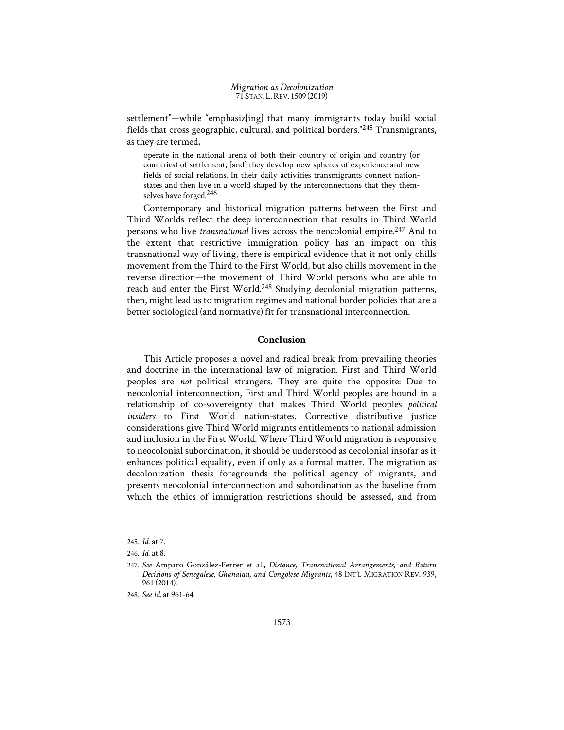settlement"—while "emphasiz[ing] that many immigrants today build social fields that cross geographic, cultural, and political borders."[245] Transmigrants, as they are termed,

> operate in the national arena of both their country of origin and country (or countries) of settlement, [and] they develop new spheres of experience and new fields of social relations. In their daily activities transmigrants connect nation-states and then live in a world shaped by the interconnections that they themselves have forged.[246]

Contemporary and historical migration patterns between the First and Third Worlds reflect the deep interconnection that results in Third World persons who live *transnational* lives across the neocolonial empire.[247] And to the extent that restrictive immigration policy has an impact on this transnational way of living, there is empirical evidence that it not only chills movement from the Third to the First World, but also chills movement in the reverse direction—the movement of Third World persons who are able to reach and enter the First World.[248] Studying decolonial migration patterns, then, might lead us to migration regimes and national border policies that are a better sociological (and normative) fit for transnational interconnection.

## Conclusion

This Article proposes a novel and radical break from prevailing theories and doctrine in the international law of migration. First and Third World peoples are *not* political strangers. They are quite the opposite: Due to neocolonial interconnection, First and Third World peoples are bound in a relationship of co-sovereignty that makes Third World peoples *political insiders* to First World nation-states. Corrective distributive justice considerations give Third World migrants entitlements to national admission and inclusion in the First World. Where Third World migration is responsive to neocolonial subordination, it should be understood as decolonial insofar as it enhances political equality, even if only as a formal matter. The migration as decolonization thesis foregrounds the political agency of migrants, and presents neocolonial interconnection and subordination as the baseline from which the ethics of immigration restrictions should be assessed, and from

---

245. *Id.* at 7.

246. *Id.* at 8.

247. *See* Amparo González-Ferrer et al., *Distance, Transnational Arrangements, and Return Decisions of Senegalese, Ghanaian, and Congolese Migrants*, 48 INT'L MIGRATION REV. 939, 961 (2014).

248. *See id.* at 961-64.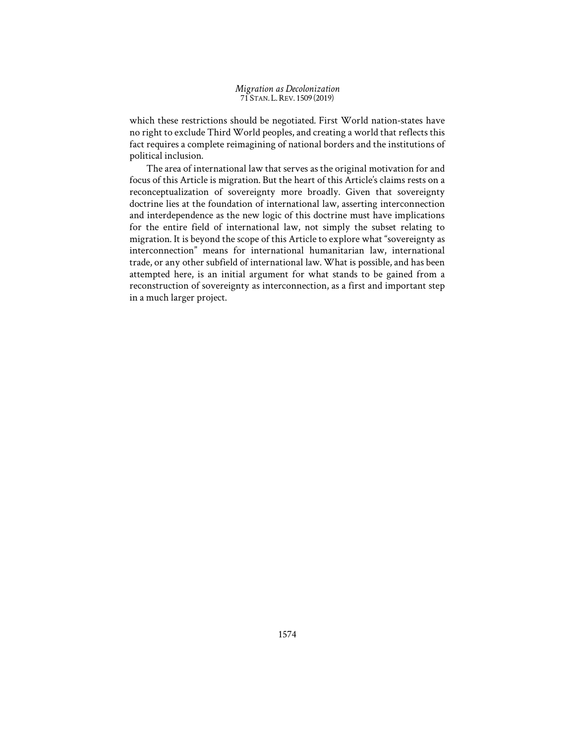which these restrictions should be negotiated. First World nation-states have no right to exclude Third World peoples, and creating a world that reflects this fact requires a complete reimagining of national borders and the institutions of political inclusion.

The area of international law that serves as the original motivation for and focus of this Article is migration. But the heart of this Article's claims rests on a reconceptualization of sovereignty more broadly. Given that sovereignty doctrine lies at the foundation of international law, asserting interconnection and interdependence as the new logic of this doctrine must have implications for the entire field of international law, not simply the subset relating to migration. It is beyond the scope of this Article to explore what "sovereignty as interconnection" means for international humanitarian law, international trade, or any other subfield of international law. What is possible, and has been attempted here, is an initial argument for what stands to be gained from a reconstruction of sovereignty as interconnection, as a first and important step in a much larger project.